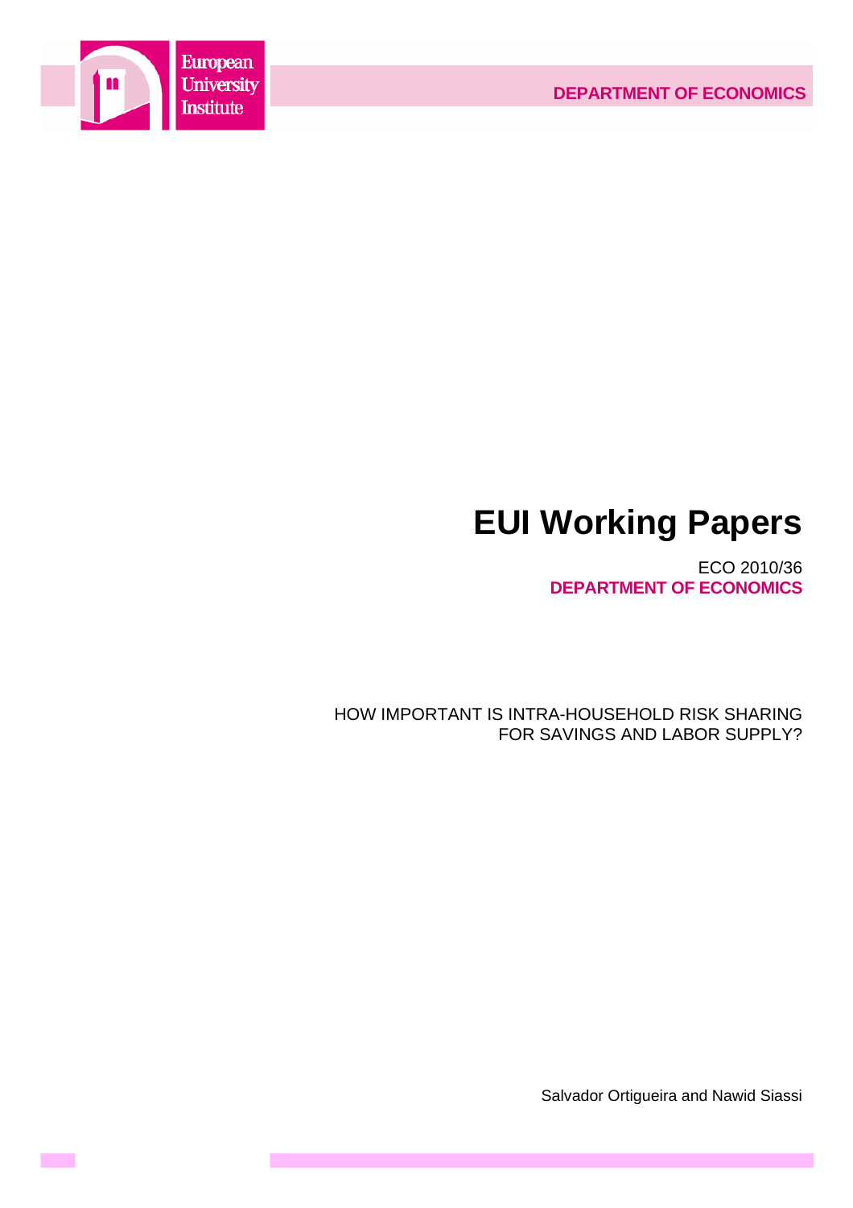European University Institute

DEPARTMENT OF ECONOMICS

# EUI Working Papers

ECO 2010/36
**DEPARTMENT OF ECONOMICS**

HOW IMPORTANT IS INTRA-HOUSEHOLD RISK SHARING FOR SAVINGS AND LABOR SUPPLY?

Salvador Ortigueira and Nawid Siassi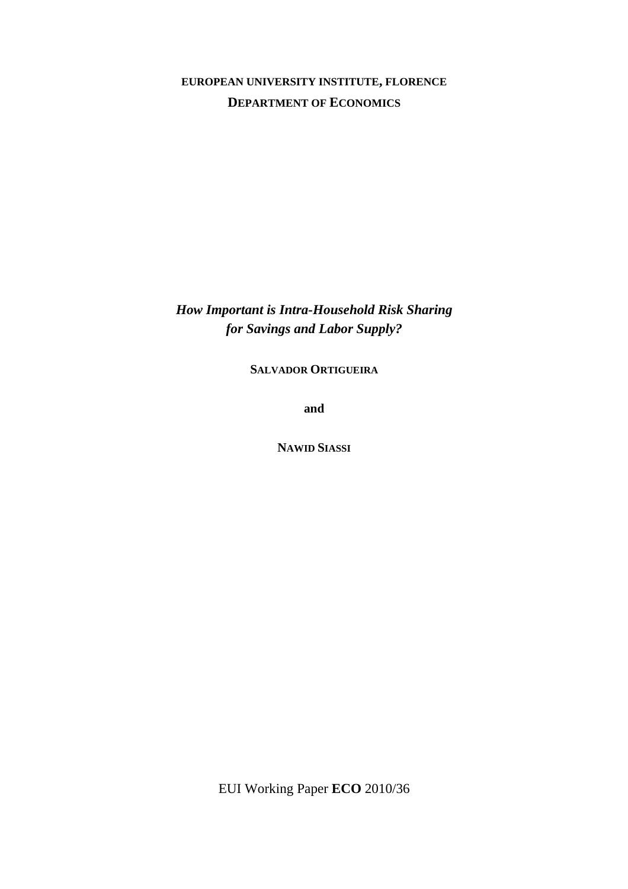**EUROPEAN UNIVERSITY INSTITUTE, FLORENCE**

**DEPARTMENT OF ECONOMICS**

***How Important is Intra-Household Risk Sharing for Savings and Labor Supply?***

**SALVADOR ORTIGUEIRA**

**and**

**NAWID SIASSI**

EUI Working Paper **ECO** 2010/36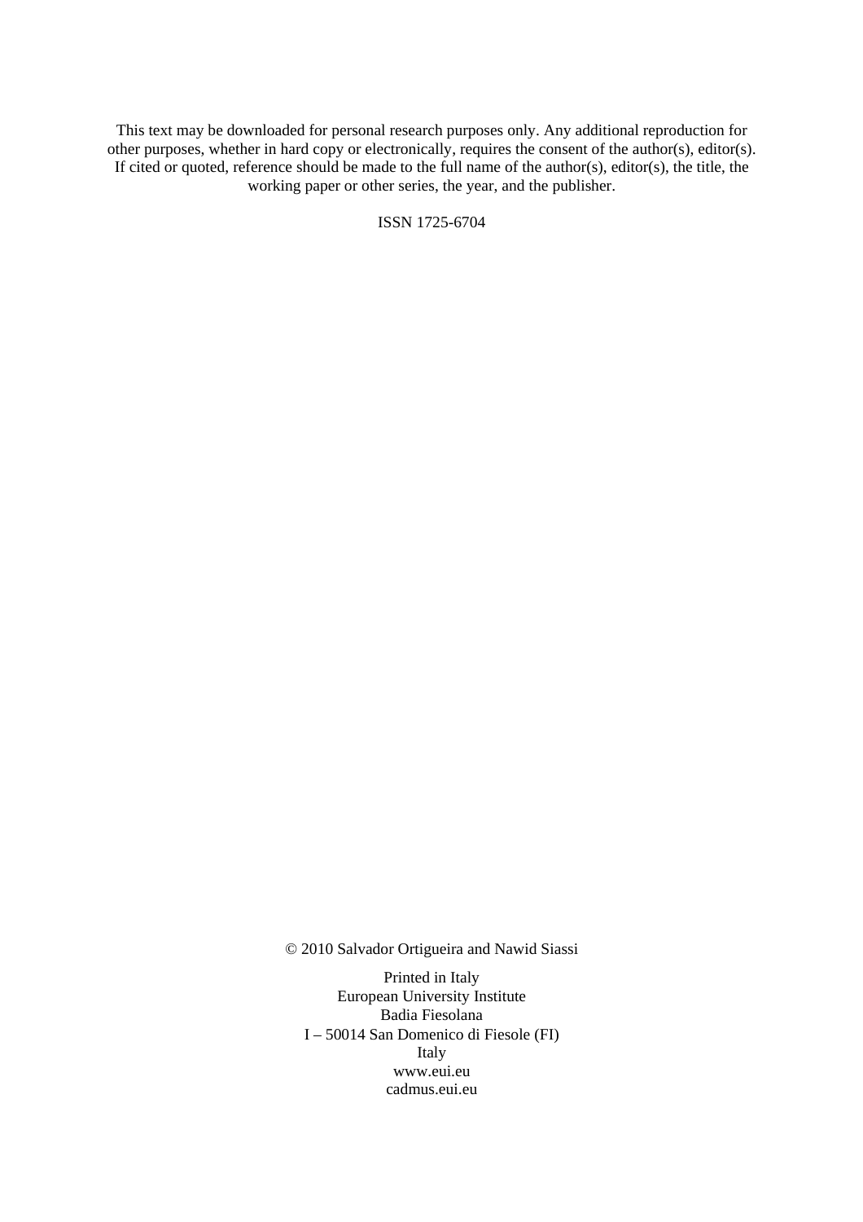This text may be downloaded for personal research purposes only. Any additional reproduction for other purposes, whether in hard copy or electronically, requires the consent of the author(s), editor(s). If cited or quoted, reference should be made to the full name of the author(s), editor(s), the title, the working paper or other series, the year, and the publisher.

ISSN 1725-6704

© 2010 Salvador Ortigueira and Nawid Siassi

Printed in Italy
European University Institute
Badia Fiesolana
I – 50014 San Domenico di Fiesole (FI)
Italy
www.eui.eu
cadmus.eui.eu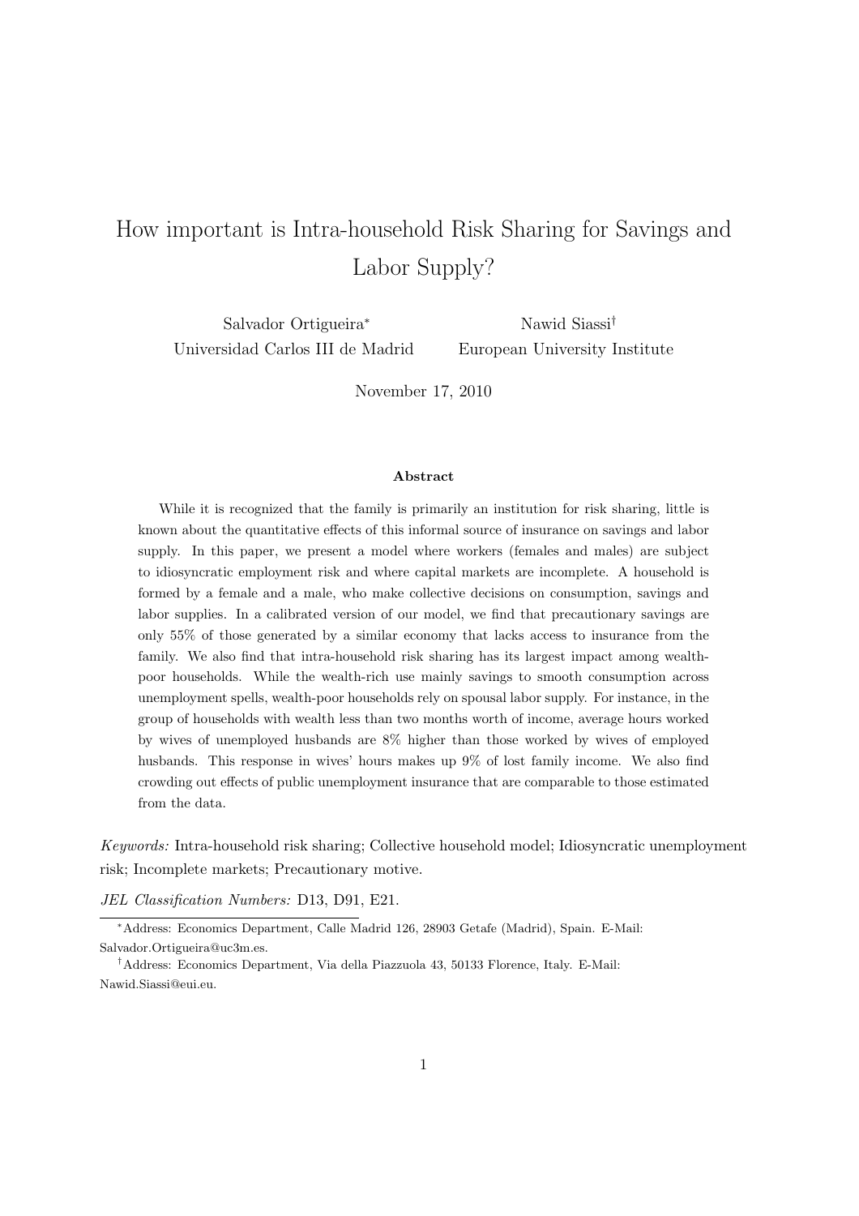# How important is Intra-household Risk Sharing for Savings and Labor Supply?

Salvador Ortigueira[*]
Universidad Carlos III de Madrid

Nawid Siassi[†]
European University Institute

November 17, 2010

### Abstract

While it is recognized that the family is primarily an institution for risk sharing, little is known about the quantitative effects of this informal source of insurance on savings and labor supply. In this paper, we present a model where workers (females and males) are subject to idiosyncratic employment risk and where capital markets are incomplete. A household is formed by a female and a male, who make collective decisions on consumption, savings and labor supplies. In a calibrated version of our model, we find that precautionary savings are only 55% of those generated by a similar economy that lacks access to insurance from the family. We also find that intra-household risk sharing has its largest impact among wealth-poor households. While the wealth-rich use mainly savings to smooth consumption across unemployment spells, wealth-poor households rely on spousal labor supply. For instance, in the group of households with wealth less than two months worth of income, average hours worked by wives of unemployed husbands are 8% higher than those worked by wives of employed husbands. This response in wives' hours makes up 9% of lost family income. We also find crowding out effects of public unemployment insurance that are comparable to those estimated from the data.

*Keywords:* Intra-household risk sharing; Collective household model; Idiosyncratic unemployment risk; Incomplete markets; Precautionary motive.

*JEL Classification Numbers:* D13, D91, E21.

[*] Address: Economics Department, Calle Madrid 126, 28903 Getafe (Madrid), Spain. E-Mail: Salvador.Ortigueira@uc3m.es.

[†] Address: Economics Department, Via della Piazzuola 43, 50133 Florence, Italy. E-Mail: Nawid.Siassi@eui.eu.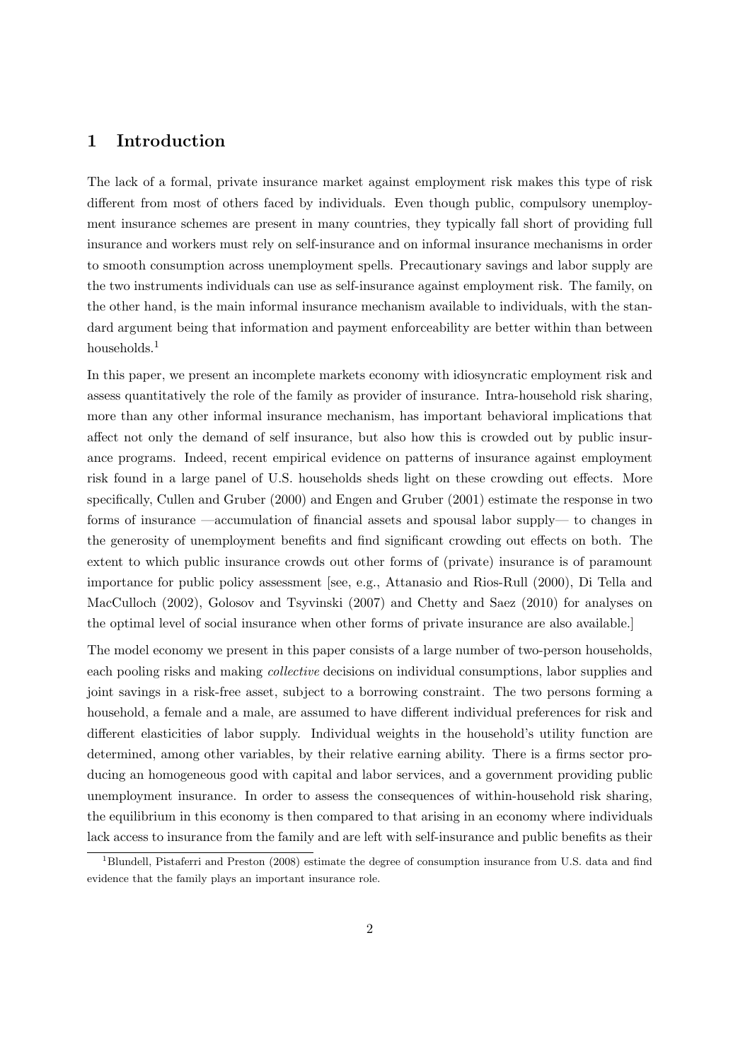# 1 Introduction

The lack of a formal, private insurance market against employment risk makes this type of risk different from most of others faced by individuals. Even though public, compulsory unemployment insurance schemes are present in many countries, they typically fall short of providing full insurance and workers must rely on self-insurance and on informal insurance mechanisms in order to smooth consumption across unemployment spells. Precautionary savings and labor supply are the two instruments individuals can use as self-insurance against employment risk. The family, on the other hand, is the main informal insurance mechanism available to individuals, with the standard argument being that information and payment enforceability are better within than between households.[1]

In this paper, we present an incomplete markets economy with idiosyncratic employment risk and assess quantitatively the role of the family as provider of insurance. Intra-household risk sharing, more than any other informal insurance mechanism, has important behavioral implications that affect not only the demand of self insurance, but also how this is crowded out by public insurance programs. Indeed, recent empirical evidence on patterns of insurance against employment risk found in a large panel of U.S. households sheds light on these crowding out effects. More specifically, Cullen and Gruber (2000) and Engen and Gruber (2001) estimate the response in two forms of insurance —accumulation of financial assets and spousal labor supply— to changes in the generosity of unemployment benefits and find significant crowding out effects on both. The extent to which public insurance crowds out other forms of (private) insurance is of paramount importance for public policy assessment [see, e.g., Attanasio and Rios-Rull (2000), Di Tella and MacCulloch (2002), Golosov and Tsyvinski (2007) and Chetty and Saez (2010) for analyses on the optimal level of social insurance when other forms of private insurance are also available.]

The model economy we present in this paper consists of a large number of two-person households, each pooling risks and making *collective* decisions on individual consumptions, labor supplies and joint savings in a risk-free asset, subject to a borrowing constraint. The two persons forming a household, a female and a male, are assumed to have different individual preferences for risk and different elasticities of labor supply. Individual weights in the household's utility function are determined, among other variables, by their relative earning ability. There is a firms sector producing an homogeneous good with capital and labor services, and a government providing public unemployment insurance. In order to assess the consequences of within-household risk sharing, the equilibrium in this economy is then compared to that arising in an economy where individuals lack access to insurance from the family and are left with self-insurance and public benefits as their

[1] Blundell, Pistaferri and Preston (2008) estimate the degree of consumption insurance from U.S. data and find evidence that the family plays an important insurance role.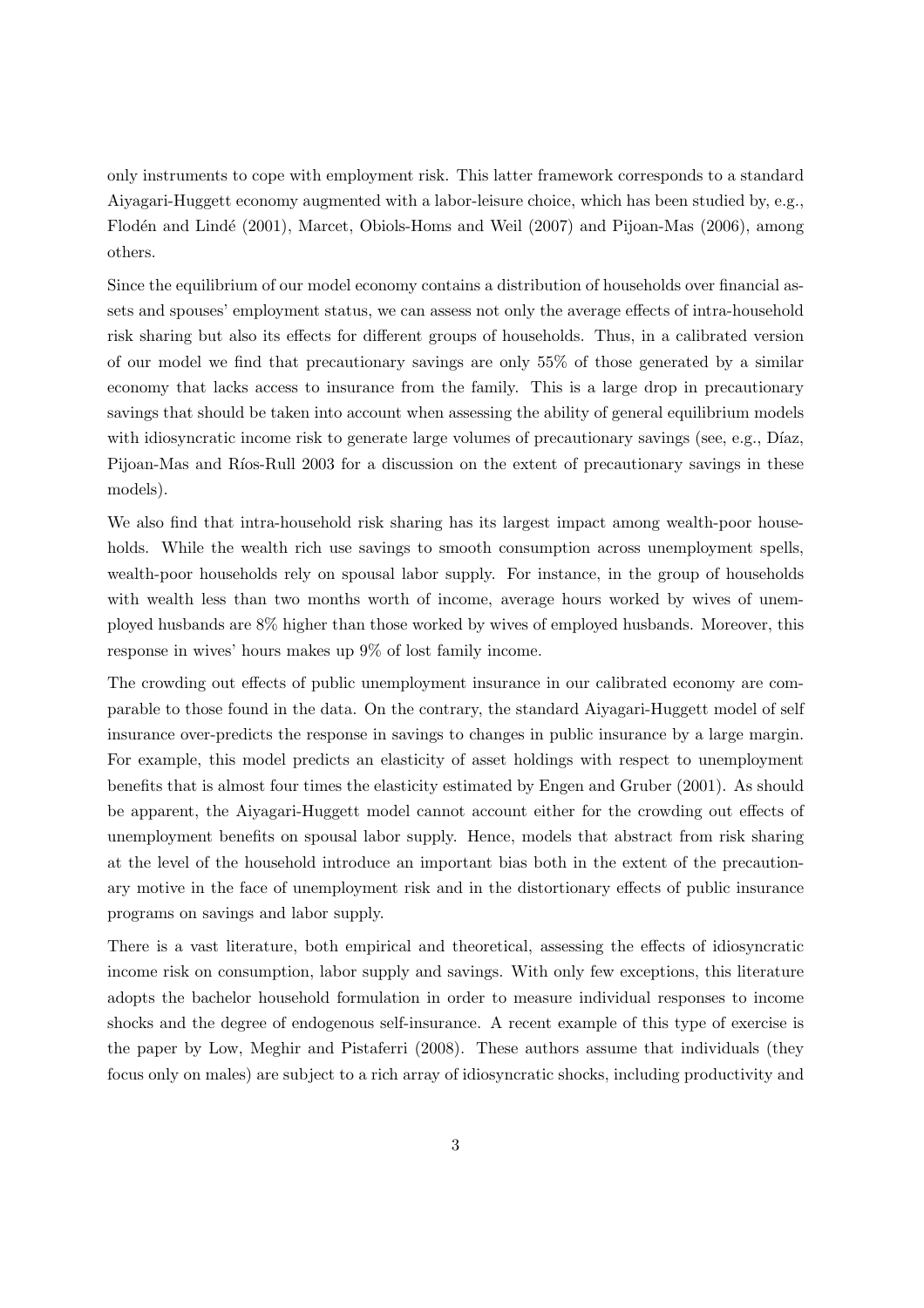only instruments to cope with employment risk. This latter framework corresponds to a standard Aiyagari-Huggett economy augmented with a labor-leisure choice, which has been studied by, e.g., Flodén and Lindé (2001), Marcet, Obiols-Homs and Weil (2007) and Pijoan-Mas (2006), among others.

Since the equilibrium of our model economy contains a distribution of households over financial assets and spouses' employment status, we can assess not only the average effects of intra-household risk sharing but also its effects for different groups of households. Thus, in a calibrated version of our model we find that precautionary savings are only 55% of those generated by a similar economy that lacks access to insurance from the family. This is a large drop in precautionary savings that should be taken into account when assessing the ability of general equilibrium models with idiosyncratic income risk to generate large volumes of precautionary savings (see, e.g., Díaz, Pijoan-Mas and Ríos-Rull 2003 for a discussion on the extent of precautionary savings in these models).

We also find that intra-household risk sharing has its largest impact among wealth-poor households. While the wealth rich use savings to smooth consumption across unemployment spells, wealth-poor households rely on spousal labor supply. For instance, in the group of households with wealth less than two months worth of income, average hours worked by wives of unemployed husbands are 8% higher than those worked by wives of employed husbands. Moreover, this response in wives' hours makes up 9% of lost family income.

The crowding out effects of public unemployment insurance in our calibrated economy are comparable to those found in the data. On the contrary, the standard Aiyagari-Huggett model of self insurance over-predicts the response in savings to changes in public insurance by a large margin. For example, this model predicts an elasticity of asset holdings with respect to unemployment benefits that is almost four times the elasticity estimated by Engen and Gruber (2001). As should be apparent, the Aiyagari-Huggett model cannot account either for the crowding out effects of unemployment benefits on spousal labor supply. Hence, models that abstract from risk sharing at the level of the household introduce an important bias both in the extent of the precautionary motive in the face of unemployment risk and in the distortionary effects of public insurance programs on savings and labor supply.

There is a vast literature, both empirical and theoretical, assessing the effects of idiosyncratic income risk on consumption, labor supply and savings. With only few exceptions, this literature adopts the bachelor household formulation in order to measure individual responses to income shocks and the degree of endogenous self-insurance. A recent example of this type of exercise is the paper by Low, Meghir and Pistaferri (2008). These authors assume that individuals (they focus only on males) are subject to a rich array of idiosyncratic shocks, including productivity and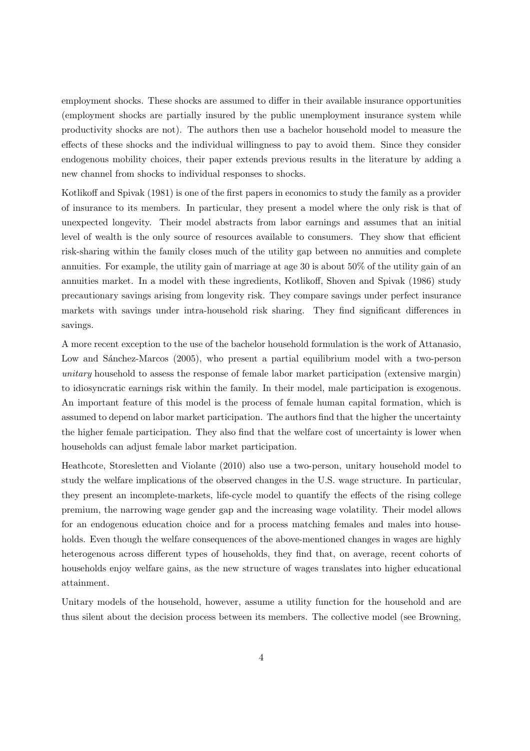employment shocks. These shocks are assumed to differ in their available insurance opportunities (employment shocks are partially insured by the public unemployment insurance system while productivity shocks are not). The authors then use a bachelor household model to measure the effects of these shocks and the individual willingness to pay to avoid them. Since they consider endogenous mobility choices, their paper extends previous results in the literature by adding a new channel from shocks to individual responses to shocks.

Kotlikoff and Spivak (1981) is one of the first papers in economics to study the family as a provider of insurance to its members. In particular, they present a model where the only risk is that of unexpected longevity. Their model abstracts from labor earnings and assumes that an initial level of wealth is the only source of resources available to consumers. They show that efficient risk-sharing within the family closes much of the utility gap between no annuities and complete annuities. For example, the utility gain of marriage at age 30 is about 50% of the utility gain of an annuities market. In a model with these ingredients, Kotlikoff, Shoven and Spivak (1986) study precautionary savings arising from longevity risk. They compare savings under perfect insurance markets with savings under intra-household risk sharing. They find significant differences in savings.

A more recent exception to the use of the bachelor household formulation is the work of Attanasio, Low and Sánchez-Marcos (2005), who present a partial equilibrium model with a two-person *unitary* household to assess the response of female labor market participation (extensive margin) to idiosyncratic earnings risk within the family. In their model, male participation is exogenous. An important feature of this model is the process of female human capital formation, which is assumed to depend on labor market participation. The authors find that the higher the uncertainty the higher female participation. They also find that the welfare cost of uncertainty is lower when households can adjust female labor market participation.

Heathcote, Storesletten and Violante (2010) also use a two-person, unitary household model to study the welfare implications of the observed changes in the U.S. wage structure. In particular, they present an incomplete-markets, life-cycle model to quantify the effects of the rising college premium, the narrowing wage gender gap and the increasing wage volatility. Their model allows for an endogenous education choice and for a process matching females and males into households. Even though the welfare consequences of the above-mentioned changes in wages are highly heterogenous across different types of households, they find that, on average, recent cohorts of households enjoy welfare gains, as the new structure of wages translates into higher educational attainment.

Unitary models of the household, however, assume a utility function for the household and are thus silent about the decision process between its members. The collective model (see Browning,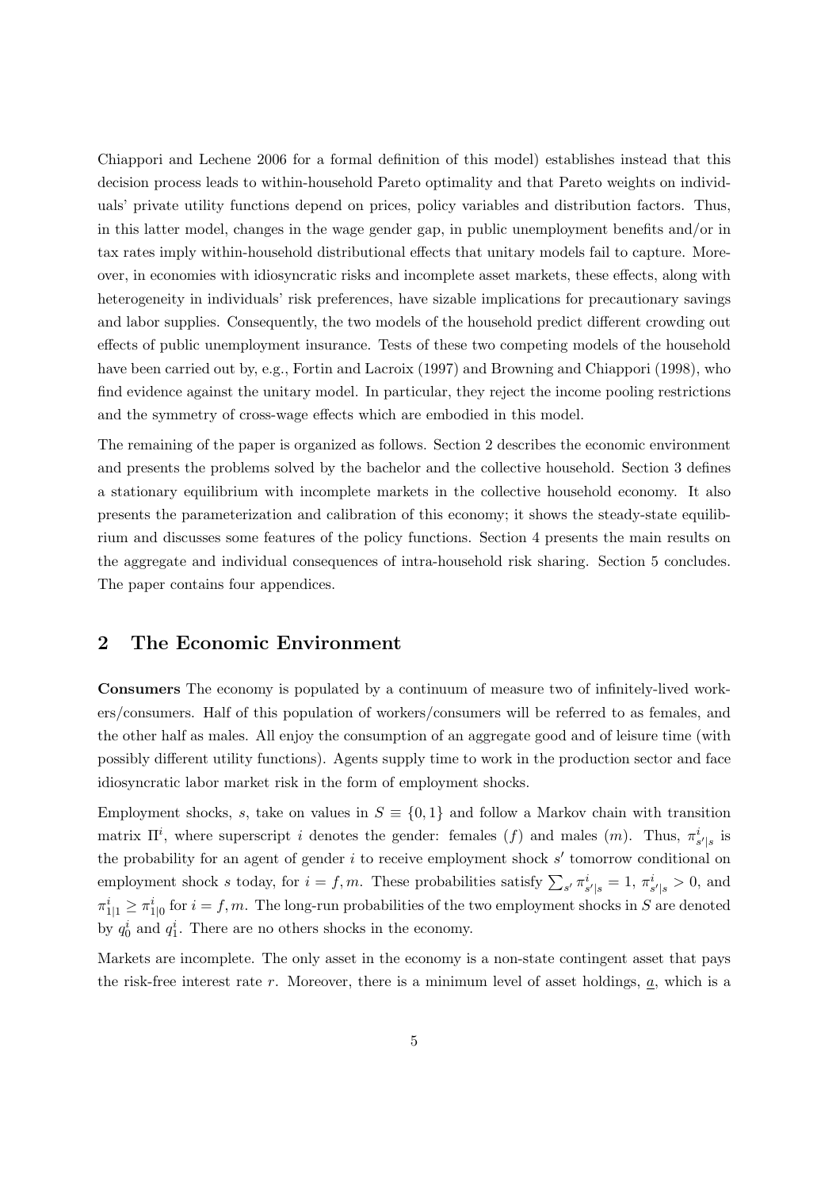Chiappori and Lechene 2006 for a formal definition of this model) establishes instead that this decision process leads to within-household Pareto optimality and that Pareto weights on individuals' private utility functions depend on prices, policy variables and distribution factors. Thus, in this latter model, changes in the wage gender gap, in public unemployment benefits and/or in tax rates imply within-household distributional effects that unitary models fail to capture. Moreover, in economies with idiosyncratic risks and incomplete asset markets, these effects, along with heterogeneity in individuals' risk preferences, have sizable implications for precautionary savings and labor supplies. Consequently, the two models of the household predict different crowding out effects of public unemployment insurance. Tests of these two competing models of the household have been carried out by, e.g., Fortin and Lacroix (1997) and Browning and Chiappori (1998), who find evidence against the unitary model. In particular, they reject the income pooling restrictions and the symmetry of cross-wage effects which are embodied in this model.

The remaining of the paper is organized as follows. Section 2 describes the economic environment and presents the problems solved by the bachelor and the collective household. Section 3 defines a stationary equilibrium with incomplete markets in the collective household economy. It also presents the parameterization and calibration of this economy; it shows the steady-state equilibrium and discusses some features of the policy functions. Section 4 presents the main results on the aggregate and individual consequences of intra-household risk sharing. Section 5 concludes. The paper contains four appendices.

## 2 The Economic Environment

**Consumers** The economy is populated by a continuum of measure two of infinitely-lived workers/consumers. Half of this population of workers/consumers will be referred to as females, and the other half as males. All enjoy the consumption of an aggregate good and of leisure time (with possibly different utility functions). Agents supply time to work in the production sector and face idiosyncratic labor market risk in the form of employment shocks.

Employment shocks, $s$, take on values in $S \equiv \{0, 1\}$ and follow a Markov chain with transition matrix $\Pi^i$, where superscript $i$ denotes the gender: females ($f$) and males ($m$). Thus, $\pi^i_{s'|s}$ is the probability for an agent of gender $i$ to receive employment shock $s'$ tomorrow conditional on employment shock $s$ today, for $i = f, m$. These probabilities satisfy $\sum_{s'} \pi^i_{s'|s} = 1$, $\pi^i_{s'|s} > 0$, and $\pi^i_{1|1} \geq \pi^i_{1|0}$ for $i = f, m$. The long-run probabilities of the two employment shocks in $S$ are denoted by $q^i_0$ and $q^i_1$. There are no others shocks in the economy.

Markets are incomplete. The only asset in the economy is a non-state contingent asset that pays the risk-free interest rate $r$. Moreover, there is a minimum level of asset holdings, $\underline{a}$, which is a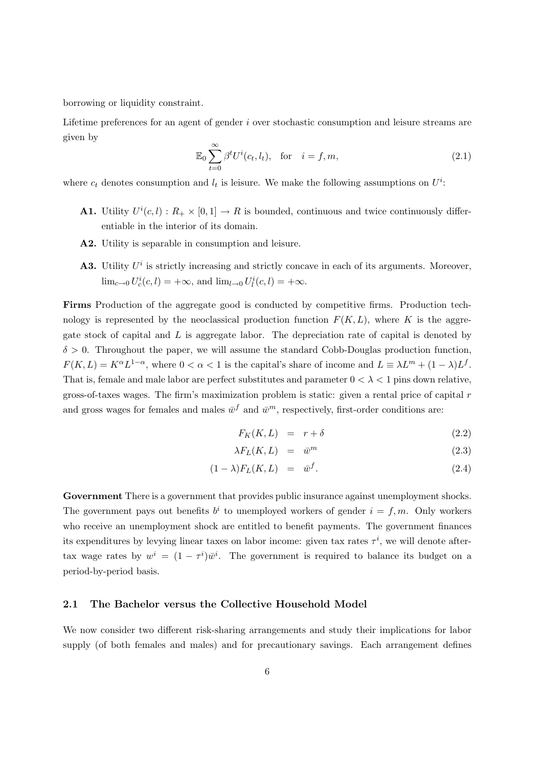borrowing or liquidity constraint.

Lifetime preferences for an agent of gender $i$ over stochastic consumption and leisure streams are given by

$$\mathbb{E}_0 \sum_{t=0}^{\infty} \beta^t U^i(c_t, l_t), \quad \text{for} \quad i = f, m, \tag{2.1}$$

where $c_t$ denotes consumption and $l_t$ is leisure. We make the following assumptions on $U^i$:

- **A1.** Utility $U^i(c,l) : R_+ \times [0,1] \to R$ is bounded, continuous and twice continuously differentiable in the interior of its domain.
- **A2.** Utility is separable in consumption and leisure.
- **A3.** Utility $U^i$ is strictly increasing and strictly concave in each of its arguments. Moreover, $\lim_{c \to 0} U_c^i(c,l) = +\infty$, and $\lim_{l \to 0} U_l^i(c,l) = +\infty$.

**Firms** Production of the aggregate good is conducted by competitive firms. Production technology is represented by the neoclassical production function $F(K, L)$, where $K$ is the aggregate stock of capital and $L$ is aggregate labor. The depreciation rate of capital is denoted by $\delta > 0$. Throughout the paper, we will assume the standard Cobb-Douglas production function, $F(K, L) = K^{\alpha} L^{1-\alpha}$, where $0 < \alpha < 1$ is the capital's share of income and $L \equiv \lambda L^m + (1 - \lambda) L^f$. That is, female and male labor are perfect substitutes and parameter $0 < \lambda < 1$ pins down relative, gross-of-taxes wages. The firm's maximization problem is static: given a rental price of capital $r$ and gross wages for females and males $\bar{w}^f$ and $\bar{w}^m$, respectively, first-order conditions are:

$$F_K(K, L) = r + \delta \tag{2.2}$$

$$\lambda F_L(K, L) = \bar{w}^m \tag{2.3}$$

$$(1 - \lambda) F_L(K, L) = \bar{w}^f. \tag{2.4}$$

**Government** There is a government that provides public insurance against unemployment shocks. The government pays out benefits $b^i$ to unemployed workers of gender $i = f, m$. Only workers who receive an unemployment shock are entitled to benefit payments. The government finances its expenditures by levying linear taxes on labor income: given tax rates $\tau^i$, we will denote after-tax wage rates by $w^i = (1 - \tau^i)\bar{w}^i$. The government is required to balance its budget on a period-by-period basis.

### 2.1 The Bachelor versus the Collective Household Model

We now consider two different risk-sharing arrangements and study their implications for labor supply (of both females and males) and for precautionary savings. Each arrangement defines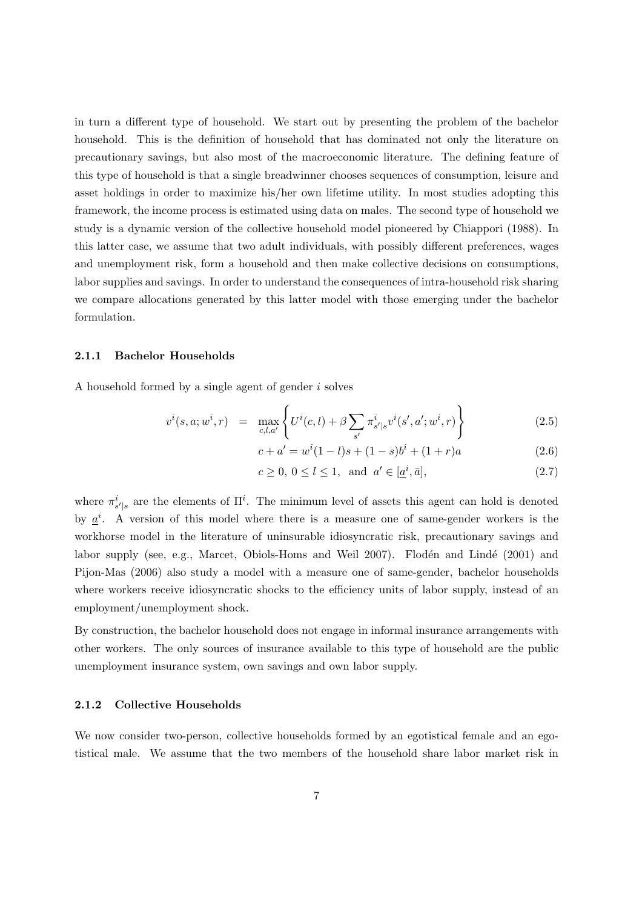in turn a different type of household. We start out by presenting the problem of the bachelor household. This is the definition of household that has dominated not only the literature on precautionary savings, but also most of the macroeconomic literature. The defining feature of this type of household is that a single breadwinner chooses sequences of consumption, leisure and asset holdings in order to maximize his/her own lifetime utility. In most studies adopting this framework, the income process is estimated using data on males. The second type of household we study is a dynamic version of the collective household model pioneered by Chiappori (1988). In this latter case, we assume that two adult individuals, with possibly different preferences, wages and unemployment risk, form a household and then make collective decisions on consumptions, labor supplies and savings. In order to understand the consequences of intra-household risk sharing we compare allocations generated by this latter model with those emerging under the bachelor formulation.

### 2.1.1 Bachelor Households

A household formed by a single agent of gender $i$ solves

$$v^i(s, a; w^i, r) = \max_{c,l,a'} \left\{ U^i(c, l) + \beta \sum_{s'} \pi^i_{s'|s} v^i(s', a'; w^i, r) \right\} \tag{2.5}$$

$$c + a' = w^i(1 - l)s + (1 - s)b^i + (1 + r)a \tag{2.6}$$

$$c \geq 0, \; 0 \leq l \leq 1, \; \text{ and } \; a' \in [\underline{a}^i, \bar{a}], \tag{2.7}$$

where $\pi^i_{s'|s}$ are the elements of $\Pi^i$. The minimum level of assets this agent can hold is denoted by $\underline{a}^i$. A version of this model where there is a measure one of same-gender workers is the workhorse model in the literature of uninsurable idiosyncratic risk, precautionary savings and labor supply (see, e.g., Marcet, Obiols-Homs and Weil 2007). Flodén and Lindé (2001) and Pijon-Mas (2006) also study a model with a measure one of same-gender, bachelor households where workers receive idiosyncratic shocks to the efficiency units of labor supply, instead of an employment/unemployment shock.

By construction, the bachelor household does not engage in informal insurance arrangements with other workers. The only sources of insurance available to this type of household are the public unemployment insurance system, own savings and own labor supply.

### 2.1.2 Collective Households

We now consider two-person, collective households formed by an egotistical female and an egotistical male. We assume that the two members of the household share labor market risk in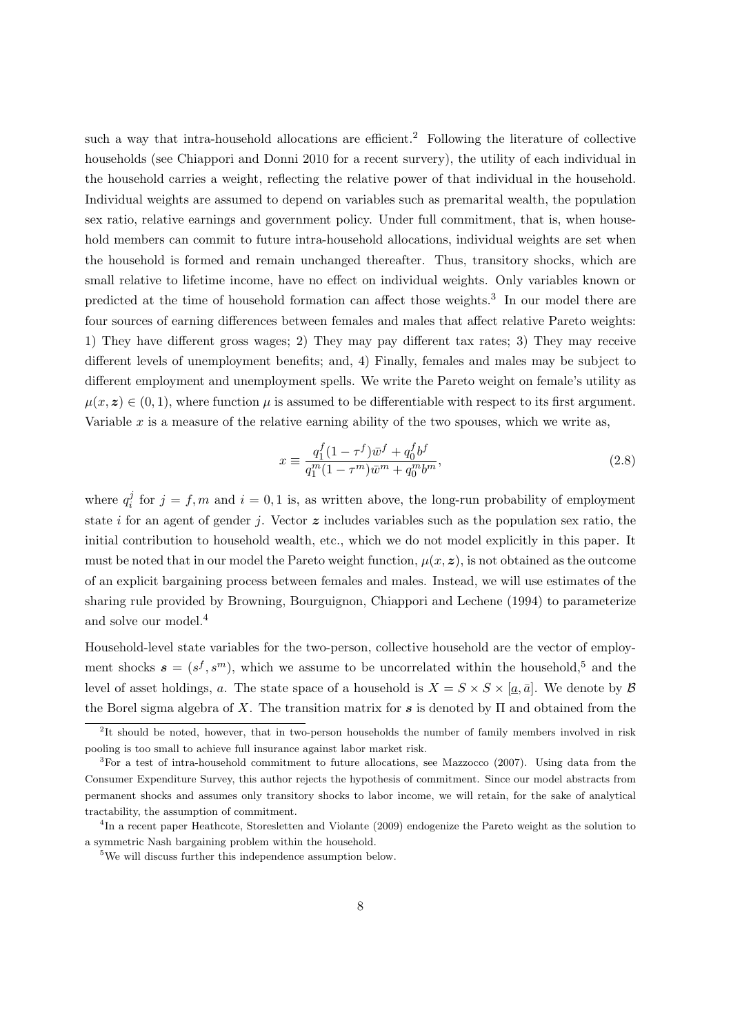such a way that intra-household allocations are efficient.[2] Following the literature of collective households (see Chiappori and Donni 2010 for a recent survery), the utility of each individual in the household carries a weight, reflecting the relative power of that individual in the household. Individual weights are assumed to depend on variables such as premarital wealth, the population sex ratio, relative earnings and government policy. Under full commitment, that is, when household members can commit to future intra-household allocations, individual weights are set when the household is formed and remain unchanged thereafter. Thus, transitory shocks, which are small relative to lifetime income, have no effect on individual weights. Only variables known or predicted at the time of household formation can affect those weights.[3] In our model there are four sources of earning differences between females and males that affect relative Pareto weights: 1) They have different gross wages; 2) They may pay different tax rates; 3) They may receive different levels of unemployment benefits; and, 4) Finally, females and males may be subject to different employment and unemployment spells. We write the Pareto weight on female's utility as $\mu(x, \boldsymbol{z}) \in (0, 1)$, where function $\mu$ is assumed to be differentiable with respect to its first argument. Variable $x$ is a measure of the relative earning ability of the two spouses, which we write as,

$$x \equiv \frac{q_1^f (1 - \tau^f) \bar{w}^f + q_0^f b^f}{q_1^m (1 - \tau^m) \bar{w}^m + q_0^m b^m}, \tag{2.8}$$

where $q_i^j$ for $j = f, m$ and $i = 0, 1$ is, as written above, the long-run probability of employment state $i$ for an agent of gender $j$. Vector $\boldsymbol{z}$ includes variables such as the population sex ratio, the initial contribution to household wealth, etc., which we do not model explicitly in this paper. It must be noted that in our model the Pareto weight function, $\mu(x, \boldsymbol{z})$, is not obtained as the outcome of an explicit bargaining process between females and males. Instead, we will use estimates of the sharing rule provided by Browning, Bourguignon, Chiappori and Lechene (1994) to parameterize and solve our model.[4]

Household-level state variables for the two-person, collective household are the vector of employment shocks $\boldsymbol{s} = (s^f, s^m)$, which we assume to be uncorrelated within the household,[5] and the level of asset holdings, $a$. The state space of a household is $X = S \times S \times [\underline{a}, \bar{a}]$. We denote by $\mathcal{B}$ the Borel sigma algebra of $X$. The transition matrix for $\boldsymbol{s}$ is denoted by $\Pi$ and obtained from the

---

[2] It should be noted, however, that in two-person households the number of family members involved in risk pooling is too small to achieve full insurance against labor market risk.

[3] For a test of intra-household commitment to future allocations, see Mazzocco (2007). Using data from the Consumer Expenditure Survey, this author rejects the hypothesis of commitment. Since our model abstracts from permanent shocks and assumes only transitory shocks to labor income, we will retain, for the sake of analytical tractability, the assumption of commitment.

[4] In a recent paper Heathcote, Storesletten and Violante (2009) endogenize the Pareto weight as the solution to a symmetric Nash bargaining problem within the household.

[5] We will discuss further this independence assumption below.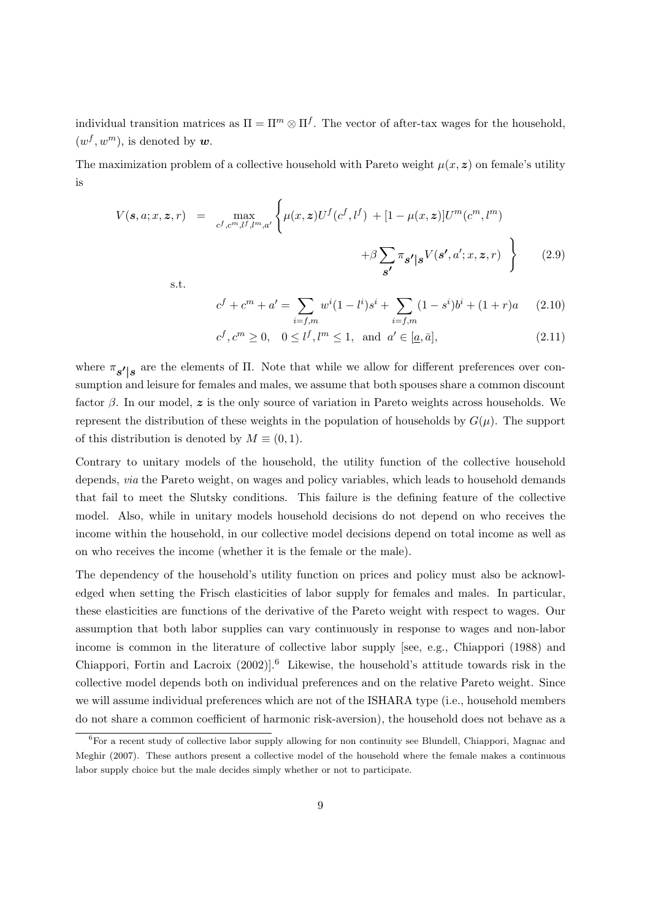individual transition matrices as $\Pi = \Pi^m \otimes \Pi^f$. The vector of after-tax wages for the household, $(w^f, w^m)$, is denoted by $\boldsymbol{w}$.

The maximization problem of a collective household with Pareto weight $\mu(x, \boldsymbol{z})$ on female's utility is

$$
\begin{aligned}
V(\boldsymbol{s}, a; x, \boldsymbol{z}, r) \quad &= \max_{c^f, c^m, l^f, l^m, a'} \Bigg\{ \mu(x, \boldsymbol{z}) U^f(c^f, l^f) + [1 - \mu(x, \boldsymbol{z})] U^m(c^m, l^m) \\
&\qquad + \beta \sum_{\boldsymbol{s'}} \pi_{\boldsymbol{s'}|\boldsymbol{s}} V(\boldsymbol{s'}, a'; x, \boldsymbol{z}, r) \Bigg\} \qquad (2.9)
\end{aligned}
$$

s.t.

$$
c^f + c^m + a' = \sum_{i=f,m} w^i (1 - l^i) s^i + \sum_{i=f,m} (1 - s^i) b^i + (1 + r) a \qquad (2.10)
$$

$$
c^f, c^m \geq 0, \quad 0 \leq l^f, l^m \leq 1, \text{ and } a' \in [\underline{a}, \bar{a}], \qquad (2.11)
$$

where $\pi_{\boldsymbol{s'}|\boldsymbol{s}}$ are the elements of $\Pi$. Note that while we allow for different preferences over consumption and leisure for females and males, we assume that both spouses share a common discount factor $\beta$. In our model, $\boldsymbol{z}$ is the only source of variation in Pareto weights across households. We represent the distribution of these weights in the population of households by $G(\mu)$. The support of this distribution is denoted by $M \equiv (0, 1)$.

Contrary to unitary models of the household, the utility function of the collective household depends, *via* the Pareto weight, on wages and policy variables, which leads to household demands that fail to meet the Slutsky conditions. This failure is the defining feature of the collective model. Also, while in unitary models household decisions do not depend on who receives the income within the household, in our collective model decisions depend on total income as well as on who receives the income (whether it is the female or the male).

The dependency of the household's utility function on prices and policy must also be acknowledged when setting the Frisch elasticities of labor supply for females and males. In particular, these elasticities are functions of the derivative of the Pareto weight with respect to wages. Our assumption that both labor supplies can vary continuously in response to wages and non-labor income is common in the literature of collective labor supply [see, e.g., Chiappori (1988) and Chiappori, Fortin and Lacroix (2002)].[6] Likewise, the household's attitude towards risk in the collective model depends both on individual preferences and on the relative Pareto weight. Since we will assume individual preferences which are not of the ISHARA type (i.e., household members do not share a common coefficient of harmonic risk-aversion), the household does not behave as a

[6] For a recent study of collective labor supply allowing for non continuity see Blundell, Chiappori, Magnac and Meghir (2007). These authors present a collective model of the household where the female makes a continuous labor supply choice but the male decides simply whether or not to participate.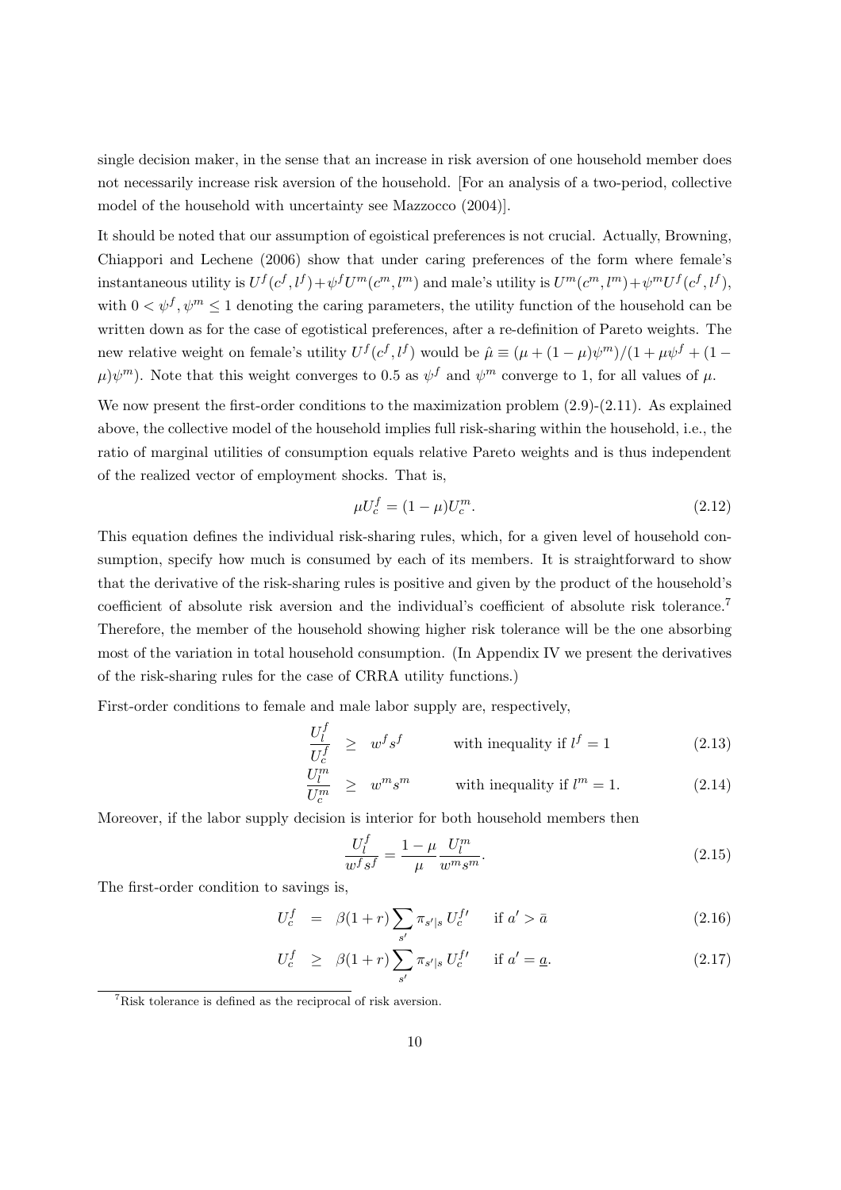single decision maker, in the sense that an increase in risk aversion of one household member does not necessarily increase risk aversion of the household. [For an analysis of a two-period, collective model of the household with uncertainty see Mazzocco (2004)].

It should be noted that our assumption of egoistical preferences is not crucial. Actually, Browning, Chiappori and Lechene (2006) show that under caring preferences of the form where female's instantaneous utility is $U^f(c^f, l^f) + \psi^f U^m(c^m, l^m)$ and male's utility is $U^m(c^m, l^m) + \psi^m U^f(c^f, l^f)$, with $0 < \psi^f, \psi^m \leq 1$ denoting the caring parameters, the utility function of the household can be written down as for the case of egotistical preferences, after a re-definition of Pareto weights. The new relative weight on female's utility $U^f(c^f, l^f)$ would be $\hat{\mu} \equiv (\mu + (1-\mu)\psi^m)/(1 + \mu\psi^f + (1-\mu)\psi^m)$. Note that this weight converges to 0.5 as $\psi^f$ and $\psi^m$ converge to 1, for all values of $\mu$.

We now present the first-order conditions to the maximization problem (2.9)-(2.11). As explained above, the collective model of the household implies full risk-sharing within the household, i.e., the ratio of marginal utilities of consumption equals relative Pareto weights and is thus independent of the realized vector of employment shocks. That is,

$$\mu U_c^f = (1-\mu) U_c^m. \tag{2.12}$$

This equation defines the individual risk-sharing rules, which, for a given level of household consumption, specify how much is consumed by each of its members. It is straightforward to show that the derivative of the risk-sharing rules is positive and given by the product of the household's coefficient of absolute risk aversion and the individual's coefficient of absolute risk tolerance.[7] Therefore, the member of the household showing higher risk tolerance will be the one absorbing most of the variation in total household consumption. (In Appendix IV we present the derivatives of the risk-sharing rules for the case of CRRA utility functions.)

First-order conditions to female and male labor supply are, respectively,

$$\frac{U_l^f}{U_c^f} \geq w^f s^f \qquad \text{with inequality if } l^f = 1 \tag{2.13}$$

$$\frac{U_l^m}{U_c^m} \geq w^m s^m \qquad \text{with inequality if } l^m = 1. \tag{2.14}$$

Moreover, if the labor supply decision is interior for both household members then

$$\frac{U_l^f}{w^f s^f} = \frac{1-\mu}{\mu} \frac{U_l^m}{w^m s^m}. \tag{2.15}$$

The first-order condition to savings is,

$$U_c^f = \beta(1+r) \sum_{s'} \pi_{s'|s} \, U_c^{f\prime} \qquad \text{if } a' > \bar{a} \tag{2.16}$$

$$U_c^f \geq \beta(1+r) \sum_{s'} \pi_{s'|s} \, U_c^{f\prime} \qquad \text{if } a' = \underline{a}. \tag{2.17}$$

[7] Risk tolerance is defined as the reciprocal of risk aversion.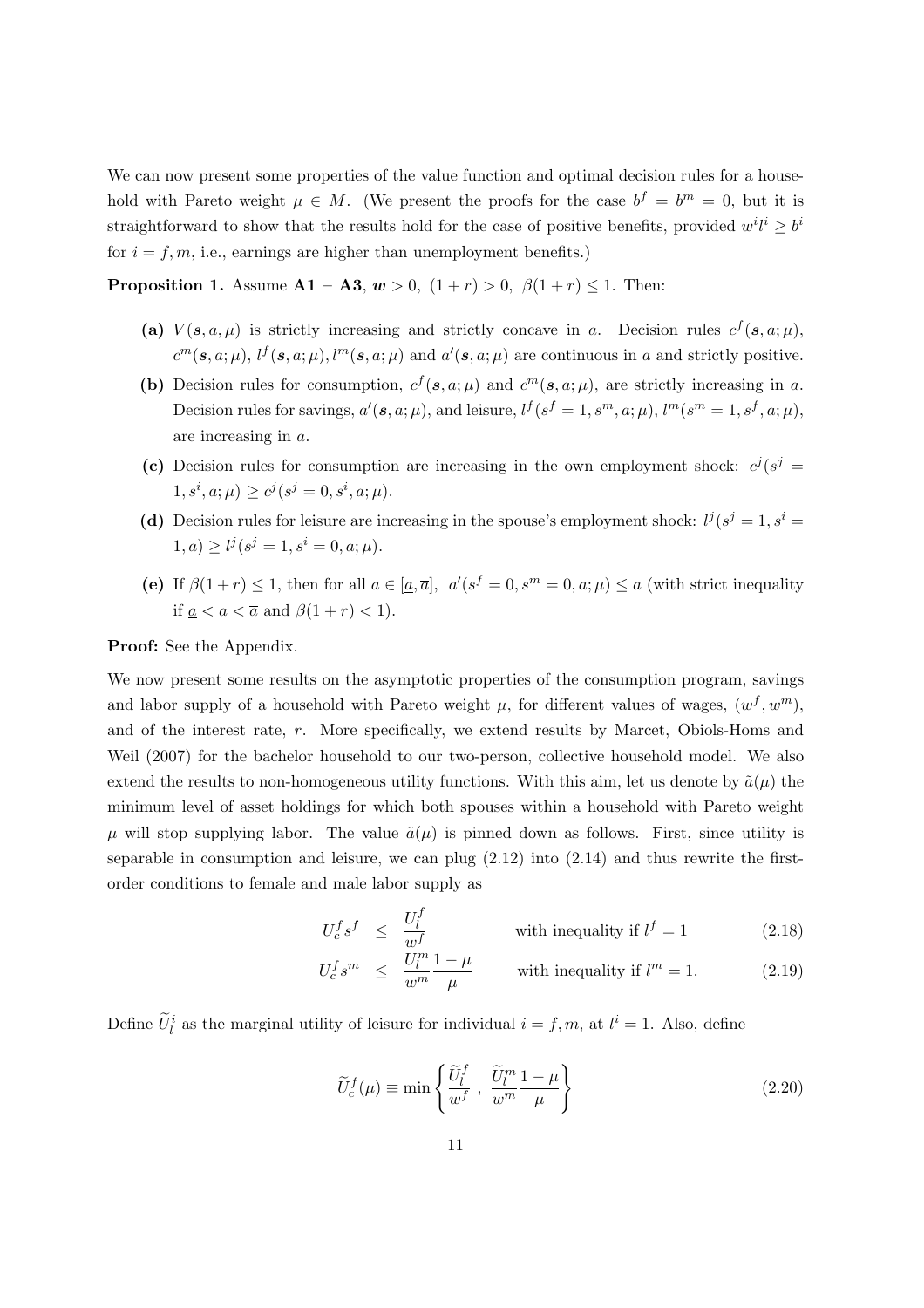We can now present some properties of the value function and optimal decision rules for a household with Pareto weight $\mu \in M$. (We present the proofs for the case $b^f = b^m = 0$, but it is straightforward to show that the results hold for the case of positive benefits, provided $w^i l^i \geq b^i$ for $i = f, m$, i.e., earnings are higher than unemployment benefits.)

**Proposition 1.** Assume **A1** $-$ **A3**, $\boldsymbol{w} > 0$, $(1+r) > 0$, $\beta(1+r) \leq 1$. Then:

- **(a)** $V(\boldsymbol{s}, a, \mu)$ is strictly increasing and strictly concave in $a$. Decision rules $c^f(\boldsymbol{s}, a; \mu)$, $c^m(\boldsymbol{s}, a; \mu)$, $l^f(\boldsymbol{s}, a; \mu), l^m(\boldsymbol{s}, a; \mu)$ and $a'(\boldsymbol{s}, a; \mu)$ are continuous in $a$ and strictly positive.
- **(b)** Decision rules for consumption, $c^f(\boldsymbol{s}, a; \mu)$ and $c^m(\boldsymbol{s}, a; \mu)$, are strictly increasing in $a$. Decision rules for savings, $a'(\boldsymbol{s}, a; \mu)$, and leisure, $l^f(s^f = 1, s^m, a; \mu)$, $l^m(s^m = 1, s^f, a; \mu)$, are increasing in $a$.
- **(c)** Decision rules for consumption are increasing in the own employment shock: $c^j(s^j = 1, s^i, a; \mu) \geq c^j(s^j = 0, s^i, a; \mu)$.
- **(d)** Decision rules for leisure are increasing in the spouse's employment shock: $l^j(s^j = 1, s^i = 1, a) \geq l^j(s^j = 1, s^i = 0, a; \mu)$.
- **(e)** If $\beta(1+r) \leq 1$, then for all $a \in [\underline{a}, \overline{a}]$, $a'(s^f = 0, s^m = 0, a; \mu) \leq a$ (with strict inequality if $\underline{a} < a < \overline{a}$ and $\beta(1+r) < 1$).

**Proof:** See the Appendix.

We now present some results on the asymptotic properties of the consumption program, savings and labor supply of a household with Pareto weight $\mu$, for different values of wages, $(w^f, w^m)$, and of the interest rate, $r$. More specifically, we extend results by Marcet, Obiols-Homs and Weil (2007) for the bachelor household to our two-person, collective household model. We also extend the results to non-homogeneous utility functions. With this aim, let us denote by $\tilde{a}(\mu)$ the minimum level of asset holdings for which both spouses within a household with Pareto weight $\mu$ will stop supplying labor. The value $\tilde{a}(\mu)$ is pinned down as follows. First, since utility is separable in consumption and leisure, we can plug (2.12) into (2.14) and thus rewrite the first-order conditions to female and male labor supply as

$$U_c^f s^f \leq \frac{U_l^f}{w^f} \qquad \text{with inequality if } l^f = 1 \tag{2.18}$$

$$U_c^f s^m \leq \frac{U_l^m}{w^m}\frac{1-\mu}{\mu} \qquad \text{with inequality if } l^m = 1. \tag{2.19}$$

Define $\widetilde{U}_l^i$ as the marginal utility of leisure for individual $i = f, m$, at $l^i = 1$. Also, define

$$\widetilde{U}_c^f(\mu) \equiv \min\left\{\frac{\widetilde{U}_l^f}{w^f}\ ,\ \frac{\widetilde{U}_l^m}{w^m}\frac{1-\mu}{\mu}\right\} \tag{2.20}$$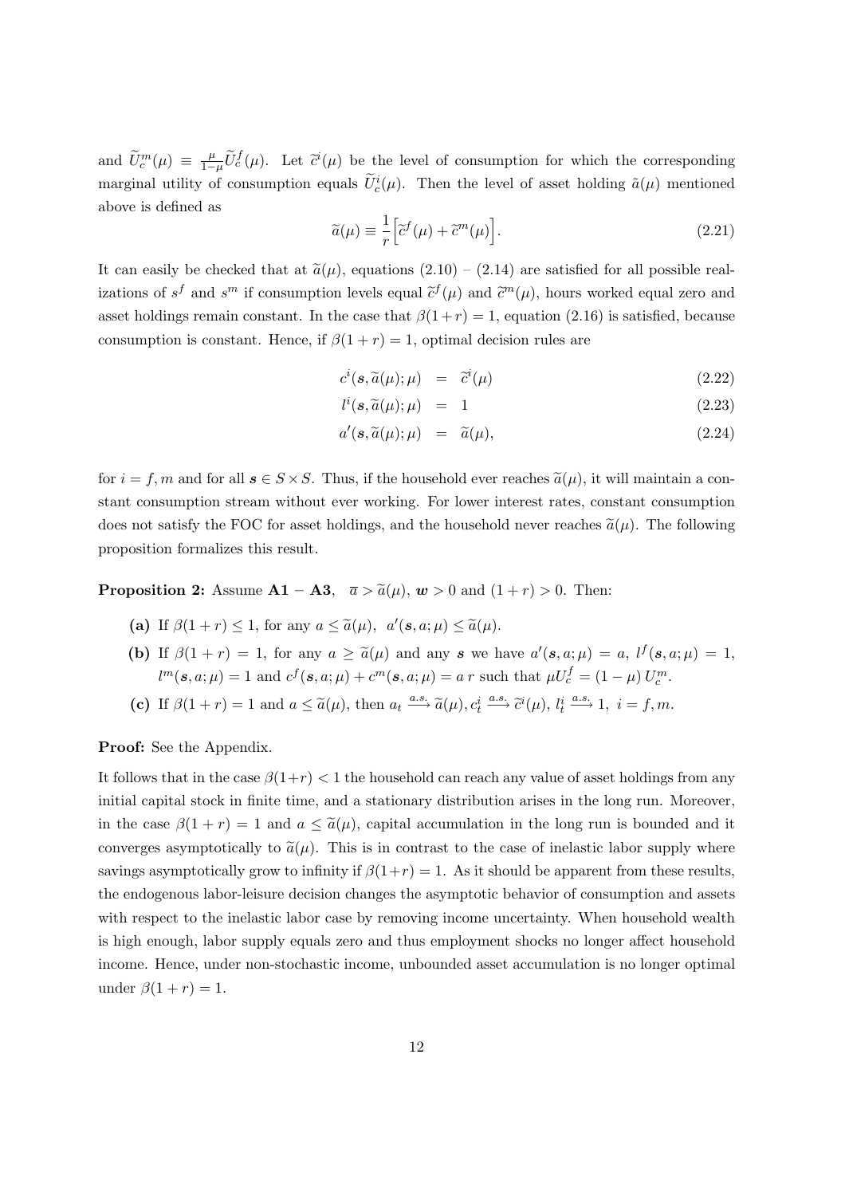and $\widetilde{U}_c^m(\mu) \equiv \frac{\mu}{1-\mu}\widetilde{U}_c^f(\mu)$. Let $\widetilde{c}^i(\mu)$ be the level of consumption for which the corresponding marginal utility of consumption equals $\widetilde{U}_c^i(\mu)$. Then the level of asset holding $\tilde{a}(\mu)$ mentioned above is defined as

$$\widetilde{a}(\mu) \equiv \frac{1}{r}\Big[\widetilde{c}^f(\mu) + \widetilde{c}^m(\mu)\Big]. \tag{2.21}$$

It can easily be checked that at $\widetilde{a}(\mu)$, equations (2.10) – (2.14) are satisfied for all possible realizations of $s^f$ and $s^m$ if consumption levels equal $\widetilde{c}^f(\mu)$ and $\widetilde{c}^m(\mu)$, hours worked equal zero and asset holdings remain constant. In the case that $\beta(1+r) = 1$, equation (2.16) is satisfied, because consumption is constant. Hence, if $\beta(1+r) = 1$, optimal decision rules are

$$c^i(\boldsymbol{s}, \widetilde{a}(\mu); \mu) = \widetilde{c}^i(\mu) \tag{2.22}$$

$$l^i(\boldsymbol{s}, \widetilde{a}(\mu); \mu) = 1 \tag{2.23}$$

$$a'(\boldsymbol{s}, \widetilde{a}(\mu); \mu) = \widetilde{a}(\mu), \tag{2.24}$$

for $i = f, m$ and for all $\boldsymbol{s} \in S \times S$. Thus, if the household ever reaches $\widetilde{a}(\mu)$, it will maintain a constant consumption stream without ever working. For lower interest rates, constant consumption does not satisfy the FOC for asset holdings, and the household never reaches $\widetilde{a}(\mu)$. The following proposition formalizes this result.

**Proposition 2:** Assume **A1** − **A3**, $\overline{a} > \widetilde{a}(\mu)$, $\boldsymbol{w} > 0$ and $(1+r) > 0$. Then:

- **(a)** If $\beta(1+r) \leq 1$, for any $a \leq \widetilde{a}(\mu)$, $a'(\boldsymbol{s}, a; \mu) \leq \widetilde{a}(\mu)$.
- **(b)** If $\beta(1+r) = 1$, for any $a \geq \widetilde{a}(\mu)$ and any $\boldsymbol{s}$ we have $a'(\boldsymbol{s}, a; \mu) = a$, $l^f(\boldsymbol{s}, a; \mu) = 1$, $l^m(\boldsymbol{s}, a; \mu) = 1$ and $c^f(\boldsymbol{s}, a; \mu) + c^m(\boldsymbol{s}, a; \mu) = a\, r$ such that $\mu U_c^f = (1-\mu)\, U_c^m$.
- **(c)** If $\beta(1+r) = 1$ and $a \leq \widetilde{a}(\mu)$, then $a_t \xrightarrow{a.s.} \widetilde{a}(\mu), c_t^i \xrightarrow{a.s.} \widetilde{c}^i(\mu)$, $l_t^i \xrightarrow{a.s.} 1$, $i = f, m$.

**Proof:** See the Appendix.

It follows that in the case $\beta(1+r) < 1$ the household can reach any value of asset holdings from any initial capital stock in finite time, and a stationary distribution arises in the long run. Moreover, in the case $\beta(1+r) = 1$ and $a \leq \widetilde{a}(\mu)$, capital accumulation in the long run is bounded and it converges asymptotically to $\widetilde{a}(\mu)$. This is in contrast to the case of inelastic labor supply where savings asymptotically grow to infinity if $\beta(1+r) = 1$. As it should be apparent from these results, the endogenous labor-leisure decision changes the asymptotic behavior of consumption and assets with respect to the inelastic labor case by removing income uncertainty. When household wealth is high enough, labor supply equals zero and thus employment shocks no longer affect household income. Hence, under non-stochastic income, unbounded asset accumulation is no longer optimal under $\beta(1+r) = 1$.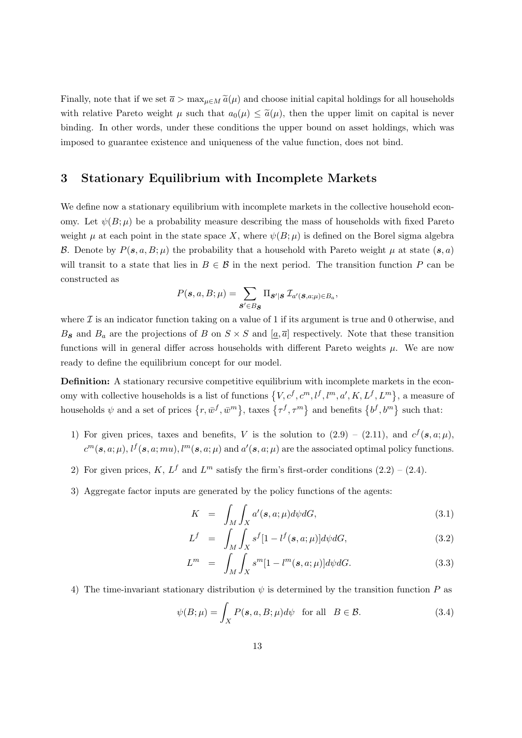Finally, note that if we set $\overline{a} > \max_{\mu \in M} \widetilde{a}(\mu)$ and choose initial capital holdings for all households with relative Pareto weight $\mu$ such that $a_0(\mu) \leq \widetilde{a}(\mu)$, then the upper limit on capital is never binding. In other words, under these conditions the upper bound on asset holdings, which was imposed to guarantee existence and uniqueness of the value function, does not bind.

## 3 Stationary Equilibrium with Incomplete Markets

We define now a stationary equilibrium with incomplete markets in the collective household economy. Let $\psi(B;\mu)$ be a probability measure describing the mass of households with fixed Pareto weight $\mu$ at each point in the state space $X$, where $\psi(B;\mu)$ is defined on the Borel sigma algebra $\mathcal{B}$. Denote by $P(\boldsymbol{s}, a, B; \mu)$ the probability that a household with Pareto weight $\mu$ at state $(\boldsymbol{s}, a)$ will transit to a state that lies in $B \in \mathcal{B}$ in the next period. The transition function $P$ can be constructed as

$$P(\boldsymbol{s}, a, B; \mu) = \sum_{\boldsymbol{s}' \in B_{\boldsymbol{s}}} \Pi_{\boldsymbol{s}'|\boldsymbol{s}} \, \mathcal{I}_{a'(\boldsymbol{s}, a; \mu) \in B_a},$$

where $\mathcal{I}$ is an indicator function taking on a value of 1 if its argument is true and 0 otherwise, and $B_{\boldsymbol{s}}$ and $B_a$ are the projections of $B$ on $S \times S$ and $[\underline{a}, \overline{a}]$ respectively. Note that these transition functions will in general differ across households with different Pareto weights $\mu$. We are now ready to define the equilibrium concept for our model.

**Definition:** A stationary recursive competitive equilibrium with incomplete markets in the economy with collective households is a list of functions $\{V, c^f, c^m, l^f, l^m, a', K, L^f, L^m\}$, a measure of households $\psi$ and a set of prices $\{r, \bar{w}^f, \bar{w}^m\}$, taxes $\{\tau^f, \tau^m\}$ and benefits $\{b^f, b^m\}$ such that:

1) For given prices, taxes and benefits, $V$ is the solution to (2.9) – (2.11), and $c^f(\boldsymbol{s}, a; \mu)$, $c^m(\boldsymbol{s}, a; \mu)$, $l^f(\boldsymbol{s}, a; mu)$, $l^m(\boldsymbol{s}, a; \mu)$ and $a'(\boldsymbol{s}, a; \mu)$ are the associated optimal policy functions.

2) For given prices, $K$, $L^f$ and $L^m$ satisfy the firm's first-order conditions (2.2) – (2.4).

3) Aggregate factor inputs are generated by the policy functions of the agents:

$$K = \int_M \int_X a'(\boldsymbol{s}, a; \mu) d\psi dG, \tag{3.1}$$

$$L^f = \int_M \int_X s^f[1 - l^f(\boldsymbol{s}, a; \mu)] d\psi dG, \tag{3.2}$$

$$L^m = \int_M \int_X s^m[1 - l^m(\boldsymbol{s}, a; \mu)] d\psi dG. \tag{3.3}$$

4) The time-invariant stationary distribution $\psi$ is determined by the transition function $P$ as

$$\psi(B;\mu) = \int_X P(\boldsymbol{s}, a, B; \mu) d\psi \quad \text{for all} \quad B \in \mathcal{B}. \tag{3.4}$$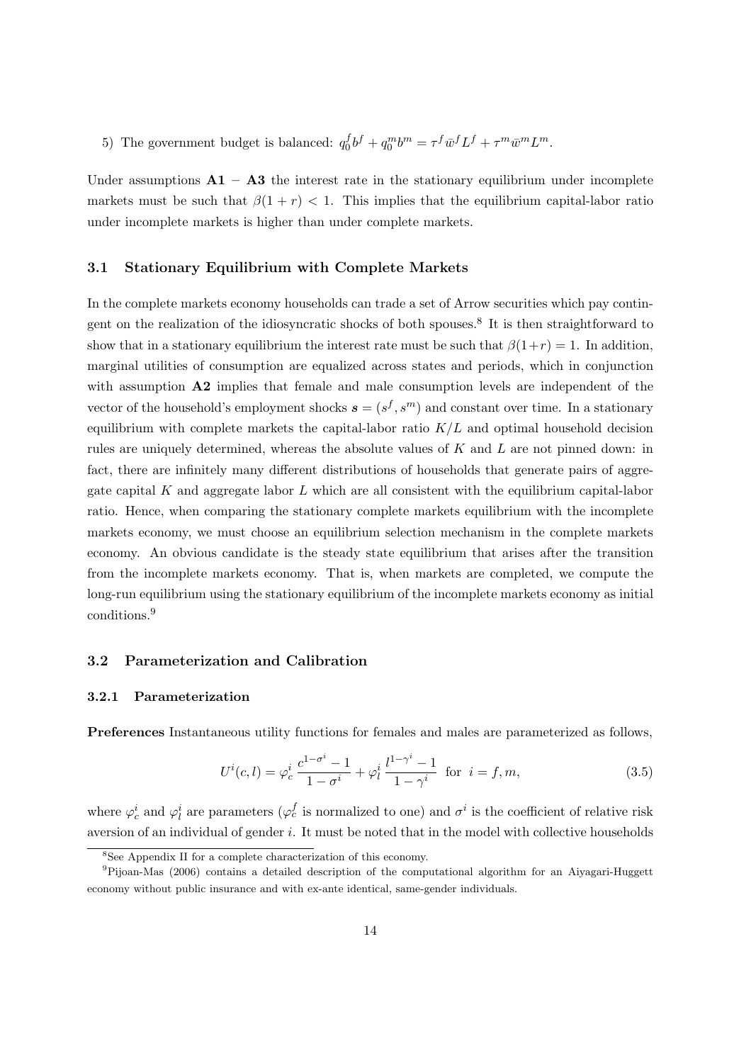5) The government budget is balanced: $q_0^f b^f + q_0^m b^m = \tau^f \bar{w}^f L^f + \tau^m \bar{w}^m L^m$.

Under assumptions **A1** $-$ **A3** the interest rate in the stationary equilibrium under incomplete markets must be such that $\beta(1+r) < 1$. This implies that the equilibrium capital-labor ratio under incomplete markets is higher than under complete markets.

### 3.1 Stationary Equilibrium with Complete Markets

In the complete markets economy households can trade a set of Arrow securities which pay contingent on the realization of the idiosyncratic shocks of both spouses.[8] It is then straightforward to show that in a stationary equilibrium the interest rate must be such that $\beta(1+r) = 1$. In addition, marginal utilities of consumption are equalized across states and periods, which in conjunction with assumption **A2** implies that female and male consumption levels are independent of the vector of the household's employment shocks $\boldsymbol{s} = (s^f, s^m)$ and constant over time. In a stationary equilibrium with complete markets the capital-labor ratio $K/L$ and optimal household decision rules are uniquely determined, whereas the absolute values of $K$ and $L$ are not pinned down: in fact, there are infinitely many different distributions of households that generate pairs of aggregate capital $K$ and aggregate labor $L$ which are all consistent with the equilibrium capital-labor ratio. Hence, when comparing the stationary complete markets equilibrium with the incomplete markets economy, we must choose an equilibrium selection mechanism in the complete markets economy. An obvious candidate is the steady state equilibrium that arises after the transition from the incomplete markets economy. That is, when markets are completed, we compute the long-run equilibrium using the stationary equilibrium of the incomplete markets economy as initial conditions.[9]

### 3.2 Parameterization and Calibration

#### 3.2.1 Parameterization

**Preferences** Instantaneous utility functions for females and males are parameterized as follows,

$$U^i(c,l) = \varphi_c^i \frac{c^{1-\sigma^i} - 1}{1-\sigma^i} + \varphi_l^i \frac{l^{1-\gamma^i} - 1}{1-\gamma^i} \text{ for } i = f, m, \tag{3.5}$$

where $\varphi_c^i$ and $\varphi_l^i$ are parameters ($\varphi_c^f$ is normalized to one) and $\sigma^i$ is the coefficient of relative risk aversion of an individual of gender $i$. It must be noted that in the model with collective households

[8] See Appendix II for a complete characterization of this economy.

[9] Pijoan-Mas (2006) contains a detailed description of the computational algorithm for an Aiyagari-Huggett economy without public insurance and with ex-ante identical, same-gender individuals.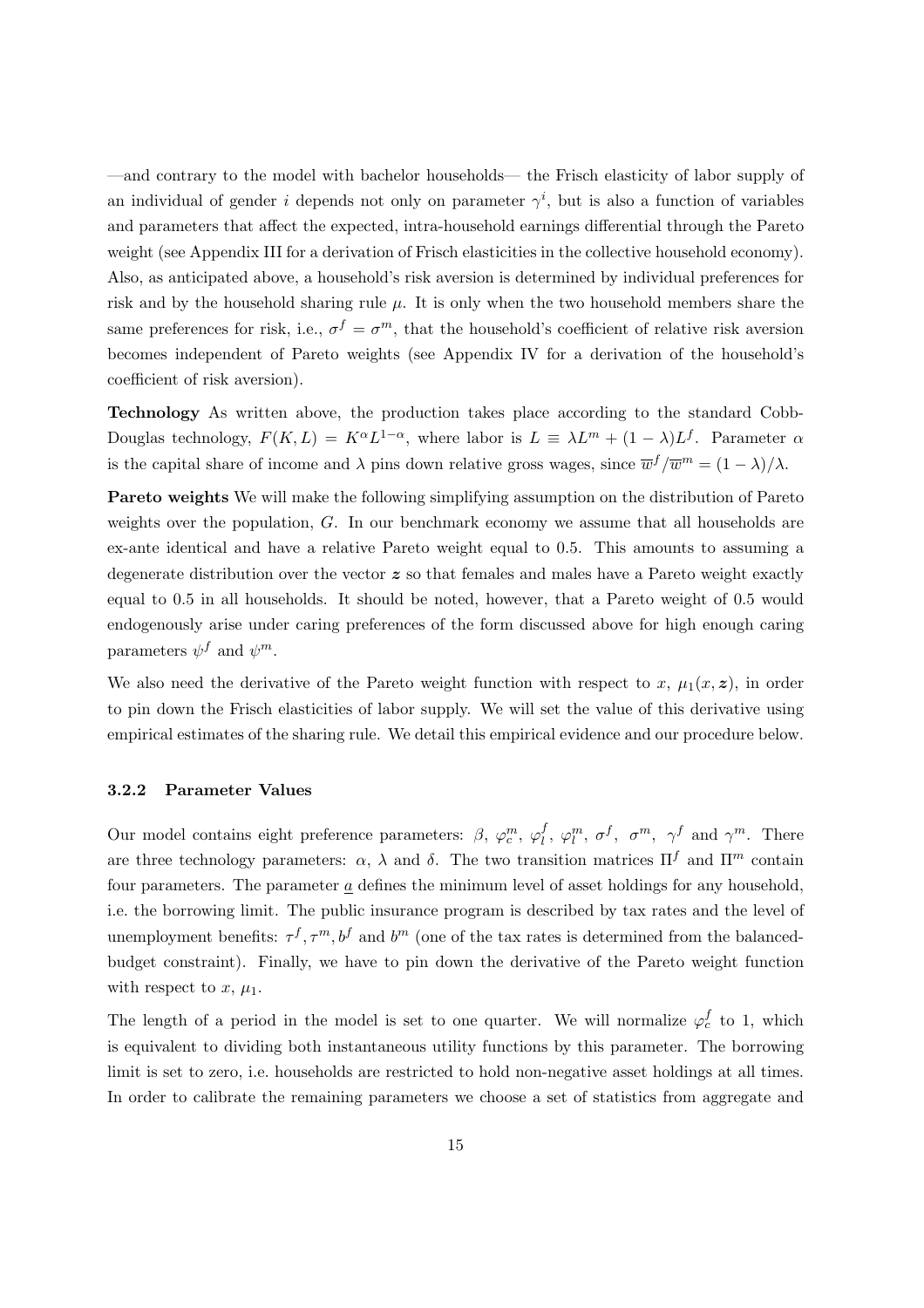—and contrary to the model with bachelor households— the Frisch elasticity of labor supply of an individual of gender $i$ depends not only on parameter $\gamma^i$, but is also a function of variables and parameters that affect the expected, intra-household earnings differential through the Pareto weight (see Appendix III for a derivation of Frisch elasticities in the collective household economy). Also, as anticipated above, a household's risk aversion is determined by individual preferences for risk and by the household sharing rule $\mu$. It is only when the two household members share the same preferences for risk, i.e., $\sigma^f = \sigma^m$, that the household's coefficient of relative risk aversion becomes independent of Pareto weights (see Appendix IV for a derivation of the household's coefficient of risk aversion).

**Technology** As written above, the production takes place according to the standard Cobb-Douglas technology, $F(K, L) = K^{\alpha} L^{1-\alpha}$, where labor is $L \equiv \lambda L^m + (1-\lambda) L^f$. Parameter $\alpha$ is the capital share of income and $\lambda$ pins down relative gross wages, since $\overline{w}^f / \overline{w}^m = (1-\lambda)/\lambda$.

**Pareto weights** We will make the following simplifying assumption on the distribution of Pareto weights over the population, $G$. In our benchmark economy we assume that all households are ex-ante identical and have a relative Pareto weight equal to 0.5. This amounts to assuming a degenerate distribution over the vector $\boldsymbol{z}$ so that females and males have a Pareto weight exactly equal to 0.5 in all households. It should be noted, however, that a Pareto weight of 0.5 would endogenously arise under caring preferences of the form discussed above for high enough caring parameters $\psi^f$ and $\psi^m$.

We also need the derivative of the Pareto weight function with respect to $x$, $\mu_1(x, \boldsymbol{z})$, in order to pin down the Frisch elasticities of labor supply. We will set the value of this derivative using empirical estimates of the sharing rule. We detail this empirical evidence and our procedure below.

### 3.2.2 Parameter Values

Our model contains eight preference parameters: $\beta$, $\varphi_c^m$, $\varphi_l^f$, $\varphi_l^m$, $\sigma^f$, $\sigma^m$, $\gamma^f$ and $\gamma^m$. There are three technology parameters: $\alpha$, $\lambda$ and $\delta$. The two transition matrices $\Pi^f$ and $\Pi^m$ contain four parameters. The parameter $\underline{a}$ defines the minimum level of asset holdings for any household, i.e. the borrowing limit. The public insurance program is described by tax rates and the level of unemployment benefits: $\tau^f, \tau^m, b^f$ and $b^m$ (one of the tax rates is determined from the balanced-budget constraint). Finally, we have to pin down the derivative of the Pareto weight function with respect to $x$, $\mu_1$.

The length of a period in the model is set to one quarter. We will normalize $\varphi_c^f$ to 1, which is equivalent to dividing both instantaneous utility functions by this parameter. The borrowing limit is set to zero, i.e. households are restricted to hold non-negative asset holdings at all times. In order to calibrate the remaining parameters we choose a set of statistics from aggregate and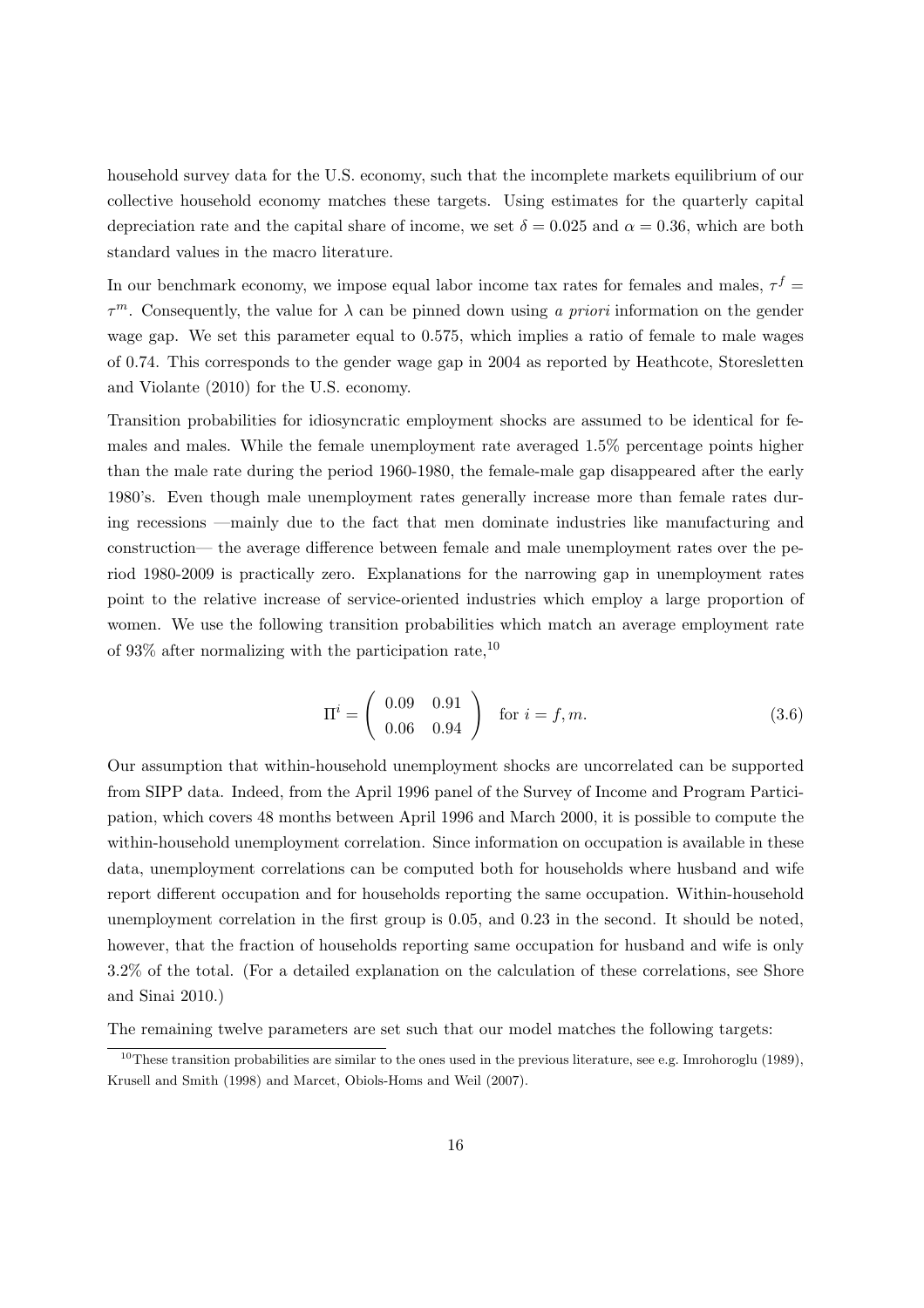household survey data for the U.S. economy, such that the incomplete markets equilibrium of our collective household economy matches these targets. Using estimates for the quarterly capital depreciation rate and the capital share of income, we set $\delta = 0.025$ and $\alpha = 0.36$, which are both standard values in the macro literature.

In our benchmark economy, we impose equal labor income tax rates for females and males, $\tau^f = \tau^m$. Consequently, the value for $\lambda$ can be pinned down using *a priori* information on the gender wage gap. We set this parameter equal to 0.575, which implies a ratio of female to male wages of 0.74. This corresponds to the gender wage gap in 2004 as reported by Heathcote, Storesletten and Violante (2010) for the U.S. economy.

Transition probabilities for idiosyncratic employment shocks are assumed to be identical for females and males. While the female unemployment rate averaged 1.5% percentage points higher than the male rate during the period 1960-1980, the female-male gap disappeared after the early 1980's. Even though male unemployment rates generally increase more than female rates during recessions —mainly due to the fact that men dominate industries like manufacturing and construction— the average difference between female and male unemployment rates over the period 1980-2009 is practically zero. Explanations for the narrowing gap in unemployment rates point to the relative increase of service-oriented industries which employ a large proportion of women. We use the following transition probabilities which match an average employment rate of 93% after normalizing with the participation rate,[10]

$$\Pi^i = \begin{pmatrix} 0.09 & 0.91 \\ 0.06 & 0.94 \end{pmatrix} \quad \text{for } i = f, m. \tag{3.6}$$

Our assumption that within-household unemployment shocks are uncorrelated can be supported from SIPP data. Indeed, from the April 1996 panel of the Survey of Income and Program Participation, which covers 48 months between April 1996 and March 2000, it is possible to compute the within-household unemployment correlation. Since information on occupation is available in these data, unemployment correlations can be computed both for households where husband and wife report different occupation and for households reporting the same occupation. Within-household unemployment correlation in the first group is 0.05, and 0.23 in the second. It should be noted, however, that the fraction of households reporting same occupation for husband and wife is only 3.2% of the total. (For a detailed explanation on the calculation of these correlations, see Shore and Sinai 2010.)

The remaining twelve parameters are set such that our model matches the following targets:

[10] These transition probabilities are similar to the ones used in the previous literature, see e.g. Imrohoroglu (1989), Krusell and Smith (1998) and Marcet, Obiols-Homs and Weil (2007).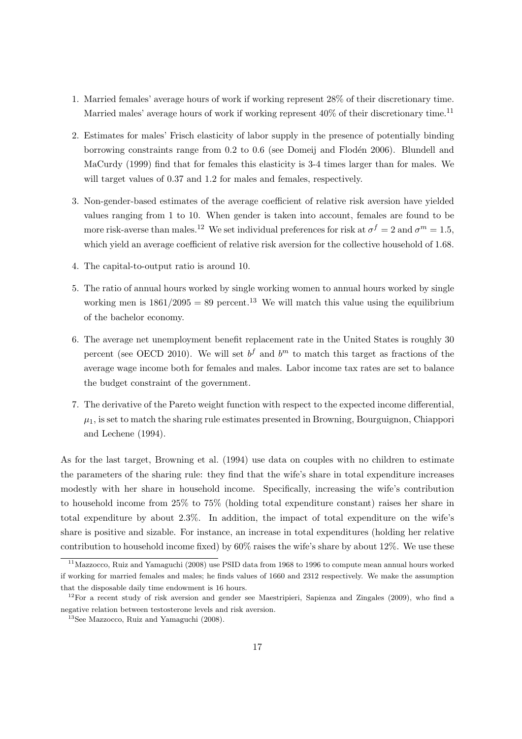1. Married females' average hours of work if working represent 28% of their discretionary time. Married males' average hours of work if working represent 40% of their discretionary time.[11]

2. Estimates for males' Frisch elasticity of labor supply in the presence of potentially binding borrowing constraints range from 0.2 to 0.6 (see Domeij and Flodén 2006). Blundell and MaCurdy (1999) find that for females this elasticity is 3-4 times larger than for males. We will target values of 0.37 and 1.2 for males and females, respectively.

3. Non-gender-based estimates of the average coefficient of relative risk aversion have yielded values ranging from 1 to 10. When gender is taken into account, females are found to be more risk-averse than males.[12] We set individual preferences for risk at $\sigma^f = 2$ and $\sigma^m = 1.5$, which yield an average coefficient of relative risk aversion for the collective household of 1.68.

4. The capital-to-output ratio is around 10.

5. The ratio of annual hours worked by single working women to annual hours worked by single working men is $1861/2095 = 89$ percent.[13] We will match this value using the equilibrium of the bachelor economy.

6. The average net unemployment benefit replacement rate in the United States is roughly 30 percent (see OECD 2010). We will set $b^f$ and $b^m$ to match this target as fractions of the average wage income both for females and males. Labor income tax rates are set to balance the budget constraint of the government.

7. The derivative of the Pareto weight function with respect to the expected income differential, $\mu_1$, is set to match the sharing rule estimates presented in Browning, Bourguignon, Chiappori and Lechene (1994).

As for the last target, Browning et al. (1994) use data on couples with no children to estimate the parameters of the sharing rule: they find that the wife's share in total expenditure increases modestly with her share in household income. Specifically, increasing the wife's contribution to household income from 25% to 75% (holding total expenditure constant) raises her share in total expenditure by about 2.3%. In addition, the impact of total expenditure on the wife's share is positive and sizable. For instance, an increase in total expenditures (holding her relative contribution to household income fixed) by 60% raises the wife's share by about 12%. We use these

[11] Mazzocco, Ruiz and Yamaguchi (2008) use PSID data from 1968 to 1996 to compute mean annual hours worked if working for married females and males; he finds values of 1660 and 2312 respectively. We make the assumption that the disposable daily time endowment is 16 hours.

[12] For a recent study of risk aversion and gender see Maestripieri, Sapienza and Zingales (2009), who find a negative relation between testosterone levels and risk aversion.

[13] See Mazzocco, Ruiz and Yamaguchi (2008).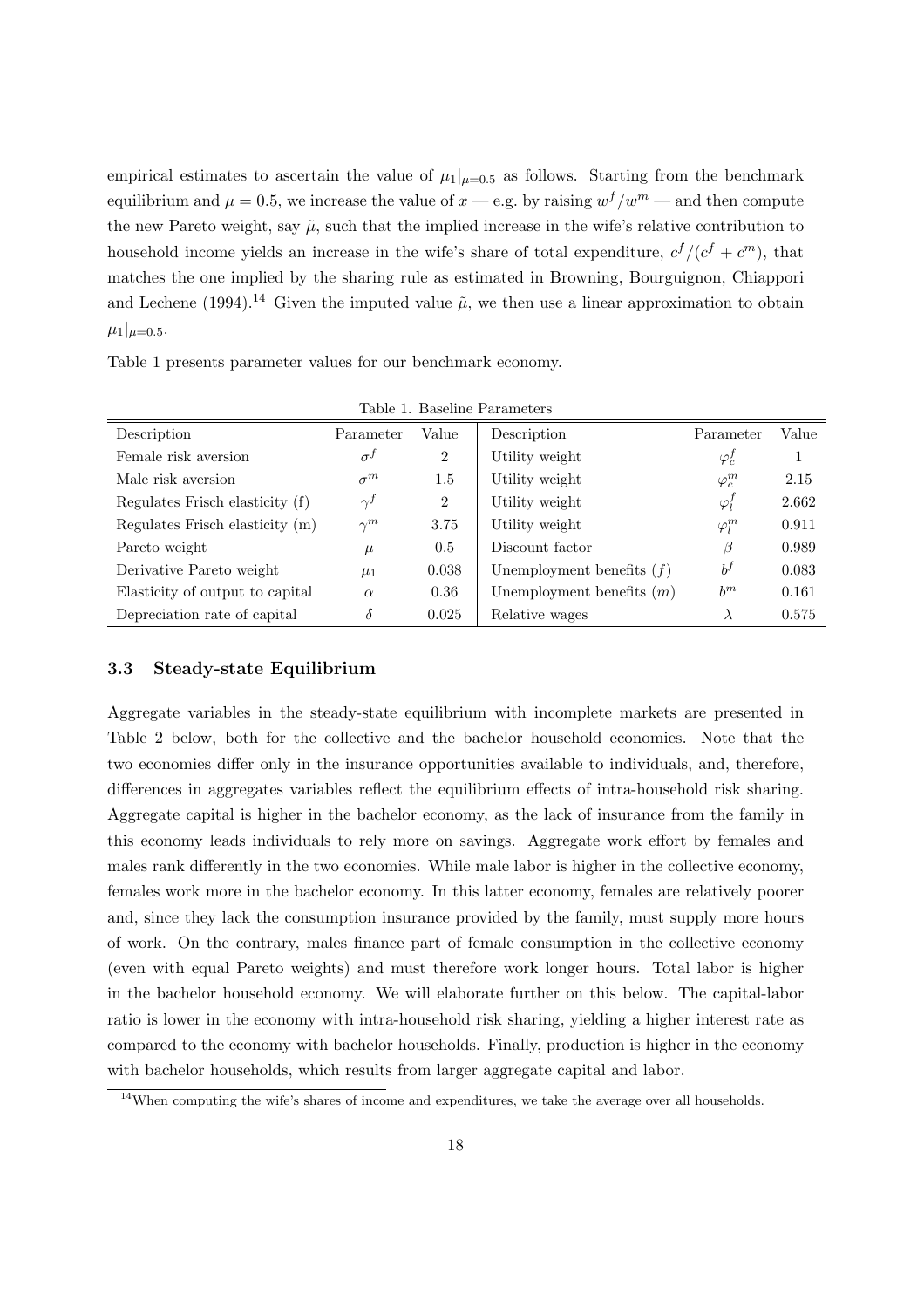empirical estimates to ascertain the value of $\mu_1|_{\mu=0.5}$ as follows. Starting from the benchmark equilibrium and $\mu = 0.5$, we increase the value of $x$ — e.g. by raising $w^f/w^m$ — and then compute the new Pareto weight, say $\tilde{\mu}$, such that the implied increase in the wife's relative contribution to household income yields an increase in the wife's share of total expenditure, $c^f/(c^f + c^m)$, that matches the one implied by the sharing rule as estimated in Browning, Bourguignon, Chiappori and Lechene (1994).[14] Given the imputed value $\tilde{\mu}$, we then use a linear approximation to obtain $\mu_1|_{\mu=0.5}$.

Table 1 presents parameter values for our benchmark economy.

Table 1. Baseline Parameters

| Description | Parameter | Value | Description | Parameter | Value |
|---|---|---|---|---|---|
| Female risk aversion | $\sigma^f$ | 2 | Utility weight | $\varphi_c^f$ | 1 |
| Male risk aversion | $\sigma^m$ | 1.5 | Utility weight | $\varphi_c^m$ | 2.15 |
| Regulates Frisch elasticity (f) | $\gamma^f$ | 2 | Utility weight | $\varphi_l^f$ | 2.662 |
| Regulates Frisch elasticity (m) | $\gamma^m$ | 3.75 | Utility weight | $\varphi_l^m$ | 0.911 |
| Pareto weight | $\mu$ | 0.5 | Discount factor | $\beta$ | 0.989 |
| Derivative Pareto weight | $\mu_1$ | 0.038 | Unemployment benefits $(f)$ | $b^f$ | 0.083 |
| Elasticity of output to capital | $\alpha$ | 0.36 | Unemployment benefits $(m)$ | $b^m$ | 0.161 |
| Depreciation rate of capital | $\delta$ | 0.025 | Relative wages | $\lambda$ | 0.575 |

### 3.3 Steady-state Equilibrium

Aggregate variables in the steady-state equilibrium with incomplete markets are presented in Table 2 below, both for the collective and the bachelor household economies. Note that the two economies differ only in the insurance opportunities available to individuals, and, therefore, differences in aggregates variables reflect the equilibrium effects of intra-household risk sharing. Aggregate capital is higher in the bachelor economy, as the lack of insurance from the family in this economy leads individuals to rely more on savings. Aggregate work effort by females and males rank differently in the two economies. While male labor is higher in the collective economy, females work more in the bachelor economy. In this latter economy, females are relatively poorer and, since they lack the consumption insurance provided by the family, must supply more hours of work. On the contrary, males finance part of female consumption in the collective economy (even with equal Pareto weights) and must therefore work longer hours. Total labor is higher in the bachelor household economy. We will elaborate further on this below. The capital-labor ratio is lower in the economy with intra-household risk sharing, yielding a higher interest rate as compared to the economy with bachelor households. Finally, production is higher in the economy with bachelor households, which results from larger aggregate capital and labor.

[14] When computing the wife's shares of income and expenditures, we take the average over all households.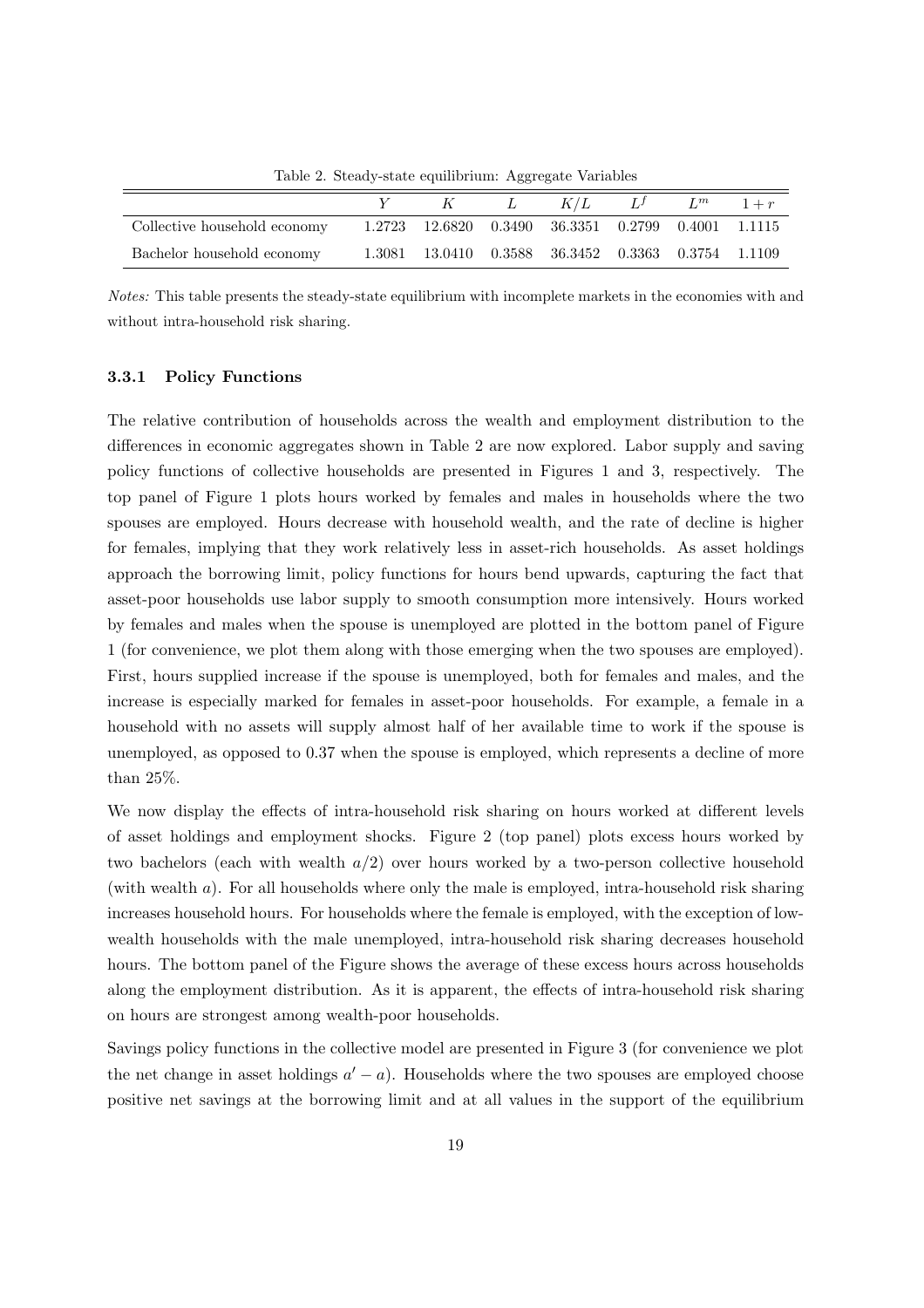Table 2. Steady-state equilibrium: Aggregate Variables

| | $Y$ | $K$ | $L$ | $K/L$ | $L^f$ | $L^m$ | $1+r$ |
|---|---|---|---|---|---|---|---|
| Collective household economy | 1.2723 | 12.6820 | 0.3490 | 36.3351 | 0.2799 | 0.4001 | 1.1115 |
| Bachelor household economy | 1.3081 | 13.0410 | 0.3588 | 36.3452 | 0.3363 | 0.3754 | 1.1109 |

*Notes:* This table presents the steady-state equilibrium with incomplete markets in the economies with and without intra-household risk sharing.

### 3.3.1 Policy Functions

The relative contribution of households across the wealth and employment distribution to the differences in economic aggregates shown in Table 2 are now explored. Labor supply and saving policy functions of collective households are presented in Figures 1 and 3, respectively. The top panel of Figure 1 plots hours worked by females and males in households where the two spouses are employed. Hours decrease with household wealth, and the rate of decline is higher for females, implying that they work relatively less in asset-rich households. As asset holdings approach the borrowing limit, policy functions for hours bend upwards, capturing the fact that asset-poor households use labor supply to smooth consumption more intensively. Hours worked by females and males when the spouse is unemployed are plotted in the bottom panel of Figure 1 (for convenience, we plot them along with those emerging when the two spouses are employed). First, hours supplied increase if the spouse is unemployed, both for females and males, and the increase is especially marked for females in asset-poor households. For example, a female in a household with no assets will supply almost half of her available time to work if the spouse is unemployed, as opposed to 0.37 when the spouse is employed, which represents a decline of more than 25%.

We now display the effects of intra-household risk sharing on hours worked at different levels of asset holdings and employment shocks. Figure 2 (top panel) plots excess hours worked by two bachelors (each with wealth $a/2$) over hours worked by a two-person collective household (with wealth $a$). For all households where only the male is employed, intra-household risk sharing increases household hours. For households where the female is employed, with the exception of low-wealth households with the male unemployed, intra-household risk sharing decreases household hours. The bottom panel of the Figure shows the average of these excess hours across households along the employment distribution. As it is apparent, the effects of intra-household risk sharing on hours are strongest among wealth-poor households.

Savings policy functions in the collective model are presented in Figure 3 (for convenience we plot the net change in asset holdings $a' - a$). Households where the two spouses are employed choose positive net savings at the borrowing limit and at all values in the support of the equilibrium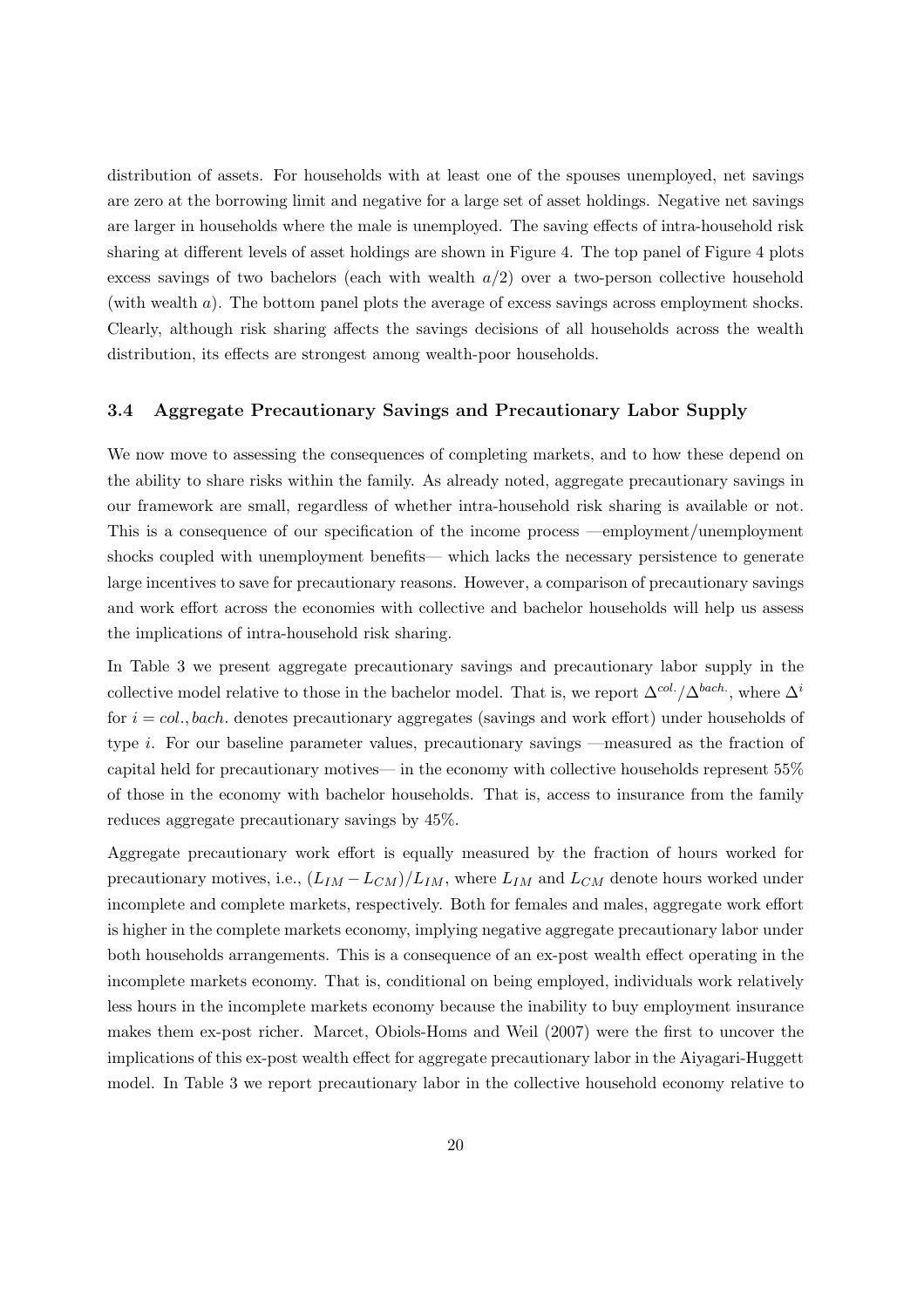distribution of assets. For households with at least one of the spouses unemployed, net savings are zero at the borrowing limit and negative for a large set of asset holdings. Negative net savings are larger in households where the male is unemployed. The saving effects of intra-household risk sharing at different levels of asset holdings are shown in Figure 4. The top panel of Figure 4 plots excess savings of two bachelors (each with wealth $a/2$) over a two-person collective household (with wealth $a$). The bottom panel plots the average of excess savings across employment shocks. Clearly, although risk sharing affects the savings decisions of all households across the wealth distribution, its effects are strongest among wealth-poor households.

### 3.4 Aggregate Precautionary Savings and Precautionary Labor Supply

We now move to assessing the consequences of completing markets, and to how these depend on the ability to share risks within the family. As already noted, aggregate precautionary savings in our framework are small, regardless of whether intra-household risk sharing is available or not. This is a consequence of our specification of the income process —employment/unemployment shocks coupled with unemployment benefits— which lacks the necessary persistence to generate large incentives to save for precautionary reasons. However, a comparison of precautionary savings and work effort across the economies with collective and bachelor households will help us assess the implications of intra-household risk sharing.

In Table 3 we present aggregate precautionary savings and precautionary labor supply in the collective model relative to those in the bachelor model. That is, we report $\Delta^{col.}/\Delta^{bach.}$, where $\Delta^{i}$ for $i = col., bach.$ denotes precautionary aggregates (savings and work effort) under households of type $i$. For our baseline parameter values, precautionary savings —measured as the fraction of capital held for precautionary motives— in the economy with collective households represent 55% of those in the economy with bachelor households. That is, access to insurance from the family reduces aggregate precautionary savings by 45%.

Aggregate precautionary work effort is equally measured by the fraction of hours worked for precautionary motives, i.e., $(L_{IM} - L_{CM})/L_{IM}$, where $L_{IM}$ and $L_{CM}$ denote hours worked under incomplete and complete markets, respectively. Both for females and males, aggregate work effort is higher in the complete markets economy, implying negative aggregate precautionary labor under both households arrangements. This is a consequence of an ex-post wealth effect operating in the incomplete markets economy. That is, conditional on being employed, individuals work relatively less hours in the incomplete markets economy because the inability to buy employment insurance makes them ex-post richer. Marcet, Obiols-Homs and Weil (2007) were the first to uncover the implications of this ex-post wealth effect for aggregate precautionary labor in the Aiyagari-Huggett model. In Table 3 we report precautionary labor in the collective household economy relative to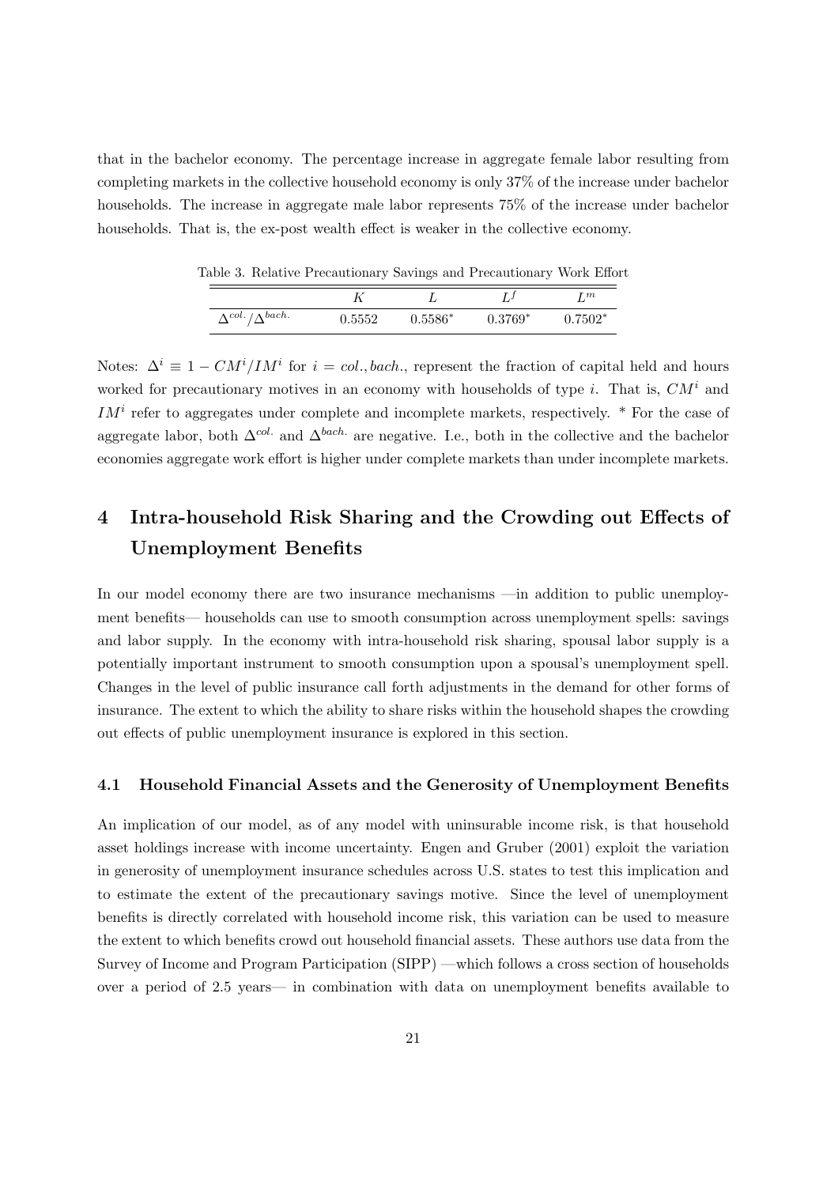that in the bachelor economy. The percentage increase in aggregate female labor resulting from completing markets in the collective household economy is only 37% of the increase under bachelor households. The increase in aggregate male labor represents 75% of the increase under bachelor households. That is, the ex-post wealth effect is weaker in the collective economy.

Table 3. Relative Precautionary Savings and Precautionary Work Effort

| | $K$ | $L$ | $L^f$ | $L^m$ |
|---|---|---|---|---|
| $\Delta^{col.}/\Delta^{bach.}$ | 0.5552 | 0.5586* | 0.3769* | 0.7502* |

Notes: $\Delta^i \equiv 1 - CM^i/IM^i$ for $i = col., bach.$, represent the fraction of capital held and hours worked for precautionary motives in an economy with households of type $i$. That is, $CM^i$ and $IM^i$ refer to aggregates under complete and incomplete markets, respectively. * For the case of aggregate labor, both $\Delta^{col.}$ and $\Delta^{bach.}$ are negative. I.e., both in the collective and the bachelor economies aggregate work effort is higher under complete markets than under incomplete markets.

# 4 Intra-household Risk Sharing and the Crowding out Effects of Unemployment Benefits

In our model economy there are two insurance mechanisms —in addition to public unemployment benefits— households can use to smooth consumption across unemployment spells: savings and labor supply. In the economy with intra-household risk sharing, spousal labor supply is a potentially important instrument to smooth consumption upon a spousal's unemployment spell. Changes in the level of public insurance call forth adjustments in the demand for other forms of insurance. The extent to which the ability to share risks within the household shapes the crowding out effects of public unemployment insurance is explored in this section.

## 4.1 Household Financial Assets and the Generosity of Unemployment Benefits

An implication of our model, as of any model with uninsurable income risk, is that household asset holdings increase with income uncertainty. Engen and Gruber (2001) exploit the variation in generosity of unemployment insurance schedules across U.S. states to test this implication and to estimate the extent of the precautionary savings motive. Since the level of unemployment benefits is directly correlated with household income risk, this variation can be used to measure the extent to which benefits crowd out household financial assets. These authors use data from the Survey of Income and Program Participation (SIPP) —which follows a cross section of households over a period of 2.5 years— in combination with data on unemployment benefits available to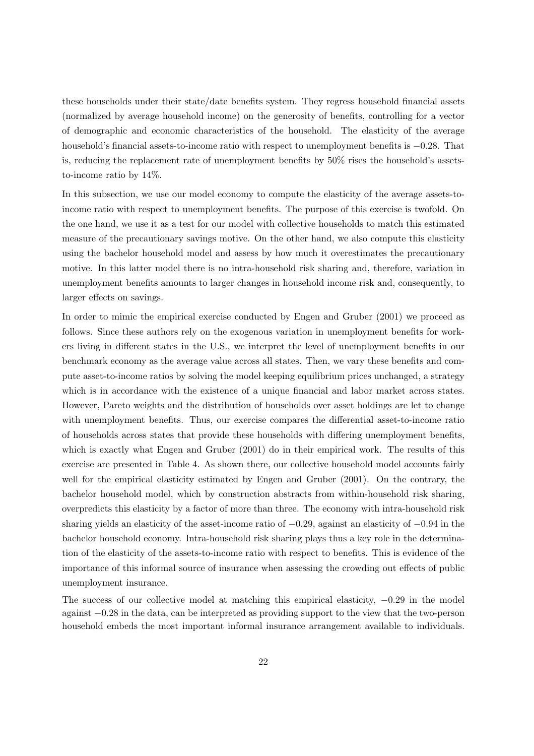these households under their state/date benefits system. They regress household financial assets (normalized by average household income) on the generosity of benefits, controlling for a vector of demographic and economic characteristics of the household. The elasticity of the average household's financial assets-to-income ratio with respect to unemployment benefits is $-0.28$. That is, reducing the replacement rate of unemployment benefits by 50% rises the household's assets-to-income ratio by 14%.

In this subsection, we use our model economy to compute the elasticity of the average assets-to-income ratio with respect to unemployment benefits. The purpose of this exercise is twofold. On the one hand, we use it as a test for our model with collective households to match this estimated measure of the precautionary savings motive. On the other hand, we also compute this elasticity using the bachelor household model and assess by how much it overestimates the precautionary motive. In this latter model there is no intra-household risk sharing and, therefore, variation in unemployment benefits amounts to larger changes in household income risk and, consequently, to larger effects on savings.

In order to mimic the empirical exercise conducted by Engen and Gruber (2001) we proceed as follows. Since these authors rely on the exogenous variation in unemployment benefits for workers living in different states in the U.S., we interpret the level of unemployment benefits in our benchmark economy as the average value across all states. Then, we vary these benefits and compute asset-to-income ratios by solving the model keeping equilibrium prices unchanged, a strategy which is in accordance with the existence of a unique financial and labor market across states. However, Pareto weights and the distribution of households over asset holdings are let to change with unemployment benefits. Thus, our exercise compares the differential asset-to-income ratio of households across states that provide these households with differing unemployment benefits, which is exactly what Engen and Gruber (2001) do in their empirical work. The results of this exercise are presented in Table 4. As shown there, our collective household model accounts fairly well for the empirical elasticity estimated by Engen and Gruber (2001). On the contrary, the bachelor household model, which by construction abstracts from within-household risk sharing, overpredicts this elasticity by a factor of more than three. The economy with intra-household risk sharing yields an elasticity of the asset-income ratio of $-0.29$, against an elasticity of $-0.94$ in the bachelor household economy. Intra-household risk sharing plays thus a key role in the determination of the elasticity of the assets-to-income ratio with respect to benefits. This is evidence of the importance of this informal source of insurance when assessing the crowding out effects of public unemployment insurance.

The success of our collective model at matching this empirical elasticity, $-0.29$ in the model against $-0.28$ in the data, can be interpreted as providing support to the view that the two-person household embeds the most important informal insurance arrangement available to individuals.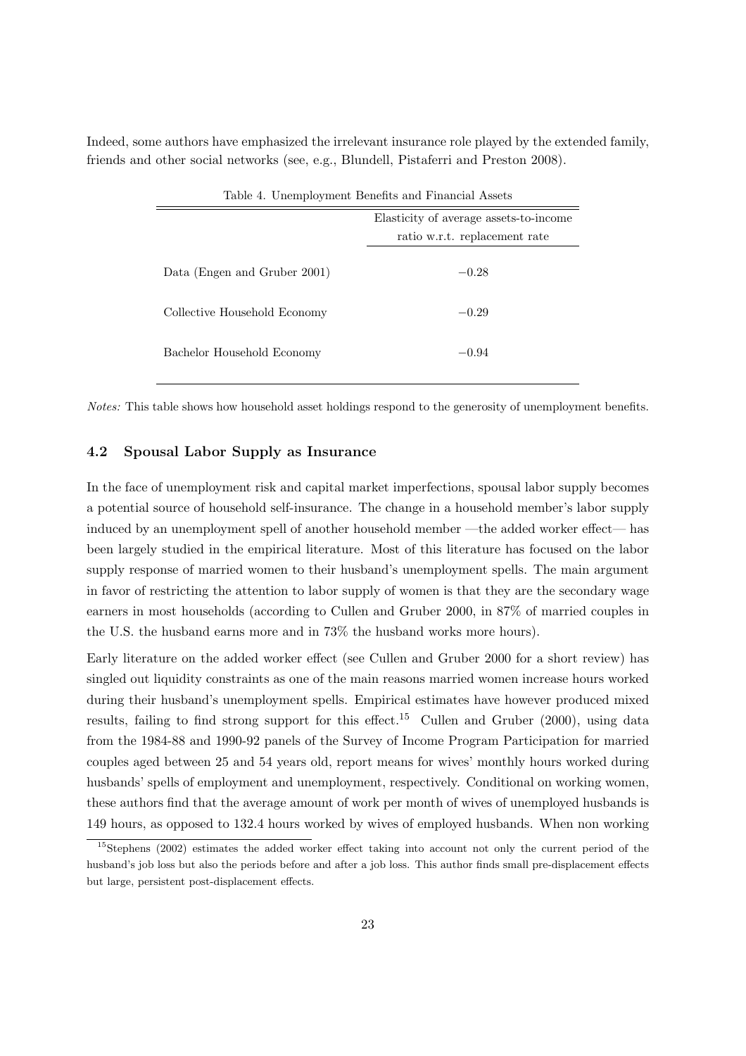Indeed, some authors have emphasized the irrelevant insurance role played by the extended family, friends and other social networks (see, e.g., Blundell, Pistaferri and Preston 2008).

Table 4. Unemployment Benefits and Financial Assets

| | Elasticity of average assets-to-income ratio w.r.t. replacement rate |
|---|---|
| Data (Engen and Gruber 2001) | −0.28 |
| Collective Household Economy | −0.29 |
| Bachelor Household Economy | −0.94 |

*Notes:* This table shows how household asset holdings respond to the generosity of unemployment benefits.

### 4.2 Spousal Labor Supply as Insurance

In the face of unemployment risk and capital market imperfections, spousal labor supply becomes a potential source of household self-insurance. The change in a household member's labor supply induced by an unemployment spell of another household member —the added worker effect— has been largely studied in the empirical literature. Most of this literature has focused on the labor supply response of married women to their husband's unemployment spells. The main argument in favor of restricting the attention to labor supply of women is that they are the secondary wage earners in most households (according to Cullen and Gruber 2000, in 87% of married couples in the U.S. the husband earns more and in 73% the husband works more hours).

Early literature on the added worker effect (see Cullen and Gruber 2000 for a short review) has singled out liquidity constraints as one of the main reasons married women increase hours worked during their husband's unemployment spells. Empirical estimates have however produced mixed results, failing to find strong support for this effect.[15] Cullen and Gruber (2000), using data from the 1984-88 and 1990-92 panels of the Survey of Income Program Participation for married couples aged between 25 and 54 years old, report means for wives' monthly hours worked during husbands' spells of employment and unemployment, respectively. Conditional on working women, these authors find that the average amount of work per month of wives of unemployed husbands is 149 hours, as opposed to 132.4 hours worked by wives of employed husbands. When non working

[15] Stephens (2002) estimates the added worker effect taking into account not only the current period of the husband's job loss but also the periods before and after a job loss. This author finds small pre-displacement effects but large, persistent post-displacement effects.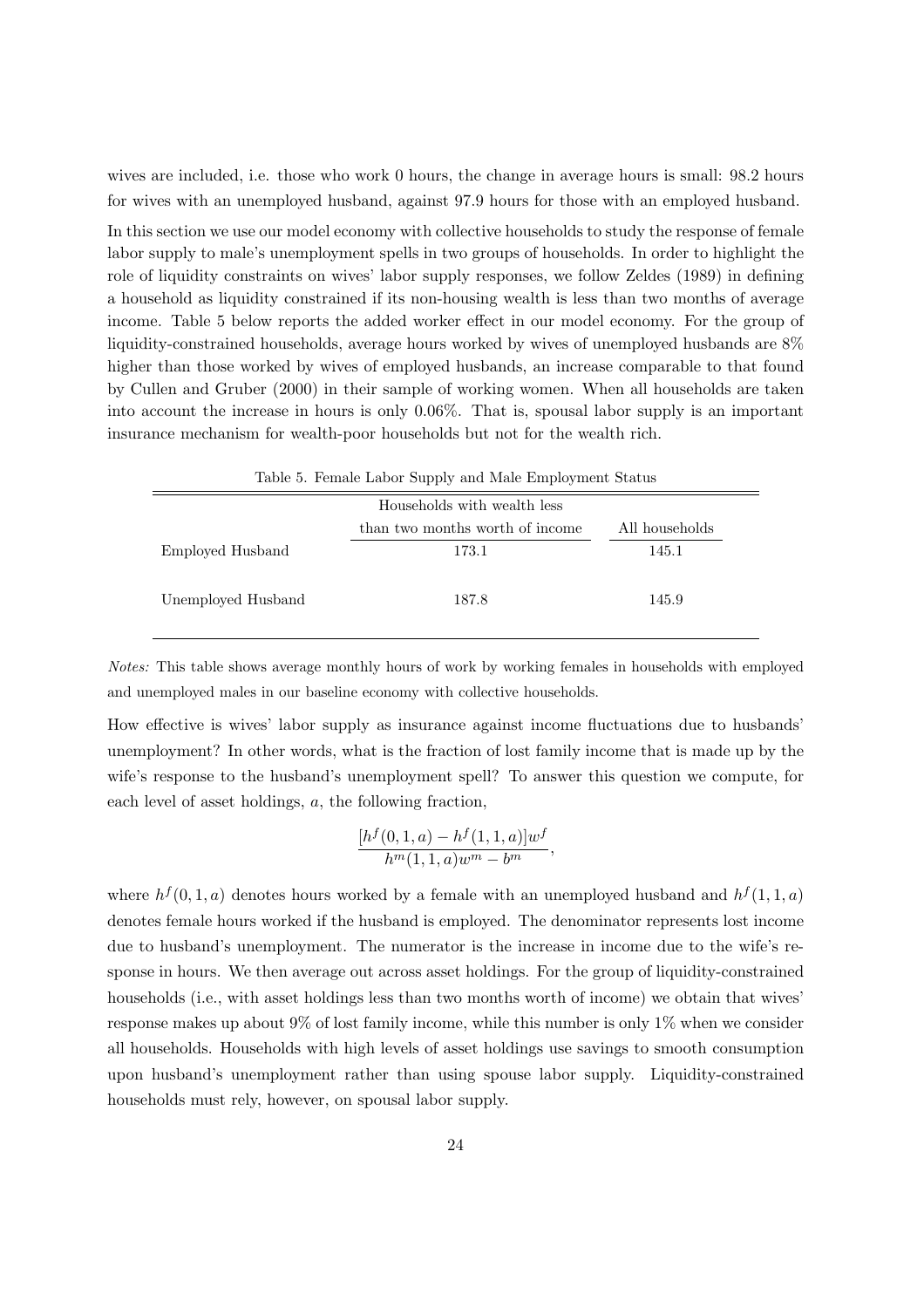wives are included, i.e. those who work 0 hours, the change in average hours is small: 98.2 hours for wives with an unemployed husband, against 97.9 hours for those with an employed husband.

In this section we use our model economy with collective households to study the response of female labor supply to male's unemployment spells in two groups of households. In order to highlight the role of liquidity constraints on wives' labor supply responses, we follow Zeldes (1989) in defining a household as liquidity constrained if its non-housing wealth is less than two months of average income. Table 5 below reports the added worker effect in our model economy. For the group of liquidity-constrained households, average hours worked by wives of unemployed husbands are 8% higher than those worked by wives of employed husbands, an increase comparable to that found by Cullen and Gruber (2000) in their sample of working women. When all households are taken into account the increase in hours is only 0.06%. That is, spousal labor supply is an important insurance mechanism for wealth-poor households but not for the wealth rich.

Table 5. Female Labor Supply and Male Employment Status

| | Households with wealth less than two months worth of income | All households |
|---|---|---|
| Employed Husband | 173.1 | 145.1 |
| Unemployed Husband | 187.8 | 145.9 |

*Notes:* This table shows average monthly hours of work by working females in households with employed and unemployed males in our baseline economy with collective households.

How effective is wives' labor supply as insurance against income fluctuations due to husbands' unemployment? In other words, what is the fraction of lost family income that is made up by the wife's response to the husband's unemployment spell? To answer this question we compute, for each level of asset holdings, $a$, the following fraction,

$$\frac{[h^f(0,1,a) - h^f(1,1,a)]w^f}{h^m(1,1,a)w^m - b^m},$$

where $h^f(0,1,a)$ denotes hours worked by a female with an unemployed husband and $h^f(1,1,a)$ denotes female hours worked if the husband is employed. The denominator represents lost income due to husband's unemployment. The numerator is the increase in income due to the wife's response in hours. We then average out across asset holdings. For the group of liquidity-constrained households (i.e., with asset holdings less than two months worth of income) we obtain that wives' response makes up about 9% of lost family income, while this number is only 1% when we consider all households. Households with high levels of asset holdings use savings to smooth consumption upon husband's unemployment rather than using spouse labor supply. Liquidity-constrained households must rely, however, on spousal labor supply.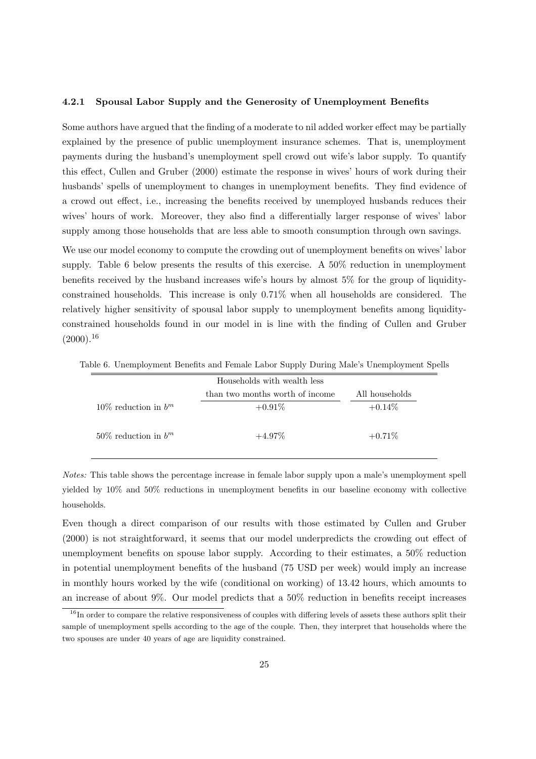#### 4.2.1 Spousal Labor Supply and the Generosity of Unemployment Benefits

Some authors have argued that the finding of a moderate to nil added worker effect may be partially explained by the presence of public unemployment insurance schemes. That is, unemployment payments during the husband's unemployment spell crowd out wife's labor supply. To quantify this effect, Cullen and Gruber (2000) estimate the response in wives' hours of work during their husbands' spells of unemployment to changes in unemployment benefits. They find evidence of a crowd out effect, i.e., increasing the benefits received by unemployed husbands reduces their wives' hours of work. Moreover, they also find a differentially larger response of wives' labor supply among those households that are less able to smooth consumption through own savings.

We use our model economy to compute the crowding out of unemployment benefits on wives' labor supply. Table 6 below presents the results of this exercise. A 50% reduction in unemployment benefits received by the husband increases wife's hours by almost 5% for the group of liquidity-constrained households. This increase is only 0.71% when all households are considered. The relatively higher sensitivity of spousal labor supply to unemployment benefits among liquidity-constrained households found in our model in is line with the finding of Cullen and Gruber (2000).[16]

Table 6. Unemployment Benefits and Female Labor Supply During Male's Unemployment Spells

| | Households with wealth less than two months worth of income | All households |
|---|---|---|
| 10% reduction in $b^m$ | +0.91% | +0.14% |
| 50% reduction in $b^m$ | +4.97% | +0.71% |

*Notes:* This table shows the percentage increase in female labor supply upon a male's unemployment spell yielded by 10% and 50% reductions in unemployment benefits in our baseline economy with collective households.

Even though a direct comparison of our results with those estimated by Cullen and Gruber (2000) is not straightforward, it seems that our model underpredicts the crowding out effect of unemployment benefits on spouse labor supply. According to their estimates, a 50% reduction in potential unemployment benefits of the husband (75 USD per week) would imply an increase in monthly hours worked by the wife (conditional on working) of 13.42 hours, which amounts to an increase of about 9%. Our model predicts that a 50% reduction in benefits receipt increases

[16] In order to compare the relative responsiveness of couples with differing levels of assets these authors split their sample of unemployment spells according to the age of the couple. Then, they interpret that households where the two spouses are under 40 years of age are liquidity constrained.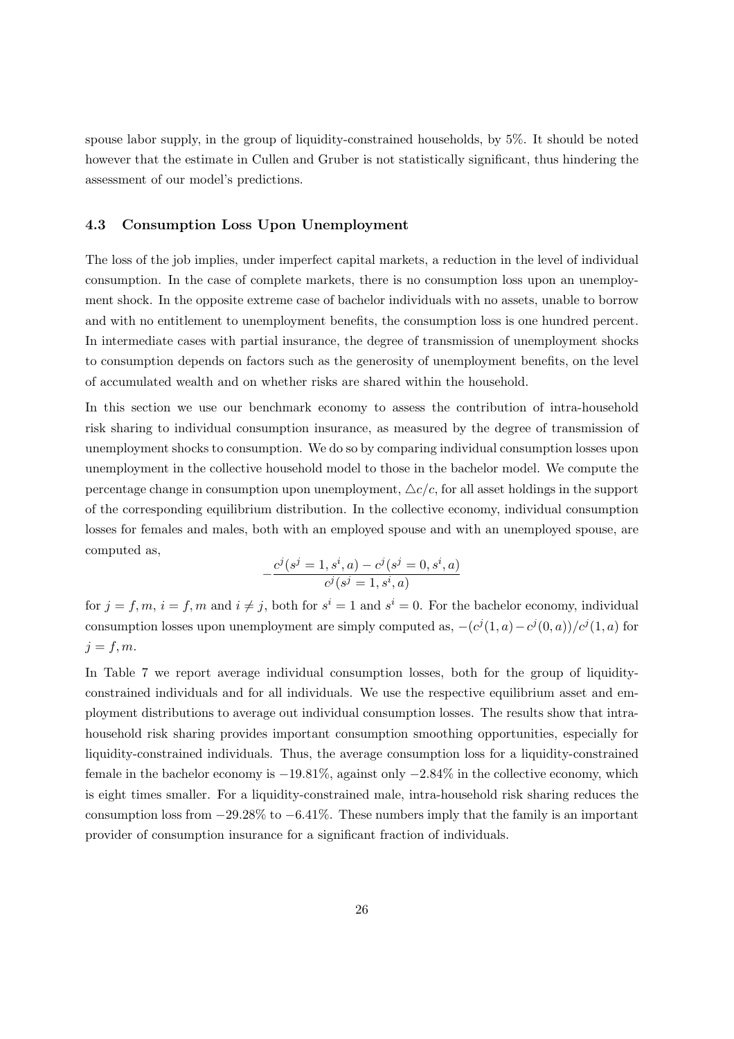spouse labor supply, in the group of liquidity-constrained households, by 5%. It should be noted however that the estimate in Cullen and Gruber is not statistically significant, thus hindering the assessment of our model's predictions.

### 4.3 Consumption Loss Upon Unemployment

The loss of the job implies, under imperfect capital markets, a reduction in the level of individual consumption. In the case of complete markets, there is no consumption loss upon an unemployment shock. In the opposite extreme case of bachelor individuals with no assets, unable to borrow and with no entitlement to unemployment benefits, the consumption loss is one hundred percent. In intermediate cases with partial insurance, the degree of transmission of unemployment shocks to consumption depends on factors such as the generosity of unemployment benefits, on the level of accumulated wealth and on whether risks are shared within the household.

In this section we use our benchmark economy to assess the contribution of intra-household risk sharing to individual consumption insurance, as measured by the degree of transmission of unemployment shocks to consumption. We do so by comparing individual consumption losses upon unemployment in the collective household model to those in the bachelor model. We compute the percentage change in consumption upon unemployment, $\triangle c/c$, for all asset holdings in the support of the corresponding equilibrium distribution. In the collective economy, individual consumption losses for females and males, both with an employed spouse and with an unemployed spouse, are computed as,

$$-\frac{c^j(s^j=1,s^i,a)-c^j(s^j=0,s^i,a)}{c^j(s^j=1,s^i,a)}$$

for $j=f,m$, $i=f,m$ and $i\neq j$, both for $s^i=1$ and $s^i=0$. For the bachelor economy, individual consumption losses upon unemployment are simply computed as, $-(c^j(1,a)-c^j(0,a))/c^j(1,a)$ for $j=f,m$.

In Table 7 we report average individual consumption losses, both for the group of liquidity-constrained individuals and for all individuals. We use the respective equilibrium asset and employment distributions to average out individual consumption losses. The results show that intra-household risk sharing provides important consumption smoothing opportunities, especially for liquidity-constrained individuals. Thus, the average consumption loss for a liquidity-constrained female in the bachelor economy is $-19.81\%$, against only $-2.84\%$ in the collective economy, which is eight times smaller. For a liquidity-constrained male, intra-household risk sharing reduces the consumption loss from $-29.28\%$ to $-6.41\%$. These numbers imply that the family is an important provider of consumption insurance for a significant fraction of individuals.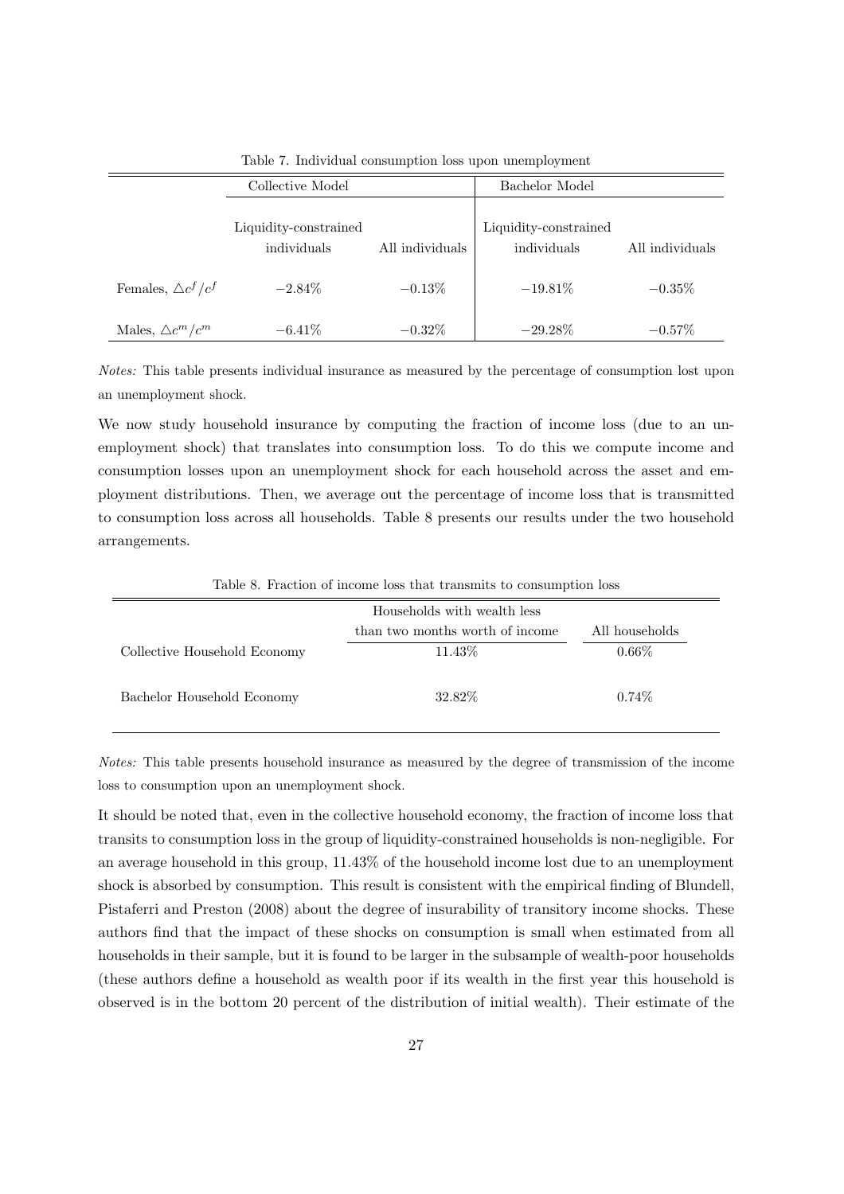Table 7. Individual consumption loss upon unemployment

| | Collective Model | | Bachelor Model | |
|---|---|---|---|---|
| | Liquidity-constrained individuals | All individuals | Liquidity-constrained individuals | All individuals |
| Females, $\triangle c^f/c^f$ | $-2.84\%$ | $-0.13\%$ | $-19.81\%$ | $-0.35\%$ |
| Males, $\triangle c^m/c^m$ | $-6.41\%$ | $-0.32\%$ | $-29.28\%$ | $-0.57\%$ |

*Notes:* This table presents individual insurance as measured by the percentage of consumption lost upon an unemployment shock.

We now study household insurance by computing the fraction of income loss (due to an unemployment shock) that translates into consumption loss. To do this we compute income and consumption losses upon an unemployment shock for each household across the asset and employment distributions. Then, we average out the percentage of income loss that is transmitted to consumption loss across all households. Table 8 presents our results under the two household arrangements.

Table 8. Fraction of income loss that transmits to consumption loss

| | Households with wealth less than two months worth of income | All households |
|---|---|---|
| Collective Household Economy | 11.43% | 0.66% |
| Bachelor Household Economy | 32.82% | 0.74% |

*Notes:* This table presents household insurance as measured by the degree of transmission of the income loss to consumption upon an unemployment shock.

It should be noted that, even in the collective household economy, the fraction of income loss that transits to consumption loss in the group of liquidity-constrained households is non-negligible. For an average household in this group, 11.43% of the household income lost due to an unemployment shock is absorbed by consumption. This result is consistent with the empirical finding of Blundell, Pistaferri and Preston (2008) about the degree of insurability of transitory income shocks. These authors find that the impact of these shocks on consumption is small when estimated from all households in their sample, but it is found to be larger in the subsample of wealth-poor households (these authors define a household as wealth poor if its wealth in the first year this household is observed is in the bottom 20 percent of the distribution of initial wealth). Their estimate of the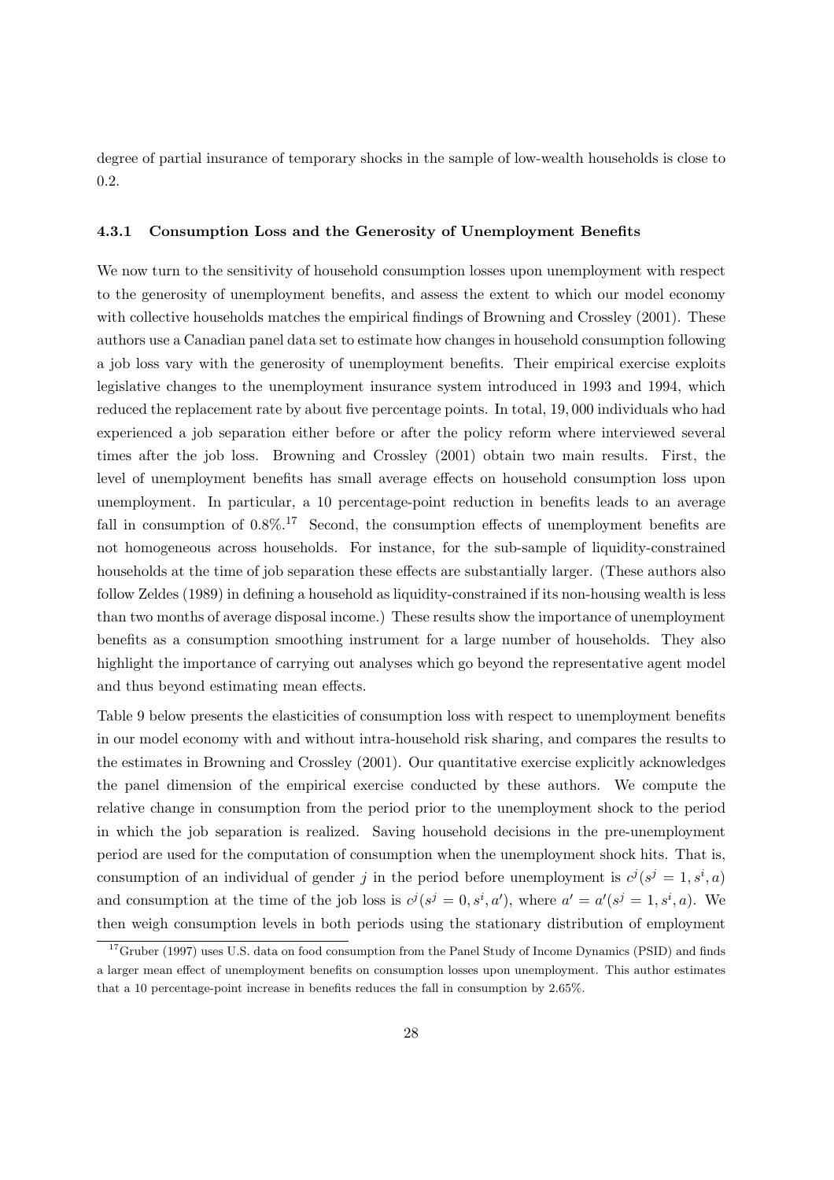degree of partial insurance of temporary shocks in the sample of low-wealth households is close to 0.2.

### 4.3.1 Consumption Loss and the Generosity of Unemployment Benefits

We now turn to the sensitivity of household consumption losses upon unemployment with respect to the generosity of unemployment benefits, and assess the extent to which our model economy with collective households matches the empirical findings of Browning and Crossley (2001). These authors use a Canadian panel data set to estimate how changes in household consumption following a job loss vary with the generosity of unemployment benefits. Their empirical exercise exploits legislative changes to the unemployment insurance system introduced in 1993 and 1994, which reduced the replacement rate by about five percentage points. In total, 19,000 individuals who had experienced a job separation either before or after the policy reform where interviewed several times after the job loss. Browning and Crossley (2001) obtain two main results. First, the level of unemployment benefits has small average effects on household consumption loss upon unemployment. In particular, a 10 percentage-point reduction in benefits leads to an average fall in consumption of 0.8%.[17] Second, the consumption effects of unemployment benefits are not homogeneous across households. For instance, for the sub-sample of liquidity-constrained households at the time of job separation these effects are substantially larger. (These authors also follow Zeldes (1989) in defining a household as liquidity-constrained if its non-housing wealth is less than two months of average disposal income.) These results show the importance of unemployment benefits as a consumption smoothing instrument for a large number of households. They also highlight the importance of carrying out analyses which go beyond the representative agent model and thus beyond estimating mean effects.

Table 9 below presents the elasticities of consumption loss with respect to unemployment benefits in our model economy with and without intra-household risk sharing, and compares the results to the estimates in Browning and Crossley (2001). Our quantitative exercise explicitly acknowledges the panel dimension of the empirical exercise conducted by these authors. We compute the relative change in consumption from the period prior to the unemployment shock to the period in which the job separation is realized. Saving household decisions in the pre-unemployment period are used for the computation of consumption when the unemployment shock hits. That is, consumption of an individual of gender $j$ in the period before unemployment is $c^j(s^j = 1, s^i, a)$ and consumption at the time of the job loss is $c^j(s^j = 0, s^i, a')$, where $a' = a'(s^j = 1, s^i, a)$. We then weigh consumption levels in both periods using the stationary distribution of employment

[17] Gruber (1997) uses U.S. data on food consumption from the Panel Study of Income Dynamics (PSID) and finds a larger mean effect of unemployment benefits on consumption losses upon unemployment. This author estimates that a 10 percentage-point increase in benefits reduces the fall in consumption by 2.65%.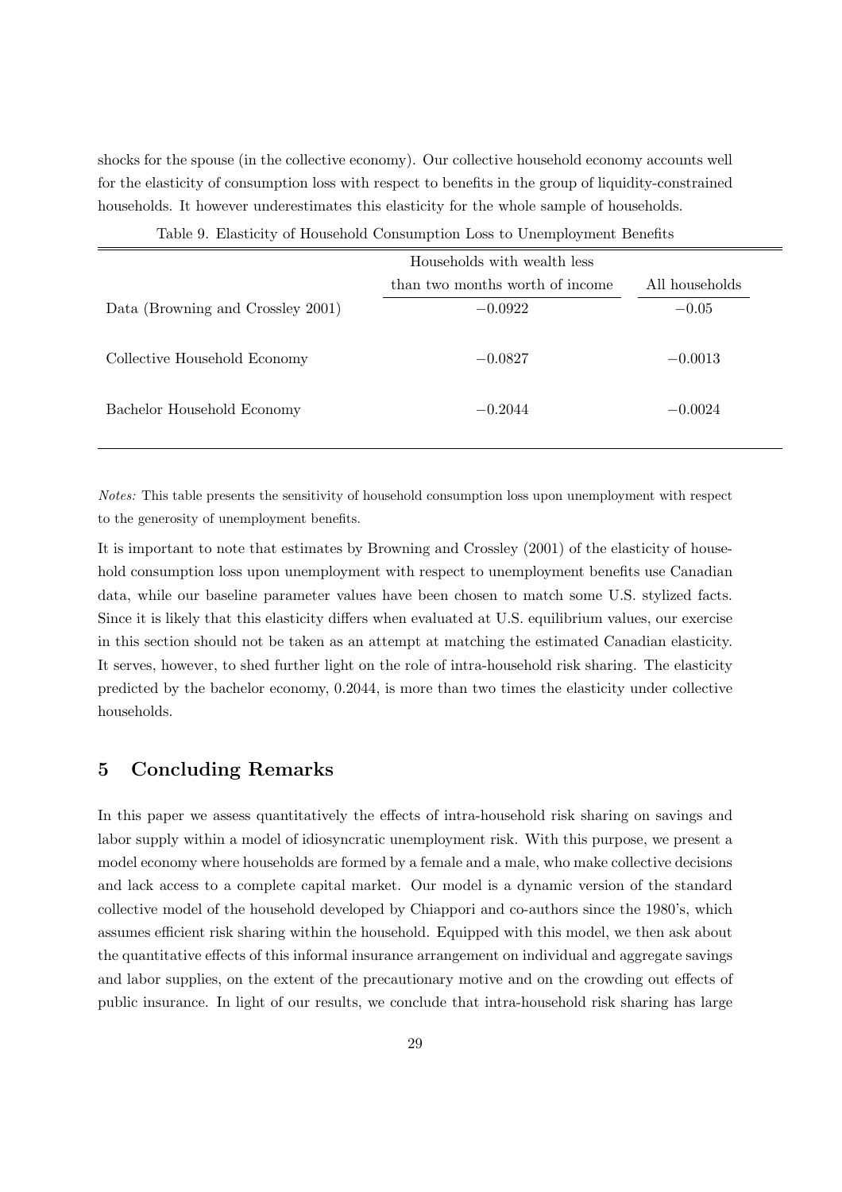shocks for the spouse (in the collective economy). Our collective household economy accounts well for the elasticity of consumption loss with respect to benefits in the group of liquidity-constrained households. It however underestimates this elasticity for the whole sample of households.

Table 9. Elasticity of Household Consumption Loss to Unemployment Benefits

| | Households with wealth less than two months worth of income | All households |
|---|---|---|
| Data (Browning and Crossley 2001) | −0.0922 | −0.05 |
| Collective Household Economy | −0.0827 | −0.0013 |
| Bachelor Household Economy | −0.2044 | −0.0024 |

*Notes:* This table presents the sensitivity of household consumption loss upon unemployment with respect to the generosity of unemployment benefits.

It is important to note that estimates by Browning and Crossley (2001) of the elasticity of household consumption loss upon unemployment with respect to unemployment benefits use Canadian data, while our baseline parameter values have been chosen to match some U.S. stylized facts. Since it is likely that this elasticity differs when evaluated at U.S. equilibrium values, our exercise in this section should not be taken as an attempt at matching the estimated Canadian elasticity. It serves, however, to shed further light on the role of intra-household risk sharing. The elasticity predicted by the bachelor economy, 0.2044, is more than two times the elasticity under collective households.

## 5 Concluding Remarks

In this paper we assess quantitatively the effects of intra-household risk sharing on savings and labor supply within a model of idiosyncratic unemployment risk. With this purpose, we present a model economy where households are formed by a female and a male, who make collective decisions and lack access to a complete capital market. Our model is a dynamic version of the standard collective model of the household developed by Chiappori and co-authors since the 1980's, which assumes efficient risk sharing within the household. Equipped with this model, we then ask about the quantitative effects of this informal insurance arrangement on individual and aggregate savings and labor supplies, on the extent of the precautionary motive and on the crowding out effects of public insurance. In light of our results, we conclude that intra-household risk sharing has large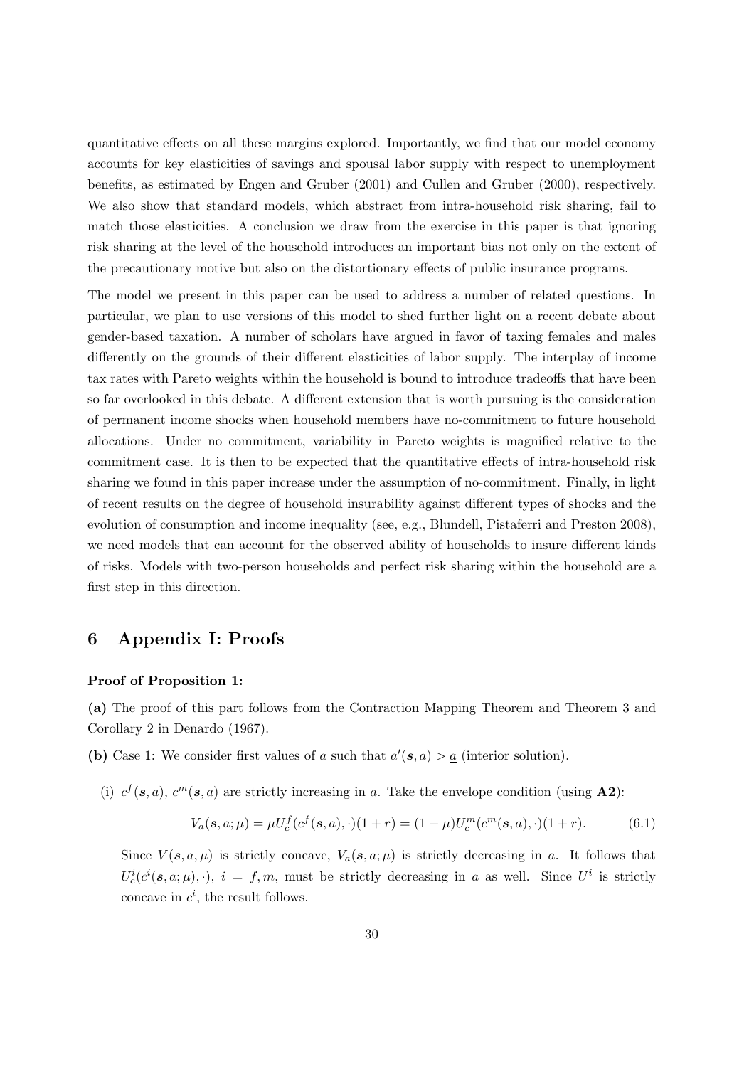quantitative effects on all these margins explored. Importantly, we find that our model economy accounts for key elasticities of savings and spousal labor supply with respect to unemployment benefits, as estimated by Engen and Gruber (2001) and Cullen and Gruber (2000), respectively. We also show that standard models, which abstract from intra-household risk sharing, fail to match those elasticities. A conclusion we draw from the exercise in this paper is that ignoring risk sharing at the level of the household introduces an important bias not only on the extent of the precautionary motive but also on the distortionary effects of public insurance programs.

The model we present in this paper can be used to address a number of related questions. In particular, we plan to use versions of this model to shed further light on a recent debate about gender-based taxation. A number of scholars have argued in favor of taxing females and males differently on the grounds of their different elasticities of labor supply. The interplay of income tax rates with Pareto weights within the household is bound to introduce tradeoffs that have been so far overlooked in this debate. A different extension that is worth pursuing is the consideration of permanent income shocks when household members have no-commitment to future household allocations. Under no commitment, variability in Pareto weights is magnified relative to the commitment case. It is then to be expected that the quantitative effects of intra-household risk sharing we found in this paper increase under the assumption of no-commitment. Finally, in light of recent results on the degree of household insurability against different types of shocks and the evolution of consumption and income inequality (see, e.g., Blundell, Pistaferri and Preston 2008), we need models that can account for the observed ability of households to insure different kinds of risks. Models with two-person households and perfect risk sharing within the household are a first step in this direction.

# 6 Appendix I: Proofs

**Proof of Proposition 1:**

**(a)** The proof of this part follows from the Contraction Mapping Theorem and Theorem 3 and Corollary 2 in Denardo (1967).

**(b)** Case 1: We consider first values of $a$ such that $a'(\boldsymbol{s}, a) > \underline{a}$ (interior solution).

(i) $c^f(\boldsymbol{s}, a)$, $c^m(\boldsymbol{s}, a)$ are strictly increasing in $a$. Take the envelope condition (using **A2**):

$$V_a(\boldsymbol{s}, a; \mu) = \mu U_c^f(c^f(\boldsymbol{s}, a), \cdot)(1 + r) = (1 - \mu)U_c^m(c^m(\boldsymbol{s}, a), \cdot)(1 + r). \tag{6.1}$$

Since $V(\boldsymbol{s}, a, \mu)$ is strictly concave, $V_a(\boldsymbol{s}, a; \mu)$ is strictly decreasing in $a$. It follows that $U_c^i(c^i(\boldsymbol{s}, a; \mu), \cdot)$, $i = f, m$, must be strictly decreasing in $a$ as well. Since $U^i$ is strictly concave in $c^i$, the result follows.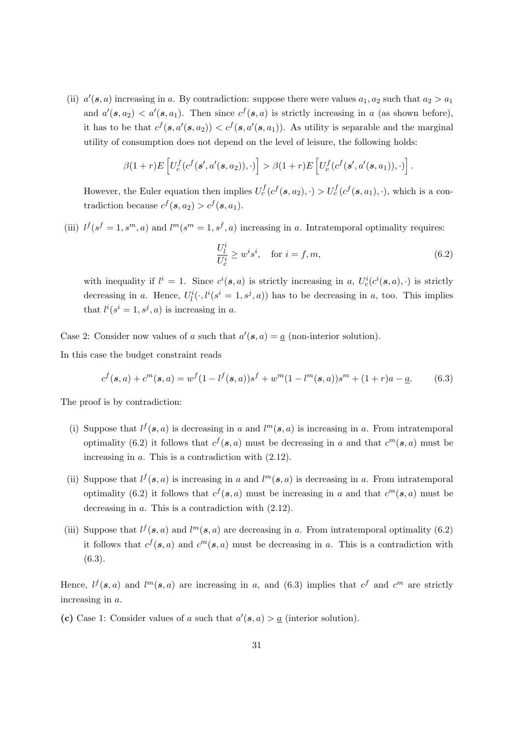(ii) $a'(\boldsymbol{s}, a)$ increasing in $a$. By contradiction: suppose there were values $a_1, a_2$ such that $a_2 > a_1$ and $a'(\boldsymbol{s}, a_2) < a'(\boldsymbol{s}, a_1)$. Then since $c^f(\boldsymbol{s}, a)$ is strictly increasing in $a$ (as shown before), it has to be that $c^f(\boldsymbol{s}, a'(\boldsymbol{s}, a_2)) < c^f(\boldsymbol{s}, a'(\boldsymbol{s}, a_1))$. As utility is separable and the marginal utility of consumption does not depend on the level of leisure, the following holds:

$$\beta(1+r)E\left[U_c^f(c^f(\boldsymbol{s}', a'(\boldsymbol{s}, a_2)), \cdot)\right] > \beta(1+r)E\left[U_c^f(c^f(\boldsymbol{s}', a'(\boldsymbol{s}, a_1)), \cdot)\right].$$

However, the Euler equation then implies $U_c^f(c^f(\boldsymbol{s}, a_2), \cdot) > U_c^f(c^f(\boldsymbol{s}, a_1), \cdot)$, which is a contradiction because $c^f(\boldsymbol{s}, a_2) > c^f(\boldsymbol{s}, a_1)$.

(iii) $l^f(s^f = 1, s^m, a)$ and $l^m(s^m = 1, s^f, a)$ increasing in $a$. Intratemporal optimality requires:

$$\frac{U_l^i}{U_c^i} \geq w^i s^i, \quad \text{for } i = f, m, \tag{6.2}$$

with inequality if $l^i = 1$. Since $c^i(\boldsymbol{s}, a)$ is strictly increasing in $a$, $U_c^i(c^i(\boldsymbol{s}, a), \cdot)$ is strictly decreasing in $a$. Hence, $U_l^i(\cdot, l^i(s^i = 1, s^j, a))$ has to be decreasing in $a$, too. This implies that $l^i(s^i = 1, s^j, a)$ is increasing in $a$.

Case 2: Consider now values of $a$ such that $a'(\boldsymbol{s}, a) = \underline{a}$ (non-interior solution).

In this case the budget constraint reads

$$c^f(\boldsymbol{s}, a) + c^m(\boldsymbol{s}, a) = w^f(1 - l^f(\boldsymbol{s}, a))s^f + w^m(1 - l^m(\boldsymbol{s}, a))s^m + (1+r)a - \underline{a}. \tag{6.3}$$

The proof is by contradiction:

(i) Suppose that $l^f(\boldsymbol{s}, a)$ is decreasing in $a$ and $l^m(\boldsymbol{s}, a)$ is increasing in $a$. From intratemporal optimality (6.2) it follows that $c^f(\boldsymbol{s}, a)$ must be decreasing in $a$ and that $c^m(\boldsymbol{s}, a)$ must be increasing in $a$. This is a contradiction with (2.12).

(ii) Suppose that $l^f(\boldsymbol{s}, a)$ is increasing in $a$ and $l^m(\boldsymbol{s}, a)$ is decreasing in $a$. From intratemporal optimality (6.2) it follows that $c^f(\boldsymbol{s}, a)$ must be increasing in $a$ and that $c^m(\boldsymbol{s}, a)$ must be decreasing in $a$. This is a contradiction with (2.12).

(iii) Suppose that $l^f(\boldsymbol{s}, a)$ and $l^m(\boldsymbol{s}, a)$ are decreasing in $a$. From intratemporal optimality (6.2) it follows that $c^f(\boldsymbol{s}, a)$ and $c^m(\boldsymbol{s}, a)$ must be decreasing in $a$. This is a contradiction with (6.3).

Hence, $l^f(\boldsymbol{s}, a)$ and $l^m(\boldsymbol{s}, a)$ are increasing in $a$, and (6.3) implies that $c^f$ and $c^m$ are strictly increasing in $a$.

**(c)** Case 1: Consider values of $a$ such that $a'(\boldsymbol{s}, a) > \underline{a}$ (interior solution).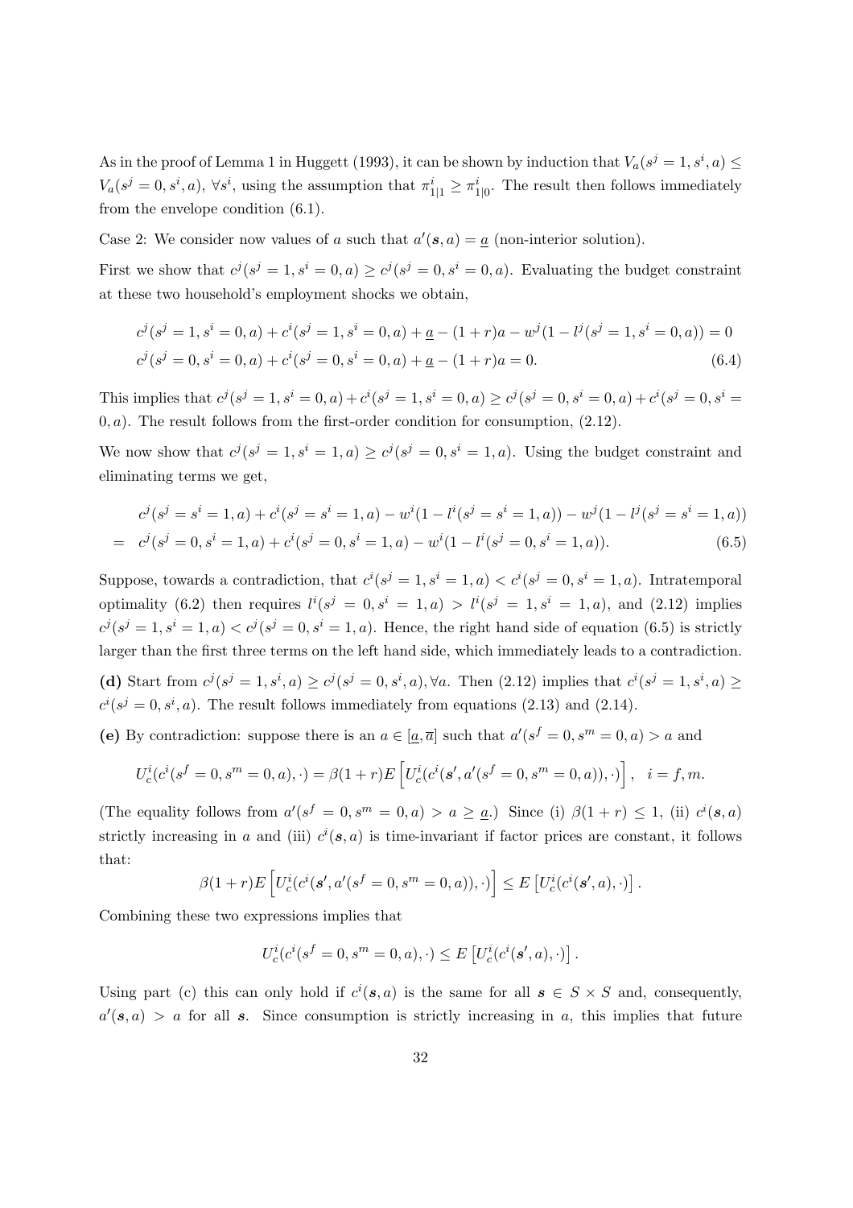As in the proof of Lemma 1 in Huggett (1993), it can be shown by induction that $V_a(s^j = 1, s^i, a) \leq V_a(s^j = 0, s^i, a)$, $\forall s^i$, using the assumption that $\pi^i_{1|1} \geq \pi^i_{1|0}$. The result then follows immediately from the envelope condition (6.1).

Case 2: We consider now values of $a$ such that $a'(\boldsymbol{s}, a) = \underline{a}$ (non-interior solution).

First we show that $c^j(s^j = 1, s^i = 0, a) \geq c^j(s^j = 0, s^i = 0, a)$. Evaluating the budget constraint at these two household's employment shocks we obtain,

$$
\begin{aligned}
c^j(s^j = 1, s^i = 0, a) + c^i(s^j = 1, s^i = 0, a) + \underline{a} - (1+r)a - w^j(1 - l^j(s^j = 1, s^i = 0, a)) &= 0 \\
c^j(s^j = 0, s^i = 0, a) + c^i(s^j = 0, s^i = 0, a) + \underline{a} - (1+r)a &= 0. \qquad (6.4)
\end{aligned}
$$

This implies that $c^j(s^j = 1, s^i = 0, a) + c^i(s^j = 1, s^i = 0, a) \geq c^j(s^j = 0, s^i = 0, a) + c^i(s^j = 0, s^i = 0, a)$. The result follows from the first-order condition for consumption, (2.12).

We now show that $c^j(s^j = 1, s^i = 1, a) \geq c^j(s^j = 0, s^i = 1, a)$. Using the budget constraint and eliminating terms we get,

$$
\begin{aligned}
& c^j(s^j = s^i = 1, a) + c^i(s^j = s^i = 1, a) - w^i(1 - l^i(s^j = s^i = 1, a)) - w^j(1 - l^j(s^j = s^i = 1, a)) \\
= \; & c^j(s^j = 0, s^i = 1, a) + c^i(s^j = 0, s^i = 1, a) - w^i(1 - l^i(s^j = 0, s^i = 1, a)). \qquad (6.5)
\end{aligned}
$$

Suppose, towards a contradiction, that $c^i(s^j = 1, s^i = 1, a) < c^i(s^j = 0, s^i = 1, a)$. Intratemporal optimality (6.2) then requires $l^i(s^j = 0, s^i = 1, a) > l^i(s^j = 1, s^i = 1, a)$, and (2.12) implies $c^j(s^j = 1, s^i = 1, a) < c^j(s^j = 0, s^i = 1, a)$. Hence, the right hand side of equation (6.5) is strictly larger than the first three terms on the left hand side, which immediately leads to a contradiction.

**(d)** Start from $c^j(s^j = 1, s^i, a) \geq c^j(s^j = 0, s^i, a), \forall a$. Then (2.12) implies that $c^i(s^j = 1, s^i, a) \geq c^i(s^j = 0, s^i, a)$. The result follows immediately from equations (2.13) and (2.14).

**(e)** By contradiction: suppose there is an $a \in [\underline{a}, \overline{a}]$ such that $a'(s^f = 0, s^m = 0, a) > a$ and

$$
U^i_c(c^i(s^f = 0, s^m = 0, a), \cdot) = \beta(1+r) E\left[U^i_c(c^i(\boldsymbol{s}', a'(s^f = 0, s^m = 0, a)), \cdot)\right], \quad i = f, m.
$$

(The equality follows from $a'(s^f = 0, s^m = 0, a) > a \geq \underline{a}$.) Since (i) $\beta(1+r) \leq 1$, (ii) $c^i(\boldsymbol{s}, a)$ strictly increasing in $a$ and (iii) $c^i(\boldsymbol{s}, a)$ is time-invariant if factor prices are constant, it follows that:

$$
\beta(1+r) E\left[U^i_c(c^i(\boldsymbol{s}', a'(s^f = 0, s^m = 0, a)), \cdot)\right] \leq E\left[U^i_c(c^i(\boldsymbol{s}', a), \cdot)\right].
$$

Combining these two expressions implies that

$$
U^i_c(c^i(s^f = 0, s^m = 0, a), \cdot) \leq E\left[U^i_c(c^i(\boldsymbol{s}', a), \cdot)\right].
$$

Using part (c) this can only hold if $c^i(\boldsymbol{s}, a)$ is the same for all $\boldsymbol{s} \in S \times S$ and, consequently, $a'(\boldsymbol{s}, a) > a$ for all $\boldsymbol{s}$. Since consumption is strictly increasing in $a$, this implies that future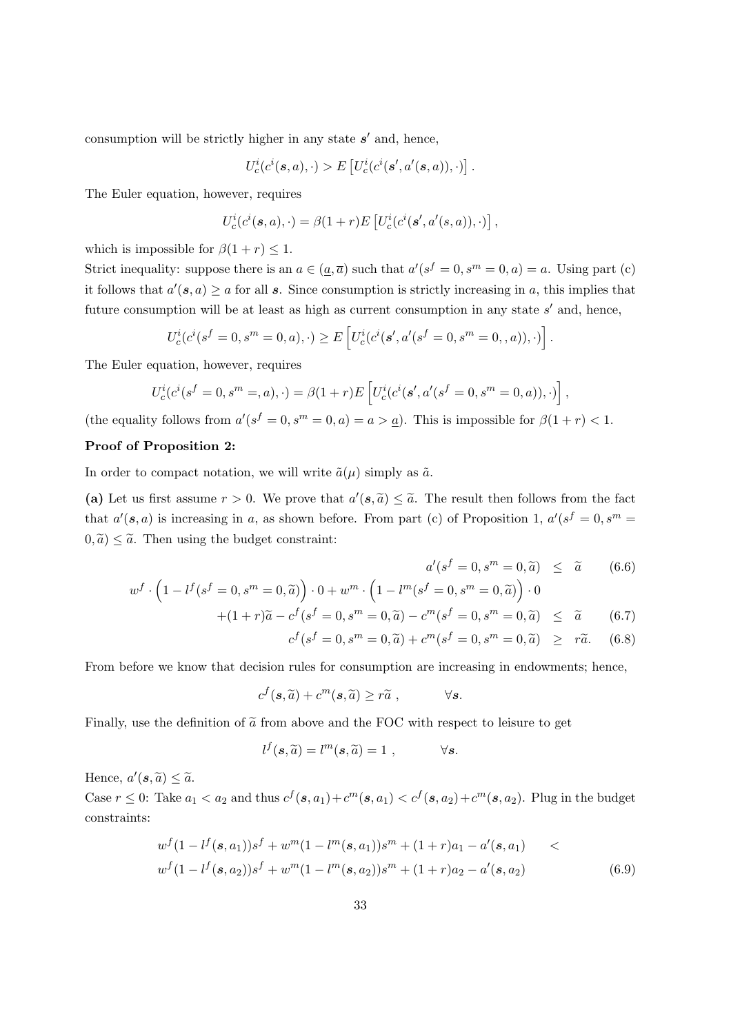consumption will be strictly higher in any state $\boldsymbol{s}'$ and, hence,

$$U_c^i(c^i(\boldsymbol{s},a),\cdot) > E\left[U_c^i(c^i(\boldsymbol{s}',a'(\boldsymbol{s},a)),\cdot)\right].$$

The Euler equation, however, requires

$$U_c^i(c^i(\boldsymbol{s},a),\cdot) = \beta(1+r)E\left[U_c^i(c^i(\boldsymbol{s}',a'(s,a)),\cdot)\right],$$

which is impossible for $\beta(1+r) \leq 1$.

Strict inequality: suppose there is an $a \in (\underline{a}, \overline{a})$ such that $a'(s^f = 0, s^m = 0, a) = a$. Using part (c) it follows that $a'(\boldsymbol{s}, a) \geq a$ for all $\boldsymbol{s}$. Since consumption is strictly increasing in $a$, this implies that future consumption will be at least as high as current consumption in any state $s'$ and, hence,

$$U_c^i(c^i(s^f=0,s^m=0,a),\cdot) \geq E\left[U_c^i(c^i(\boldsymbol{s}',a'(s^f=0,s^m=0,,a)),\cdot)\right].$$

The Euler equation, however, requires

$$U_c^i(c^i(s^f=0,s^m=,a),\cdot) = \beta(1+r)E\left[U_c^i(c^i(\boldsymbol{s}',a'(s^f=0,s^m=0,a)),\cdot)\right],$$

(the equality follows from $a'(s^f = 0, s^m = 0, a) = a > \underline{a}$). This is impossible for $\beta(1+r) < 1$.

**Proof of Proposition 2:**

In order to compact notation, we will write $\tilde{a}(\mu)$ simply as $\tilde{a}$.

**(a)** Let us first assume $r > 0$. We prove that $a'(\boldsymbol{s}, \widetilde{a}) \leq \widetilde{a}$. The result then follows from the fact that $a'(\boldsymbol{s}, a)$ is increasing in $a$, as shown before. From part (c) of Proposition 1, $a'(s^f = 0, s^m = 0, \widetilde{a}) \leq \widetilde{a}$. Then using the budget constraint:

$$a'(s^f=0,s^m=0,\widetilde{a}) \leq \widetilde{a} \tag{6.6}$$

$$w^f \cdot \left(1 - l^f(s^f=0,s^m=0,\widetilde{a})\right)\cdot 0 + w^m \cdot \left(1-l^m(s^f=0,s^m=0,\widetilde{a})\right)\cdot 0$$
$$+(1+r)\widetilde{a} - c^f(s^f=0,s^m=0,\widetilde{a}) - c^m(s^f=0,s^m=0,\widetilde{a}) \leq \widetilde{a} \tag{6.7}$$

$$c^f(s^f=0,s^m=0,\widetilde{a}) + c^m(s^f=0,s^m=0,\widetilde{a}) \geq r\widetilde{a}. \tag{6.8}$$

From before we know that decision rules for consumption are increasing in endowments; hence,

$$c^f(\boldsymbol{s},\widetilde{a}) + c^m(\boldsymbol{s},\widetilde{a}) \geq r\widetilde{a}\ , \qquad \forall \boldsymbol{s}.$$

Finally, use the definition of $\widetilde{a}$ from above and the FOC with respect to leisure to get

$$l^f(\boldsymbol{s},\widetilde{a}) = l^m(\boldsymbol{s},\widetilde{a}) = 1\ , \qquad \forall \boldsymbol{s}.$$

Hence, $a'(\boldsymbol{s}, \widetilde{a}) \leq \widetilde{a}$.

Case $r \leq 0$: Take $a_1 < a_2$ and thus $c^f(\boldsymbol{s}, a_1) + c^m(\boldsymbol{s}, a_1) < c^f(\boldsymbol{s}, a_2) + c^m(\boldsymbol{s}, a_2)$. Plug in the budget constraints:

$$w^f(1-l^f(\boldsymbol{s},a_1))s^f + w^m(1-l^m(\boldsymbol{s},a_1))s^m + (1+r)a_1 - a'(\boldsymbol{s},a_1) \quad <$$
$$w^f(1-l^f(\boldsymbol{s},a_2))s^f + w^m(1-l^m(\boldsymbol{s},a_2))s^m + (1+r)a_2 - a'(\boldsymbol{s},a_2) \tag{6.9}$$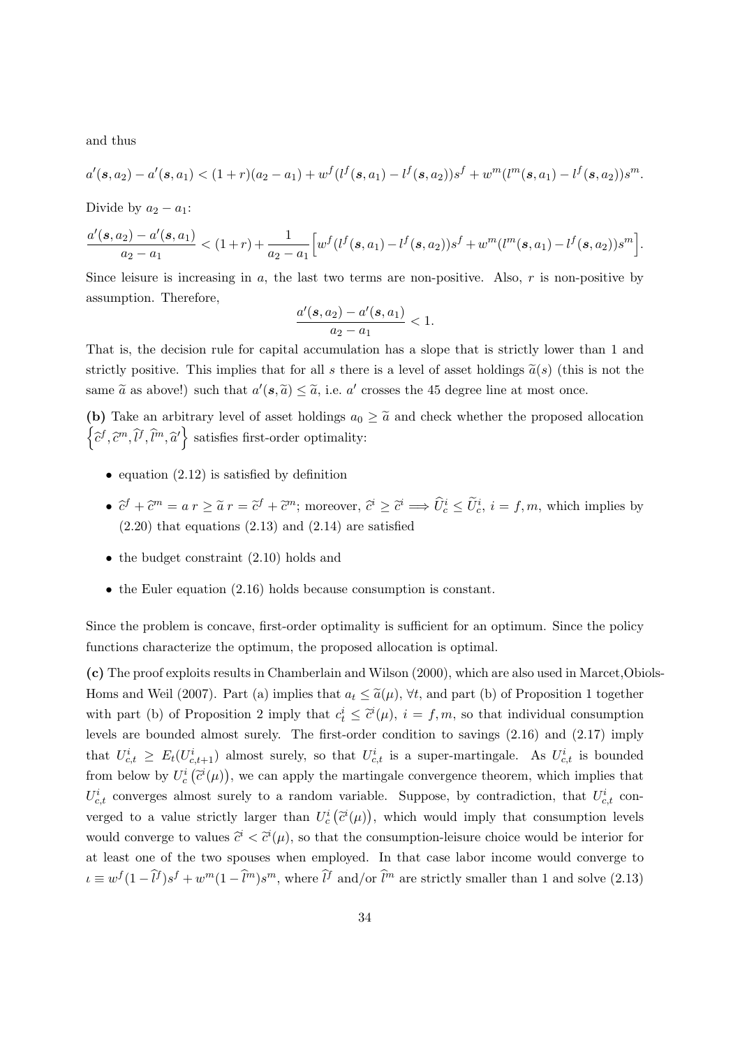and thus

$$a'(\boldsymbol{s}, a_2) - a'(\boldsymbol{s}, a_1) < (1+r)(a_2 - a_1) + w^f(l^f(\boldsymbol{s}, a_1) - l^f(\boldsymbol{s}, a_2))s^f + w^m(l^m(\boldsymbol{s}, a_1) - l^f(\boldsymbol{s}, a_2))s^m.$$

Divide by $a_2 - a_1$:

$$\frac{a'(\boldsymbol{s}, a_2) - a'(\boldsymbol{s}, a_1)}{a_2 - a_1} < (1+r) + \frac{1}{a_2 - a_1}\Big[w^f(l^f(\boldsymbol{s}, a_1) - l^f(\boldsymbol{s}, a_2))s^f + w^m(l^m(\boldsymbol{s}, a_1) - l^f(\boldsymbol{s}, a_2))s^m\Big].$$

Since leisure is increasing in $a$, the last two terms are non-positive. Also, $r$ is non-positive by assumption. Therefore,

$$\frac{a'(\boldsymbol{s}, a_2) - a'(\boldsymbol{s}, a_1)}{a_2 - a_1} < 1.$$

That is, the decision rule for capital accumulation has a slope that is strictly lower than 1 and strictly positive. This implies that for all $s$ there is a level of asset holdings $\widetilde{a}(s)$ (this is not the same $\widetilde{a}$ as above!) such that $a'(\boldsymbol{s}, \widetilde{a}) \leq \widetilde{a}$, i.e. $a'$ crosses the 45 degree line at most once.

**(b)** Take an arbitrary level of asset holdings $a_0 \geq \widetilde{a}$ and check whether the proposed allocation $\left\{\widehat{c}^f, \widehat{c}^m, \widehat{l}^f, \widehat{l}^m, \widehat{a}'\right\}$ satisfies first-order optimality:

- equation (2.12) is satisfied by definition
- $\widehat{c}^f + \widehat{c}^m = a\, r \geq \widetilde{a}\, r = \widetilde{c}^f + \widetilde{c}^m$; moreover, $\widehat{c}^i \geq \widetilde{c}^i \Longrightarrow \widehat{U}^i_c \leq \widetilde{U}^i_c$, $i = f, m$, which implies by (2.20) that equations (2.13) and (2.14) are satisfied
- the budget constraint (2.10) holds and
- the Euler equation (2.16) holds because consumption is constant.

Since the problem is concave, first-order optimality is sufficient for an optimum. Since the policy functions characterize the optimum, the proposed allocation is optimal.

**(c)** The proof exploits results in Chamberlain and Wilson (2000), which are also used in Marcet,Obiols-Homs and Weil (2007). Part (a) implies that $a_t \leq \widetilde{a}(\mu)$, $\forall t$, and part (b) of Proposition 1 together with part (b) of Proposition 2 imply that $c^i_t \leq \widetilde{c}^i(\mu)$, $i = f, m$, so that individual consumption levels are bounded almost surely. The first-order condition to savings (2.16) and (2.17) imply that $U^i_{c,t} \geq E_t(U^i_{c,t+1})$ almost surely, so that $U^i_{c,t}$ is a super-martingale. As $U^i_{c,t}$ is bounded from below by $U^i_c\left(\widetilde{c}^i(\mu)\right)$, we can apply the martingale convergence theorem, which implies that $U^i_{c,t}$ converges almost surely to a random variable. Suppose, by contradiction, that $U^i_{c,t}$ converged to a value strictly larger than $U^i_c\left(\widetilde{c}^i(\mu)\right)$, which would imply that consumption levels would converge to values $\widehat{c}^i < \widetilde{c}^i(\mu)$, so that the consumption-leisure choice would be interior for at least one of the two spouses when employed. In that case labor income would converge to $\iota \equiv w^f(1 - \widehat{l}^f)s^f + w^m(1 - \widehat{l}^m)s^m$, where $\widehat{l}^f$ and/or $\widehat{l}^m$ are strictly smaller than 1 and solve (2.13)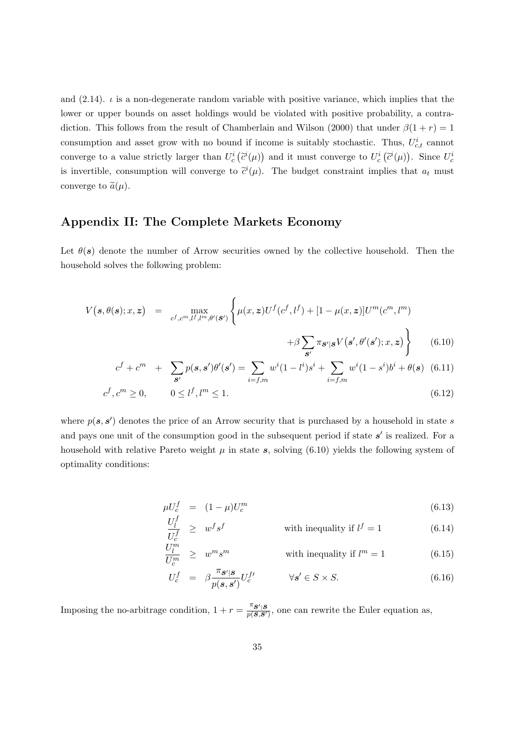and (2.14). $\iota$ is a non-degenerate random variable with positive variance, which implies that the lower or upper bounds on asset holdings would be violated with positive probability, a contradiction. This follows from the result of Chamberlain and Wilson (2000) that under $\beta(1+r)=1$ consumption and asset grow with no bound if income is suitably stochastic. Thus, $U^i_{c,t}$ cannot converge to a value strictly larger than $U^i_c\left(\widetilde{c}^i(\mu)\right)$ and it must converge to $U^i_c\left(\widetilde{c}^i(\mu)\right)$. Since $U^i_c$ is invertible, consumption will converge to $\widetilde{c}^i(\mu)$. The budget constraint implies that $a_t$ must converge to $\widetilde{a}(\mu)$.

## Appendix II: The Complete Markets Economy

Let $\theta(\boldsymbol{s})$ denote the number of Arrow securities owned by the collective household. Then the household solves the following problem:

$$V\big(\boldsymbol{s},\theta(\boldsymbol{s});x,\boldsymbol{z}\big) = \max_{c^f,c^m,l^f,l^m,\theta'(\boldsymbol{s}')}\Bigg\{\mu(x,\boldsymbol{z})U^f(c^f,l^f)+[1-\mu(x,\boldsymbol{z})]U^m(c^m,l^m) + \beta\sum_{\boldsymbol{s}'}\pi_{\boldsymbol{s}'|\boldsymbol{s}}V\big(\boldsymbol{s}',\theta'(\boldsymbol{s}');x,\boldsymbol{z}\big)\Bigg\} \tag{6.10}$$

$$c^f+c^m + \sum_{\boldsymbol{s}'}p(\boldsymbol{s},\boldsymbol{s}')\theta'(\boldsymbol{s}') = \sum_{i=f,m}w^i(1-l^i)s^i+\sum_{i=f,m}w^i(1-s^i)b^i+\theta(\boldsymbol{s}) \tag{6.11}$$

$$c^f,c^m\geq 0, \qquad 0\leq l^f,l^m\leq 1. \tag{6.12}$$

where $p(\boldsymbol{s},\boldsymbol{s}')$ denotes the price of an Arrow security that is purchased by a household in state $s$ and pays one unit of the consumption good in the subsequent period if state $\boldsymbol{s}'$ is realized. For a household with relative Pareto weight $\mu$ in state $\boldsymbol{s}$, solving (6.10) yields the following system of optimality conditions:

$$\mu U^f_c = (1-\mu)U^m_c \tag{6.13}$$

$$\frac{U^f_l}{U^f_c} \geq w^f s^f \qquad \text{with inequality if } l^f=1 \tag{6.14}$$

$$\frac{U^m_l}{U^m_c} \geq w^m s^m \qquad \text{with inequality if } l^m=1 \tag{6.15}$$

$$U^f_c = \beta\frac{\pi_{\boldsymbol{s}'|\boldsymbol{s}}}{p(\boldsymbol{s},\boldsymbol{s}')}U^{f\prime}_c \qquad \forall \boldsymbol{s}'\in S\times S. \tag{6.16}$$

Imposing the no-arbitrage condition, $1+r=\frac{\pi_{\boldsymbol{s}'|\boldsymbol{s}}}{p(\boldsymbol{s},\boldsymbol{s}')}$, one can rewrite the Euler equation as,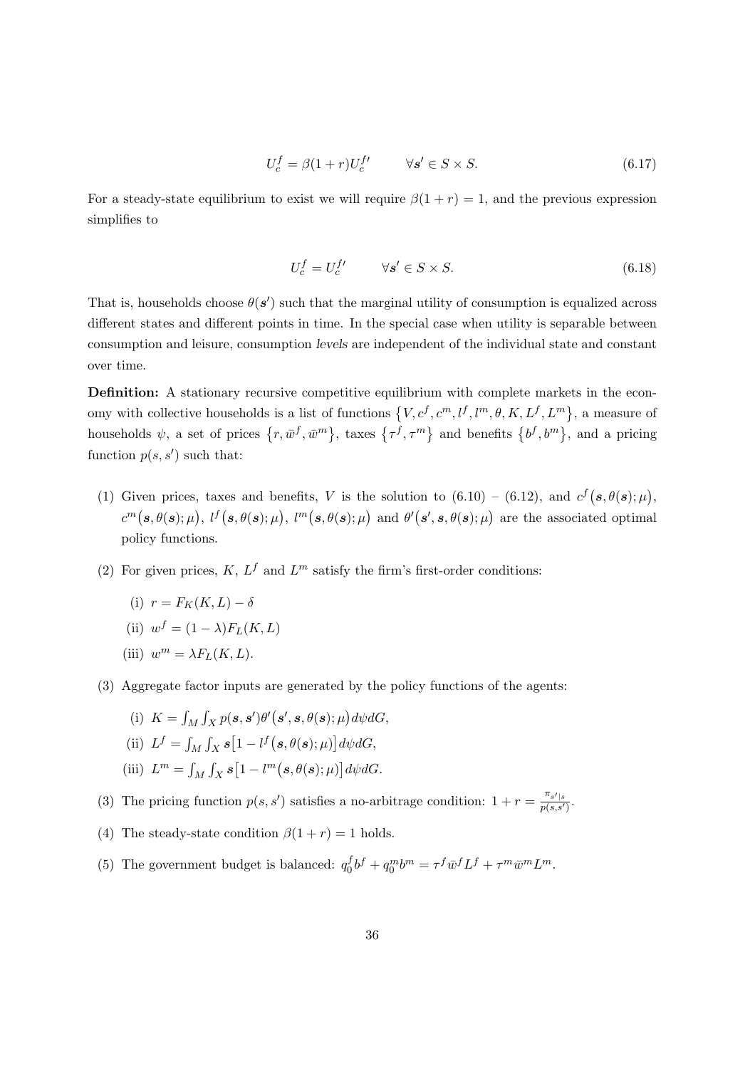$$U_c^f = \beta(1+r)U_c^{f\prime} \qquad \forall \boldsymbol{s}' \in S \times S. \tag{6.17}$$

For a steady-state equilibrium to exist we will require $\beta(1+r) = 1$, and the previous expression simplifies to

$$U_c^f = U_c^{f\prime} \qquad \forall \boldsymbol{s}' \in S \times S. \tag{6.18}$$

That is, households choose $\theta(\boldsymbol{s}')$ such that the marginal utility of consumption is equalized across different states and different points in time. In the special case when utility is separable between consumption and leisure, consumption *levels* are independent of the individual state and constant over time.

**Definition:** A stationary recursive competitive equilibrium with complete markets in the economy with collective households is a list of functions $\{V, c^f, c^m, l^f, l^m, \theta, K, L^f, L^m\}$, a measure of households $\psi$, a set of prices $\{r, \bar{w}^f, \bar{w}^m\}$, taxes $\{\tau^f, \tau^m\}$ and benefits $\{b^f, b^m\}$, and a pricing function $p(s, s')$ such that:

(1) Given prices, taxes and benefits, $V$ is the solution to (6.10) – (6.12), and $c^f(\boldsymbol{s}, \theta(\boldsymbol{s}); \mu)$, $c^m(\boldsymbol{s}, \theta(\boldsymbol{s}); \mu)$, $l^f(\boldsymbol{s}, \theta(\boldsymbol{s}); \mu)$, $l^m(\boldsymbol{s}, \theta(\boldsymbol{s}); \mu)$ and $\theta'(\boldsymbol{s}', \boldsymbol{s}, \theta(\boldsymbol{s}); \mu)$ are the associated optimal policy functions.

(2) For given prices, $K$, $L^f$ and $L^m$ satisfy the firm's first-order conditions:

   (i) $r = F_K(K, L) - \delta$

   (ii) $w^f = (1-\lambda)F_L(K, L)$

   (iii) $w^m = \lambda F_L(K, L)$.

(3) Aggregate factor inputs are generated by the policy functions of the agents:

   (i) $K = \int_M \int_X p(\boldsymbol{s}, \boldsymbol{s}')\theta'(\boldsymbol{s}', \boldsymbol{s}, \theta(\boldsymbol{s}); \mu) d\psi dG$,

   (ii) $L^f = \int_M \int_X \boldsymbol{s}[1 - l^f(\boldsymbol{s}, \theta(\boldsymbol{s}); \mu)] d\psi dG$,

   (iii) $L^m = \int_M \int_X \boldsymbol{s}[1 - l^m(\boldsymbol{s}, \theta(\boldsymbol{s}); \mu)] d\psi dG$.

(3) The pricing function $p(s, s')$ satisfies a no-arbitrage condition: $1 + r = \frac{\pi_{s'|s}}{p(s,s')}$.

(4) The steady-state condition $\beta(1+r) = 1$ holds.

(5) The government budget is balanced: $q_0^f b^f + q_0^m b^m = \tau^f \bar{w}^f L^f + \tau^m \bar{w}^m L^m$.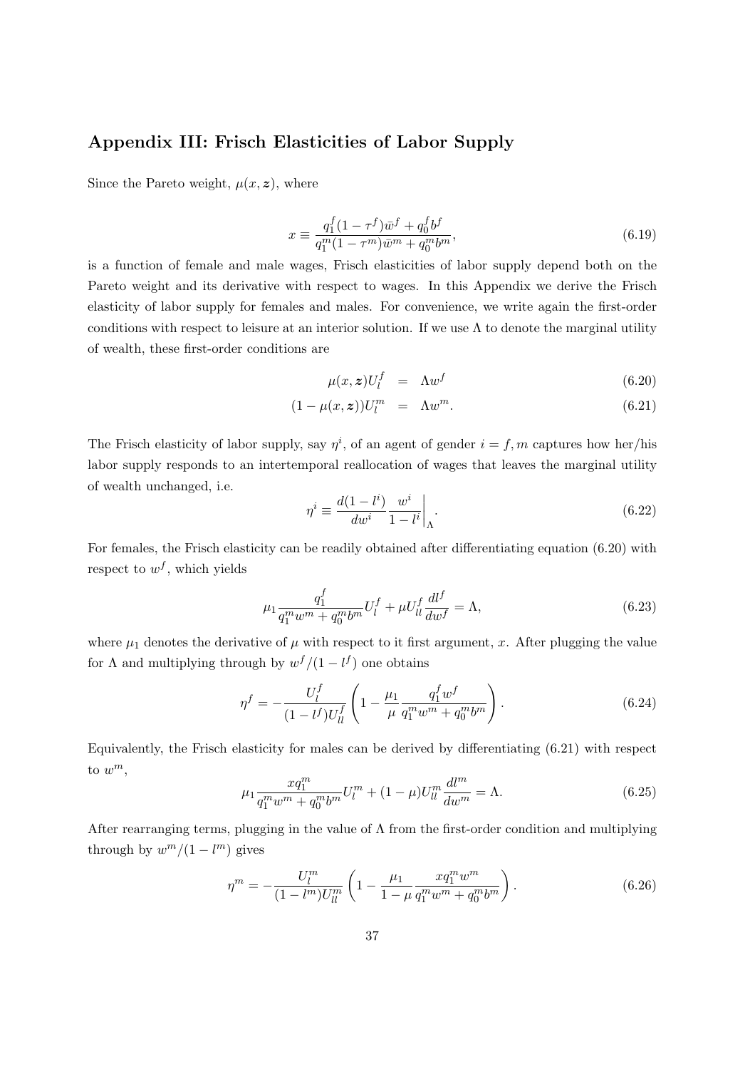## Appendix III: Frisch Elasticities of Labor Supply

Since the Pareto weight, $\mu(x, \boldsymbol{z})$, where

$$x \equiv \frac{q_1^f(1-\tau^f)\bar{w}^f + q_0^f b^f}{q_1^m(1-\tau^m)\bar{w}^m + q_0^m b^m}, \tag{6.19}$$

is a function of female and male wages, Frisch elasticities of labor supply depend both on the Pareto weight and its derivative with respect to wages. In this Appendix we derive the Frisch elasticity of labor supply for females and males. For convenience, we write again the first-order conditions with respect to leisure at an interior solution. If we use $\Lambda$ to denote the marginal utility of wealth, these first-order conditions are

$$\mu(x, \boldsymbol{z})U_l^f = \Lambda w^f \tag{6.20}$$

$$(1-\mu(x, \boldsymbol{z}))U_l^m = \Lambda w^m. \tag{6.21}$$

The Frisch elasticity of labor supply, say $\eta^i$, of an agent of gender $i = f, m$ captures how her/his labor supply responds to an intertemporal reallocation of wages that leaves the marginal utility of wealth unchanged, i.e.

$$\eta^i \equiv \left. \frac{d(1-l^i)}{dw^i}\frac{w^i}{1-l^i}\right|_\Lambda. \tag{6.22}$$

For females, the Frisch elasticity can be readily obtained after differentiating equation (6.20) with respect to $w^f$, which yields

$$\mu_1 \frac{q_1^f}{q_1^m w^m + q_0^m b^m}U_l^f + \mu U_{ll}^f \frac{dl^f}{dw^f} = \Lambda, \tag{6.23}$$

where $\mu_1$ denotes the derivative of $\mu$ with respect to it first argument, $x$. After plugging the value for $\Lambda$ and multiplying through by $w^f/(1-l^f)$ one obtains

$$\eta^f = -\frac{U_l^f}{(1-l^f)U_{ll}^f}\left(1 - \frac{\mu_1}{\mu}\frac{q_1^f w^f}{q_1^m w^m + q_0^m b^m}\right). \tag{6.24}$$

Equivalently, the Frisch elasticity for males can be derived by differentiating (6.21) with respect to $w^m$,

$$\mu_1 \frac{x q_1^m}{q_1^m w^m + q_0^m b^m}U_l^m + (1-\mu)U_{ll}^m \frac{dl^m}{dw^m} = \Lambda. \tag{6.25}$$

After rearranging terms, plugging in the value of $\Lambda$ from the first-order condition and multiplying through by $w^m/(1-l^m)$ gives

$$\eta^m = -\frac{U_l^m}{(1-l^m)U_{ll}^m}\left(1 - \frac{\mu_1}{1-\mu}\frac{x q_1^m w^m}{q_1^m w^m + q_0^m b^m}\right). \tag{6.26}$$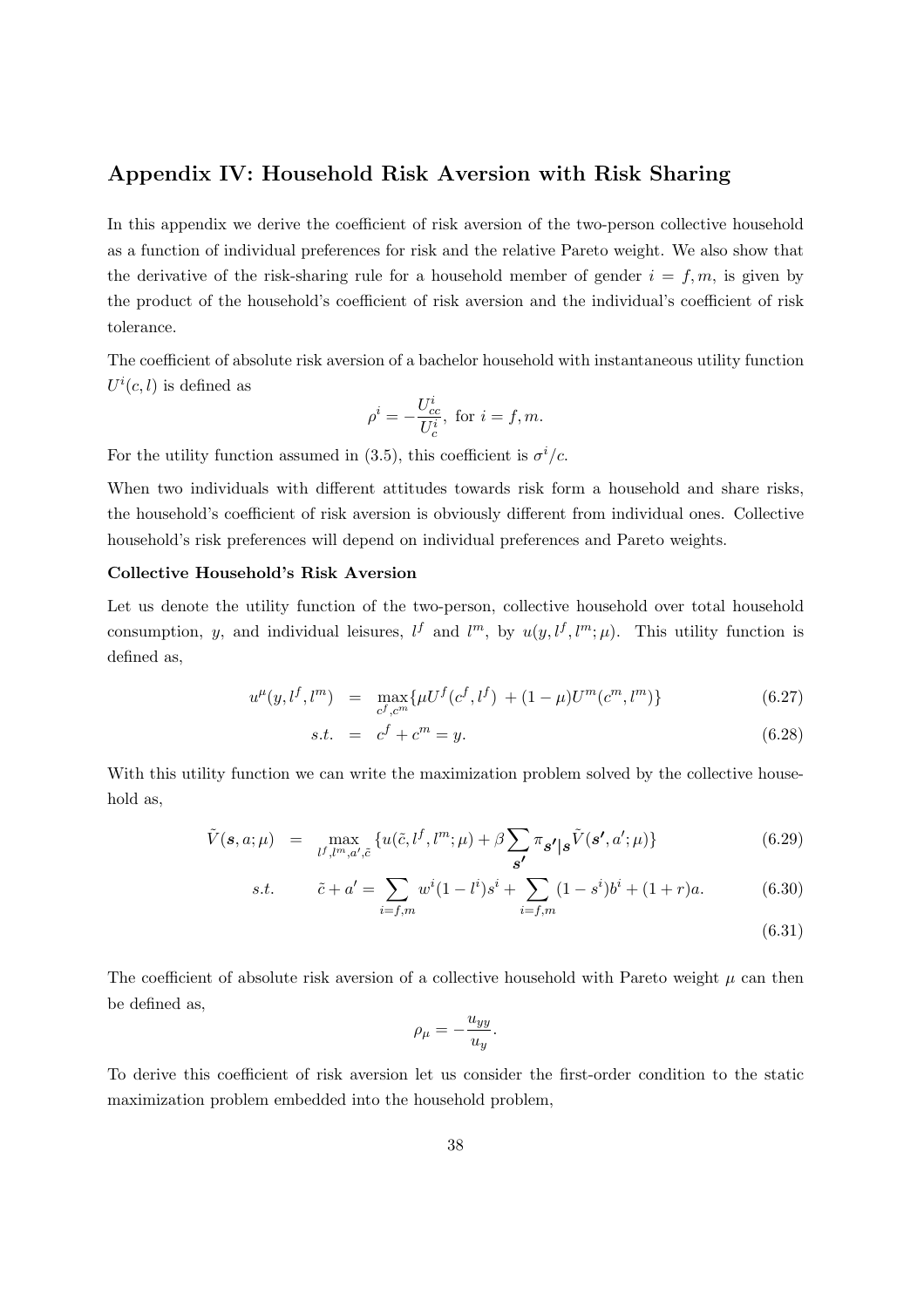## Appendix IV: Household Risk Aversion with Risk Sharing

In this appendix we derive the coefficient of risk aversion of the two-person collective household as a function of individual preferences for risk and the relative Pareto weight. We also show that the derivative of the risk-sharing rule for a household member of gender $i = f, m$, is given by the product of the household's coefficient of risk aversion and the individual's coefficient of risk tolerance.

The coefficient of absolute risk aversion of a bachelor household with instantaneous utility function $U^i(c, l)$ is defined as

$$\rho^i = -\frac{U^i_{cc}}{U^i_c}, \text{ for } i = f, m.$$

For the utility function assumed in (3.5), this coefficient is $\sigma^i/c$.

When two individuals with different attitudes towards risk form a household and share risks, the household's coefficient of risk aversion is obviously different from individual ones. Collective household's risk preferences will depend on individual preferences and Pareto weights.

**Collective Household's Risk Aversion**

Let us denote the utility function of the two-person, collective household over total household consumption, $y$, and individual leisures, $l^f$ and $l^m$, by $u(y, l^f, l^m; \mu)$. This utility function is defined as,

$$u^\mu(y, l^f, l^m) = \max_{c^f, c^m} \{\mu U^f(c^f, l^f) + (1-\mu) U^m(c^m, l^m)\} \tag{6.27}$$

$$s.t. = c^f + c^m = y. \tag{6.28}$$

With this utility function we can write the maximization problem solved by the collective household as,

$$\tilde{V}(\boldsymbol{s}, a; \mu) = \max_{l^f, l^m, a', \tilde{c}} \{u(\tilde{c}, l^f, l^m; \mu) + \beta \sum_{\boldsymbol{s'}} \pi_{\boldsymbol{s'}|\boldsymbol{s}} \tilde{V}(\boldsymbol{s'}, a'; \mu)\} \tag{6.29}$$

$$s.t. \qquad \tilde{c} + a' = \sum_{i=f,m} w^i(1-l^i)s^i + \sum_{i=f,m} (1-s^i)b^i + (1+r)a. \tag{6.30}$$

$$\tag{6.31}$$

The coefficient of absolute risk aversion of a collective household with Pareto weight $\mu$ can then be defined as,

$$\rho_\mu = -\frac{u_{yy}}{u_y}.$$

To derive this coefficient of risk aversion let us consider the first-order condition to the static maximization problem embedded into the household problem,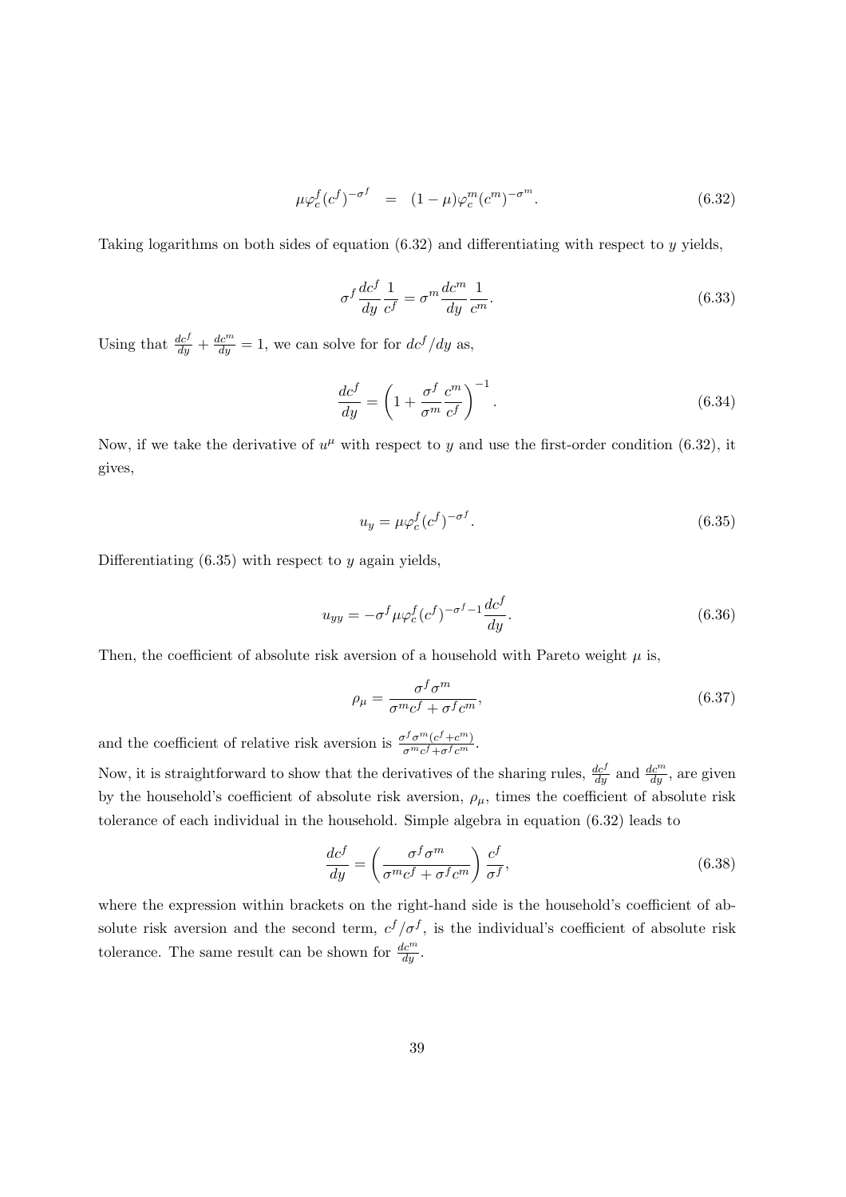$$\mu\varphi_c^f(c^f)^{-\sigma^f} \quad = \quad (1-\mu)\varphi_c^m(c^m)^{-\sigma^m}. \tag{6.32}$$

Taking logarithms on both sides of equation (6.32) and differentiating with respect to $y$ yields,

$$\sigma^f \frac{dc^f}{dy}\frac{1}{c^f} = \sigma^m \frac{dc^m}{dy}\frac{1}{c^m}. \tag{6.33}$$

Using that $\frac{dc^f}{dy} + \frac{dc^m}{dy} = 1$, we can solve for for $dc^f/dy$ as,

$$\frac{dc^f}{dy} = \left(1 + \frac{\sigma^f}{\sigma^m}\frac{c^m}{c^f}\right)^{-1}. \tag{6.34}$$

Now, if we take the derivative of $u^\mu$ with respect to $y$ and use the first-order condition (6.32), it gives,

$$u_y = \mu\varphi_c^f(c^f)^{-\sigma^f}. \tag{6.35}$$

Differentiating (6.35) with respect to $y$ again yields,

$$u_{yy} = -\sigma^f\mu\varphi_c^f(c^f)^{-\sigma^f-1}\frac{dc^f}{dy}. \tag{6.36}$$

Then, the coefficient of absolute risk aversion of a household with Pareto weight $\mu$ is,

$$\rho_\mu = \frac{\sigma^f\sigma^m}{\sigma^m c^f + \sigma^f c^m}, \tag{6.37}$$

and the coefficient of relative risk aversion is $\frac{\sigma^f\sigma^m(c^f+c^m)}{\sigma^m c^f+\sigma^f c^m}$.

Now, it is straightforward to show that the derivatives of the sharing rules, $\frac{dc^f}{dy}$ and $\frac{dc^m}{dy}$, are given by the household's coefficient of absolute risk aversion, $\rho_\mu$, times the coefficient of absolute risk tolerance of each individual in the household. Simple algebra in equation (6.32) leads to

$$\frac{dc^f}{dy} = \left(\frac{\sigma^f\sigma^m}{\sigma^m c^f + \sigma^f c^m}\right)\frac{c^f}{\sigma^f}, \tag{6.38}$$

where the expression within brackets on the right-hand side is the household's coefficient of absolute risk aversion and the second term, $c^f/\sigma^f$, is the individual's coefficient of absolute risk tolerance. The same result can be shown for $\frac{dc^m}{dy}$.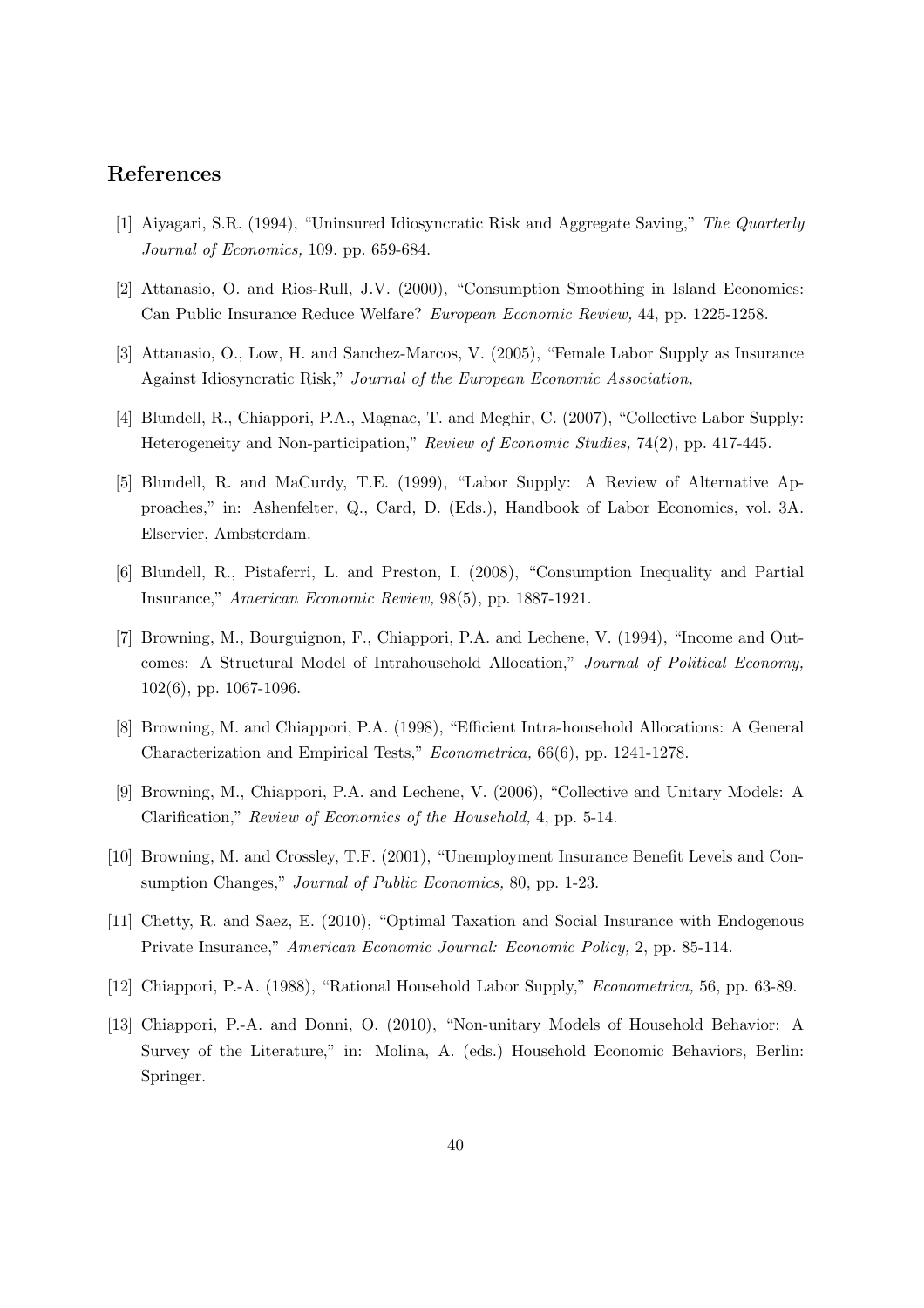## References

[1] Aiyagari, S.R. (1994), "Uninsured Idiosyncratic Risk and Aggregate Saving," *The Quarterly Journal of Economics,* 109. pp. 659-684.

[2] Attanasio, O. and Rios-Rull, J.V. (2000), "Consumption Smoothing in Island Economies: Can Public Insurance Reduce Welfare? *European Economic Review,* 44, pp. 1225-1258.

[3] Attanasio, O., Low, H. and Sanchez-Marcos, V. (2005), "Female Labor Supply as Insurance Against Idiosyncratic Risk," *Journal of the European Economic Association,*

[4] Blundell, R., Chiappori, P.A., Magnac, T. and Meghir, C. (2007), "Collective Labor Supply: Heterogeneity and Non-participation," *Review of Economic Studies,* 74(2), pp. 417-445.

[5] Blundell, R. and MaCurdy, T.E. (1999), "Labor Supply: A Review of Alternative Approaches," in: Ashenfelter, Q., Card, D. (Eds.), Handbook of Labor Economics, vol. 3A. Elservier, Ambsterdam.

[6] Blundell, R., Pistaferri, L. and Preston, I. (2008), "Consumption Inequality and Partial Insurance," *American Economic Review,* 98(5), pp. 1887-1921.

[7] Browning, M., Bourguignon, F., Chiappori, P.A. and Lechene, V. (1994), "Income and Outcomes: A Structural Model of Intrahousehold Allocation," *Journal of Political Economy,* 102(6), pp. 1067-1096.

[8] Browning, M. and Chiappori, P.A. (1998), "Efficient Intra-household Allocations: A General Characterization and Empirical Tests," *Econometrica,* 66(6), pp. 1241-1278.

[9] Browning, M., Chiappori, P.A. and Lechene, V. (2006), "Collective and Unitary Models: A Clarification," *Review of Economics of the Household,* 4, pp. 5-14.

[10] Browning, M. and Crossley, T.F. (2001), "Unemployment Insurance Benefit Levels and Consumption Changes," *Journal of Public Economics,* 80, pp. 1-23.

[11] Chetty, R. and Saez, E. (2010), "Optimal Taxation and Social Insurance with Endogenous Private Insurance," *American Economic Journal: Economic Policy,* 2, pp. 85-114.

[12] Chiappori, P.-A. (1988), "Rational Household Labor Supply," *Econometrica,* 56, pp. 63-89.

[13] Chiappori, P.-A. and Donni, O. (2010), "Non-unitary Models of Household Behavior: A Survey of the Literature," in: Molina, A. (eds.) Household Economic Behaviors, Berlin: Springer.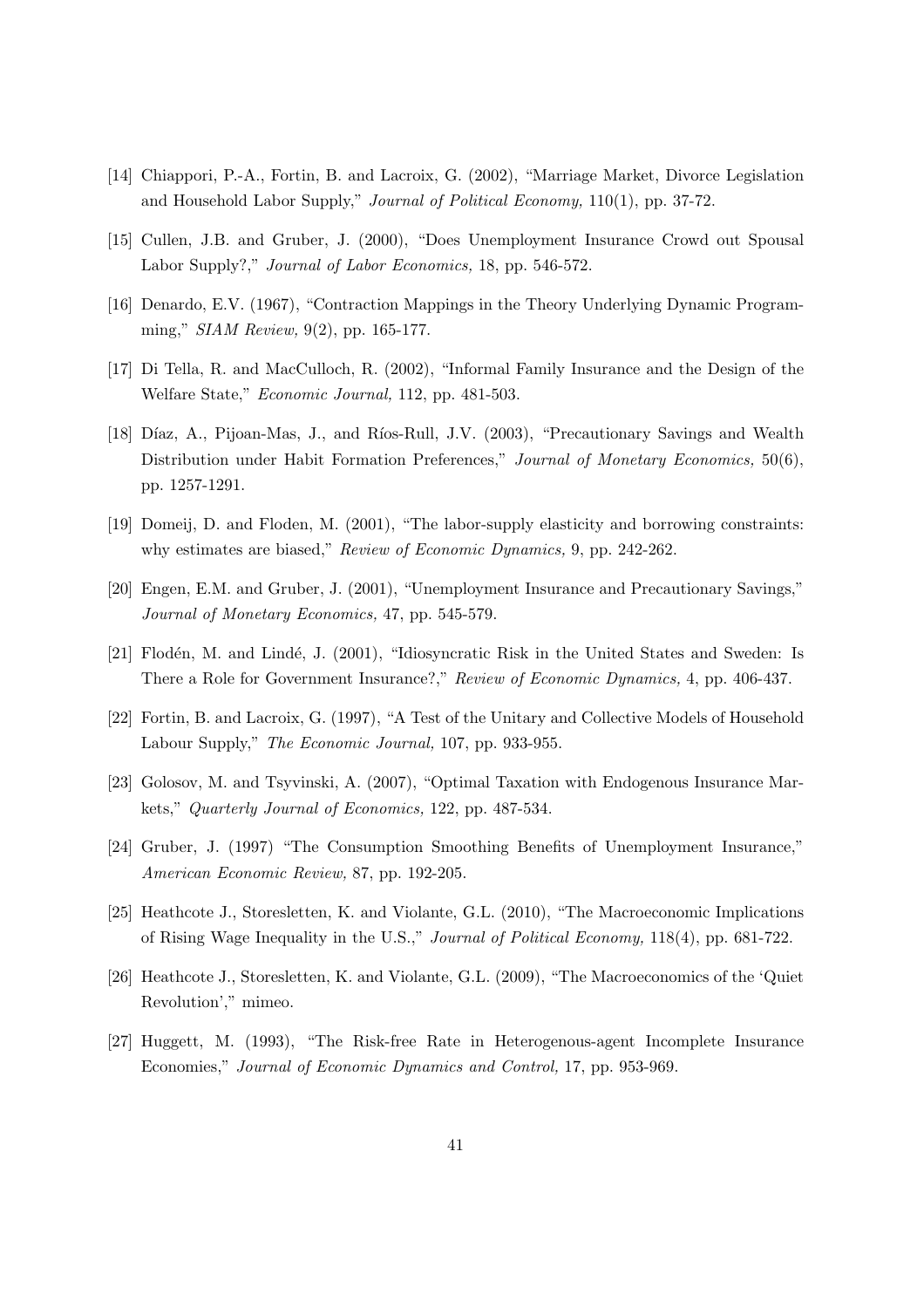[14] Chiappori, P.-A., Fortin, B. and Lacroix, G. (2002), "Marriage Market, Divorce Legislation and Household Labor Supply," *Journal of Political Economy,* 110(1), pp. 37-72.

[15] Cullen, J.B. and Gruber, J. (2000), "Does Unemployment Insurance Crowd out Spousal Labor Supply?," *Journal of Labor Economics,* 18, pp. 546-572.

[16] Denardo, E.V. (1967), "Contraction Mappings in the Theory Underlying Dynamic Programming," *SIAM Review,* 9(2), pp. 165-177.

[17] Di Tella, R. and MacCulloch, R. (2002), "Informal Family Insurance and the Design of the Welfare State," *Economic Journal,* 112, pp. 481-503.

[18] Díaz, A., Pijoan-Mas, J., and Ríos-Rull, J.V. (2003), "Precautionary Savings and Wealth Distribution under Habit Formation Preferences," *Journal of Monetary Economics,* 50(6), pp. 1257-1291.

[19] Domeij, D. and Floden, M. (2001), "The labor-supply elasticity and borrowing constraints: why estimates are biased," *Review of Economic Dynamics,* 9, pp. 242-262.

[20] Engen, E.M. and Gruber, J. (2001), "Unemployment Insurance and Precautionary Savings," *Journal of Monetary Economics,* 47, pp. 545-579.

[21] Flodén, M. and Lindé, J. (2001), "Idiosyncratic Risk in the United States and Sweden: Is There a Role for Government Insurance?," *Review of Economic Dynamics,* 4, pp. 406-437.

[22] Fortin, B. and Lacroix, G. (1997), "A Test of the Unitary and Collective Models of Household Labour Supply," *The Economic Journal,* 107, pp. 933-955.

[23] Golosov, M. and Tsyvinski, A. (2007), "Optimal Taxation with Endogenous Insurance Markets," *Quarterly Journal of Economics,* 122, pp. 487-534.

[24] Gruber, J. (1997) "The Consumption Smoothing Benefits of Unemployment Insurance," *American Economic Review,* 87, pp. 192-205.

[25] Heathcote J., Storesletten, K. and Violante, G.L. (2010), "The Macroeconomic Implications of Rising Wage Inequality in the U.S.," *Journal of Political Economy,* 118(4), pp. 681-722.

[26] Heathcote J., Storesletten, K. and Violante, G.L. (2009), "The Macroeconomics of the 'Quiet Revolution'," mimeo.

[27] Huggett, M. (1993), "The Risk-free Rate in Heterogenous-agent Incomplete Insurance Economies," *Journal of Economic Dynamics and Control,* 17, pp. 953-969.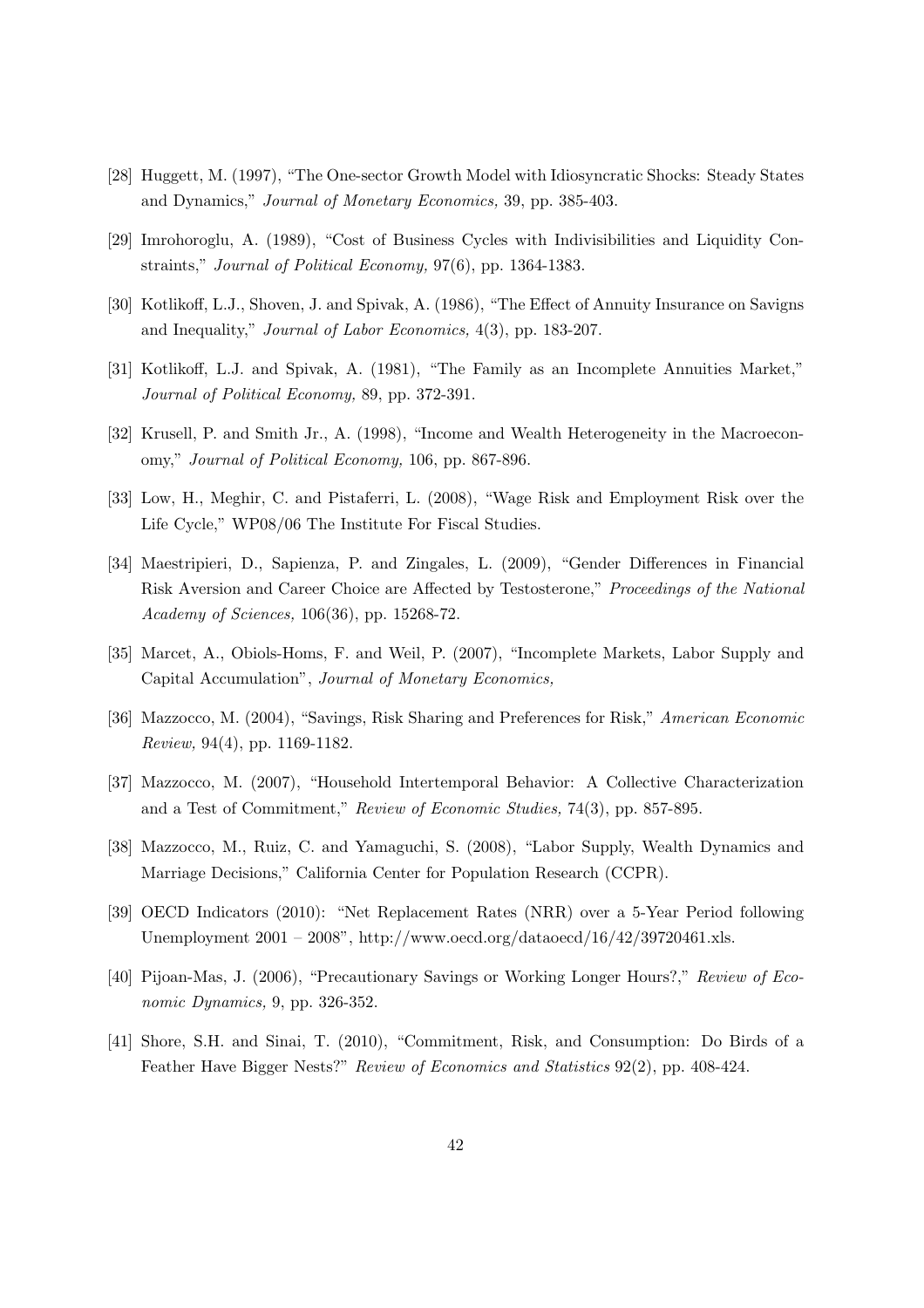[28] Huggett, M. (1997), "The One-sector Growth Model with Idiosyncratic Shocks: Steady States and Dynamics," *Journal of Monetary Economics,* 39, pp. 385-403.

[29] Imrohoroglu, A. (1989), "Cost of Business Cycles with Indivisibilities and Liquidity Constraints," *Journal of Political Economy,* 97(6), pp. 1364-1383.

[30] Kotlikoff, L.J., Shoven, J. and Spivak, A. (1986), "The Effect of Annuity Insurance on Savigns and Inequality," *Journal of Labor Economics,* 4(3), pp. 183-207.

[31] Kotlikoff, L.J. and Spivak, A. (1981), "The Family as an Incomplete Annuities Market," *Journal of Political Economy,* 89, pp. 372-391.

[32] Krusell, P. and Smith Jr., A. (1998), "Income and Wealth Heterogeneity in the Macroeconomy," *Journal of Political Economy,* 106, pp. 867-896.

[33] Low, H., Meghir, C. and Pistaferri, L. (2008), "Wage Risk and Employment Risk over the Life Cycle," WP08/06 The Institute For Fiscal Studies.

[34] Maestripieri, D., Sapienza, P. and Zingales, L. (2009), "Gender Differences in Financial Risk Aversion and Career Choice are Affected by Testosterone," *Proceedings of the National Academy of Sciences,* 106(36), pp. 15268-72.

[35] Marcet, A., Obiols-Homs, F. and Weil, P. (2007), "Incomplete Markets, Labor Supply and Capital Accumulation", *Journal of Monetary Economics,*

[36] Mazzocco, M. (2004), "Savings, Risk Sharing and Preferences for Risk," *American Economic Review,* 94(4), pp. 1169-1182.

[37] Mazzocco, M. (2007), "Household Intertemporal Behavior: A Collective Characterization and a Test of Commitment," *Review of Economic Studies,* 74(3), pp. 857-895.

[38] Mazzocco, M., Ruiz, C. and Yamaguchi, S. (2008), "Labor Supply, Wealth Dynamics and Marriage Decisions," California Center for Population Research (CCPR).

[39] OECD Indicators (2010): "Net Replacement Rates (NRR) over a 5-Year Period following Unemployment 2001 – 2008", http://www.oecd.org/dataoecd/16/42/39720461.xls.

[40] Pijoan-Mas, J. (2006), "Precautionary Savings or Working Longer Hours?," *Review of Economic Dynamics,* 9, pp. 326-352.

[41] Shore, S.H. and Sinai, T. (2010), "Commitment, Risk, and Consumption: Do Birds of a Feather Have Bigger Nests?" *Review of Economics and Statistics* 92(2), pp. 408-424.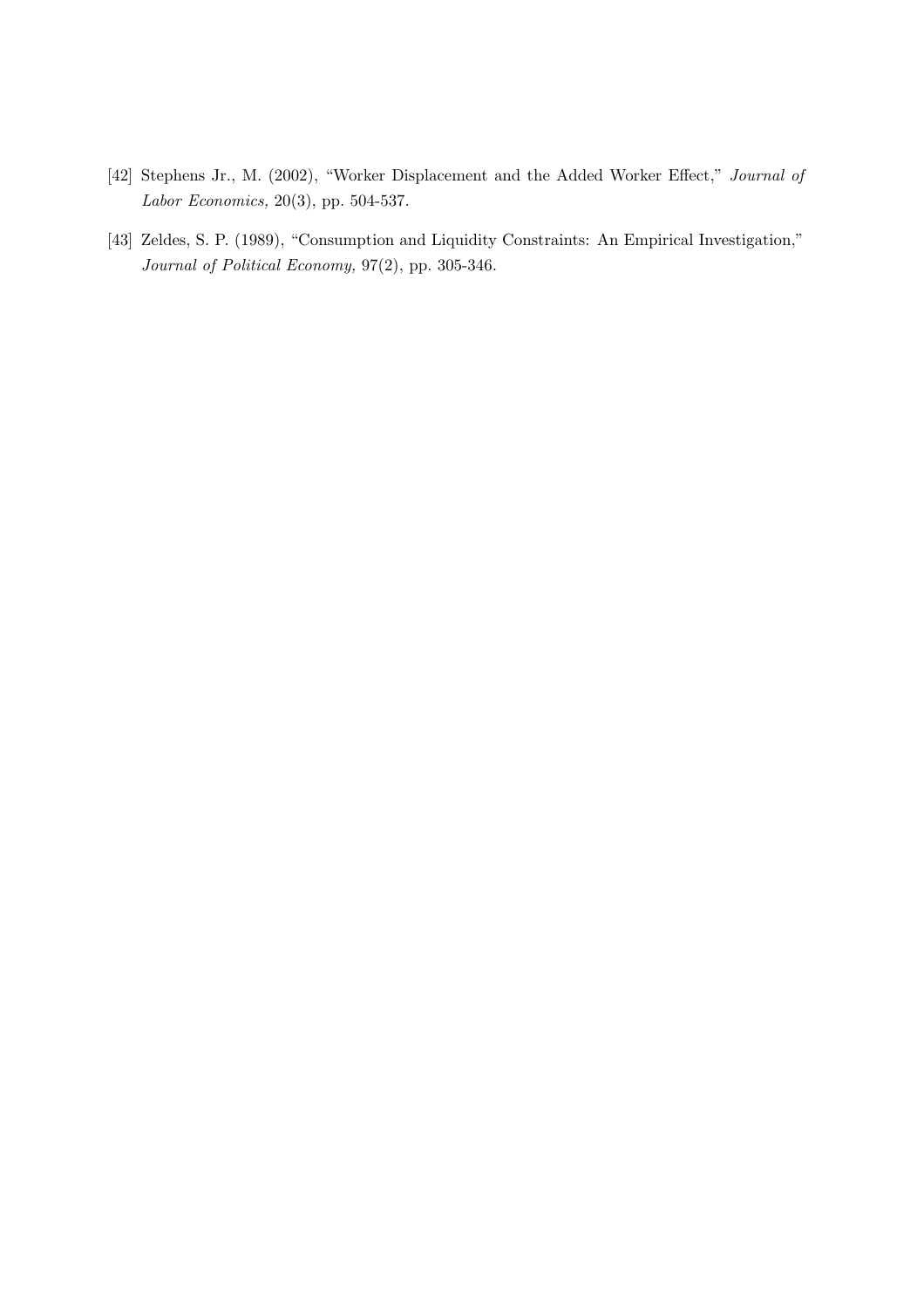[42] Stephens Jr., M. (2002), "Worker Displacement and the Added Worker Effect," *Journal of Labor Economics,* 20(3), pp. 504-537.

[43] Zeldes, S. P. (1989), "Consumption and Liquidity Constraints: An Empirical Investigation," *Journal of Political Economy,* 97(2), pp. 305-346.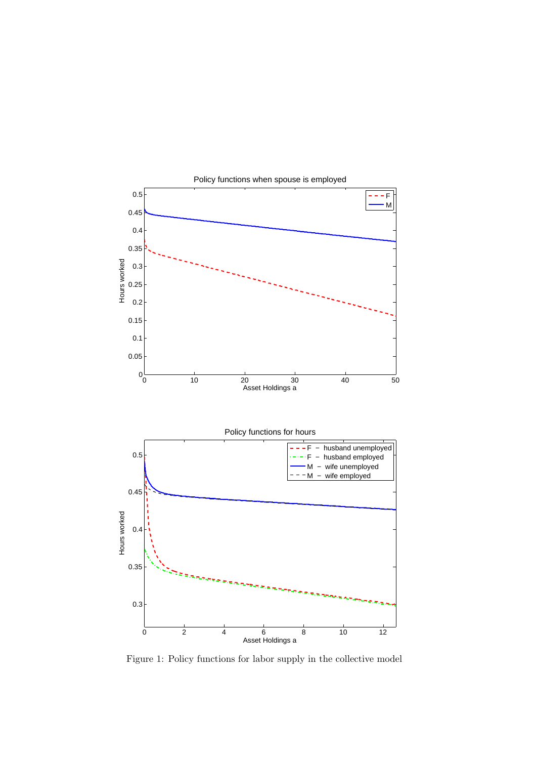Figure 1: Policy functions for labor supply in the collective model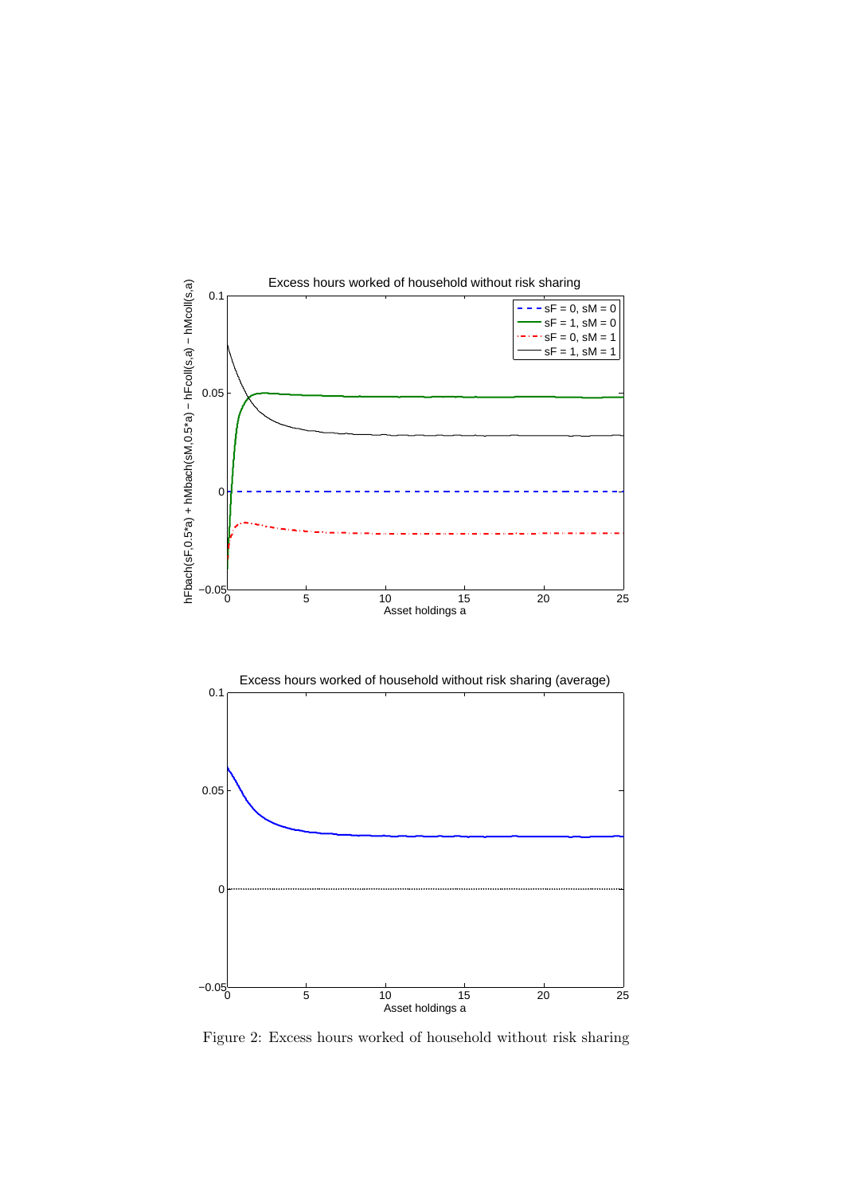Figure 2: Excess hours worked of household without risk sharing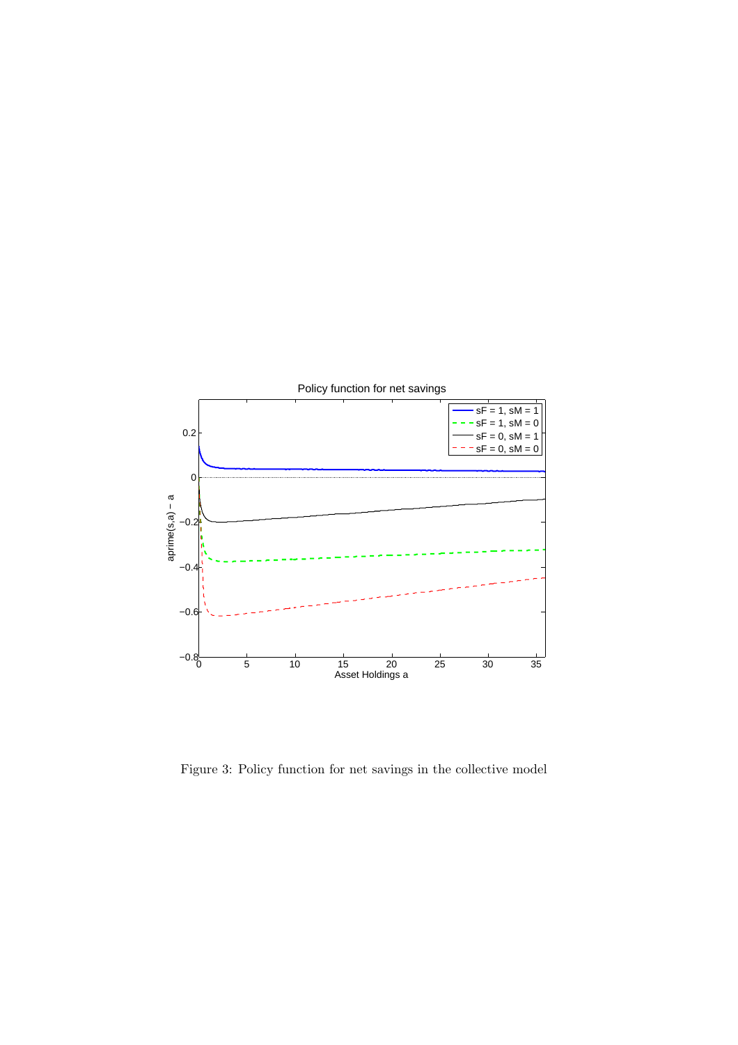Figure 3: Policy function for net savings in the collective model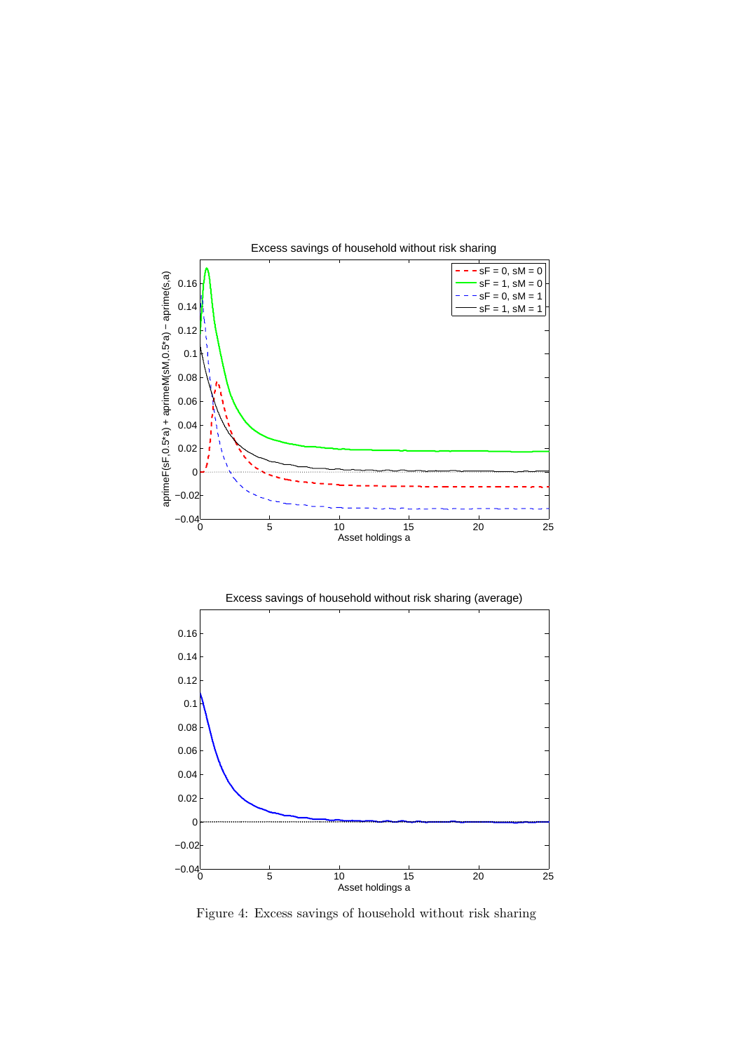Excess savings of household without risk sharing

aprimeF(sF,0.5*a) + aprimeM(sM,0.5*a) − aprime(s,a)

sF = 0, sM = 0
sF = 1, sM = 0
sF = 0, sM = 1
sF = 1, sM = 1

0.16
0.14
0.12
0.1
0.08
0.06
0.04
0.02
0
−0.02
−0.04

0
5
10
15
20
25

Asset holdings a

Excess savings of household without risk sharing (average)

0.16
0.14
0.12
0.1
0.08
0.06
0.04
0.02
0
−0.02
−0.04

0
5
10
15
20
25

Asset holdings a

Figure 4: Excess savings of household without risk sharing